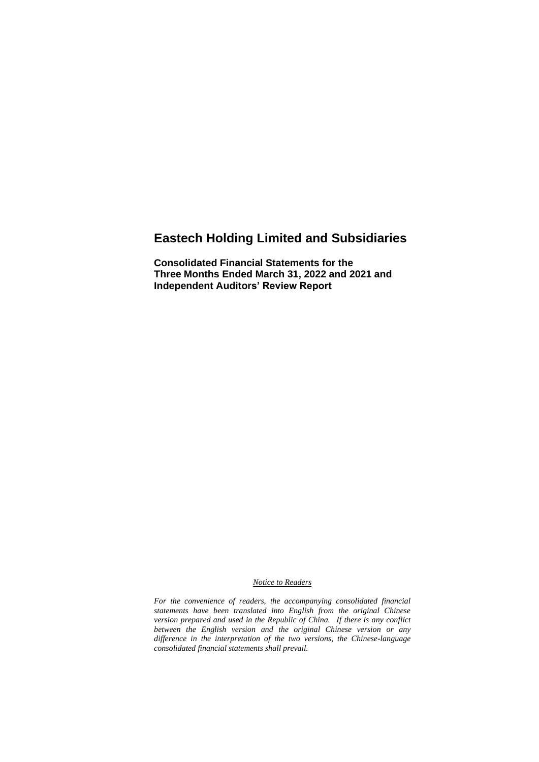# Eastech Holding Limited and Subsidiaries

**Consolidated Financial Statements for the Three Months Ended March 31, 2022 and 2021 and Independent Auditors' Review Report**

*Notice to Readers*

*For the convenience of readers, the accompanying consolidated financial statements have been translated into English from the original Chinese version prepared and used in the Republic of China. If there is any conflict between the English version and the original Chinese version or any difference in the interpretation of the two versions, the Chinese-language consolidated financial statements shall prevail.*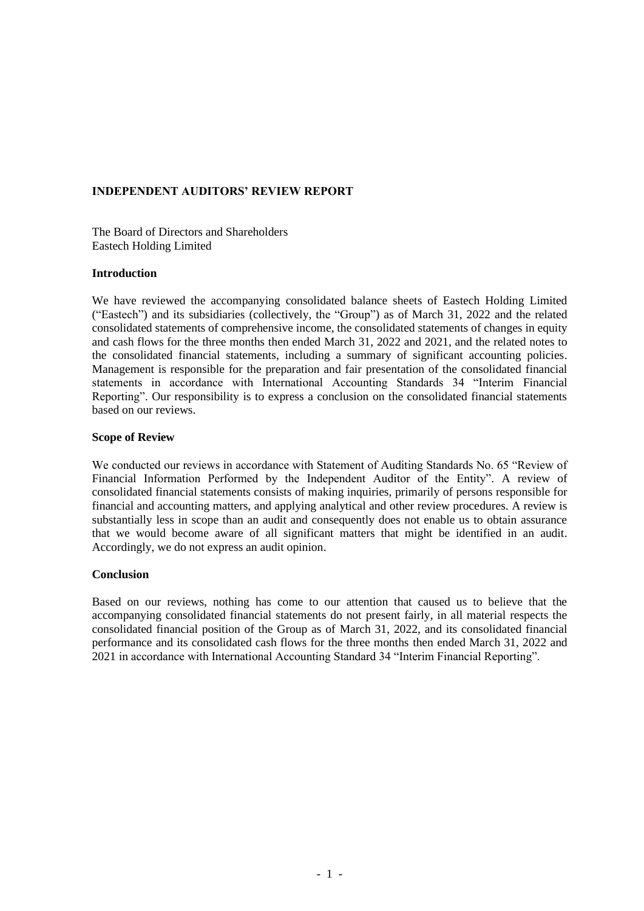## INDEPENDENT AUDITORS' REVIEW REPORT

The Board of Directors and Shareholders
Eastech Holding Limited

### Introduction

We have reviewed the accompanying consolidated balance sheets of Eastech Holding Limited ("Eastech") and its subsidiaries (collectively, the "Group") as of March 31, 2022 and the related consolidated statements of comprehensive income, the consolidated statements of changes in equity and cash flows for the three months then ended March 31, 2022 and 2021, and the related notes to the consolidated financial statements, including a summary of significant accounting policies. Management is responsible for the preparation and fair presentation of the consolidated financial statements in accordance with International Accounting Standards 34 "Interim Financial Reporting". Our responsibility is to express a conclusion on the consolidated financial statements based on our reviews.

### Scope of Review

We conducted our reviews in accordance with Statement of Auditing Standards No. 65 "Review of Financial Information Performed by the Independent Auditor of the Entity". A review of consolidated financial statements consists of making inquiries, primarily of persons responsible for financial and accounting matters, and applying analytical and other review procedures. A review is substantially less in scope than an audit and consequently does not enable us to obtain assurance that we would become aware of all significant matters that might be identified in an audit. Accordingly, we do not express an audit opinion.

### Conclusion

Based on our reviews, nothing has come to our attention that caused us to believe that the accompanying consolidated financial statements do not present fairly, in all material respects the consolidated financial position of the Group as of March 31, 2022, and its consolidated financial performance and its consolidated cash flows for the three months then ended March 31, 2022 and 2021 in accordance with International Accounting Standard 34 "Interim Financial Reporting".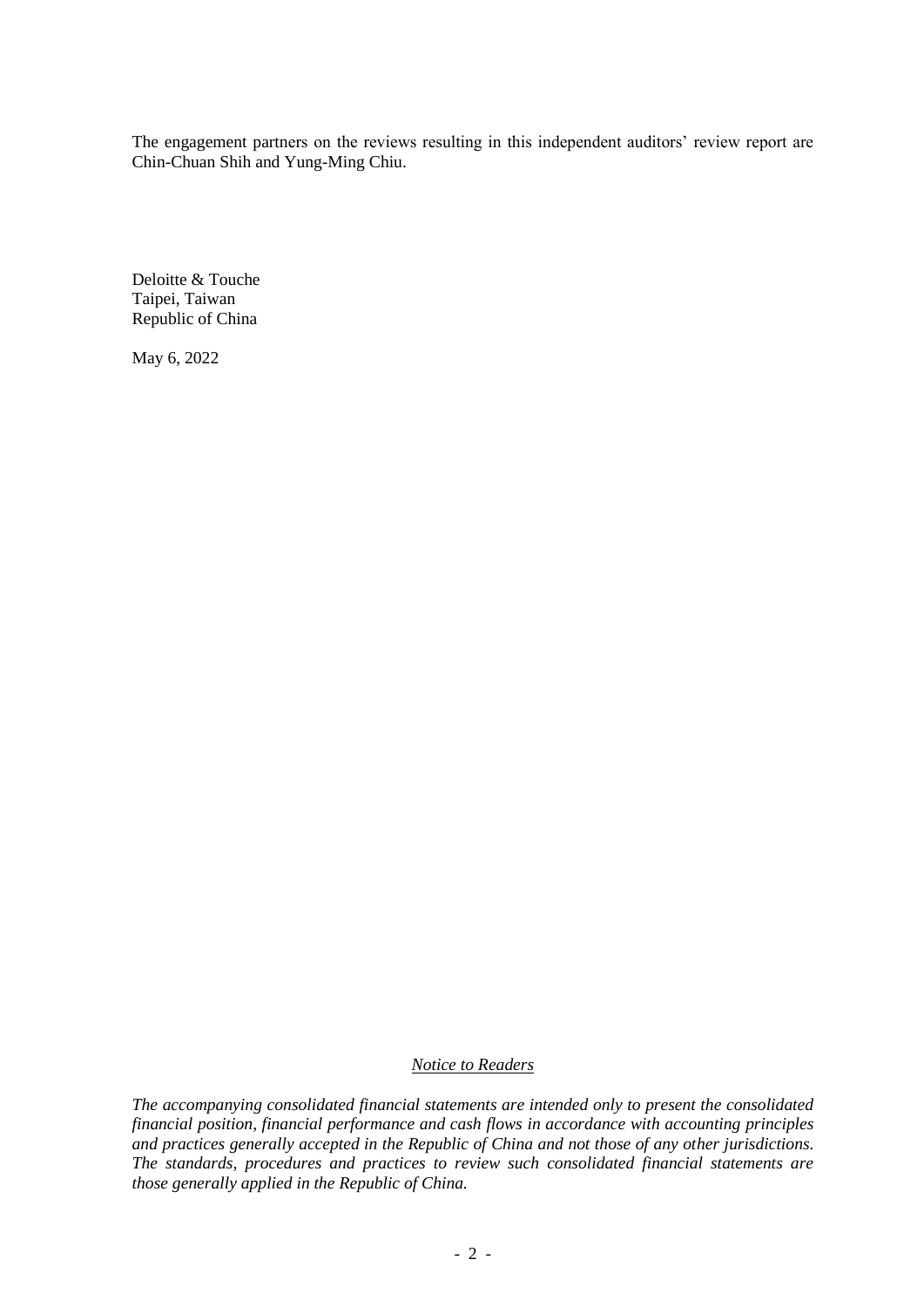The engagement partners on the reviews resulting in this independent auditors' review report are Chin-Chuan Shih and Yung-Ming Chiu.

Deloitte & Touche
Taipei, Taiwan
Republic of China

May 6, 2022

*Notice to Readers*

*The accompanying consolidated financial statements are intended only to present the consolidated financial position, financial performance and cash flows in accordance with accounting principles and practices generally accepted in the Republic of China and not those of any other jurisdictions. The standards, procedures and practices to review such consolidated financial statements are those generally applied in the Republic of China.*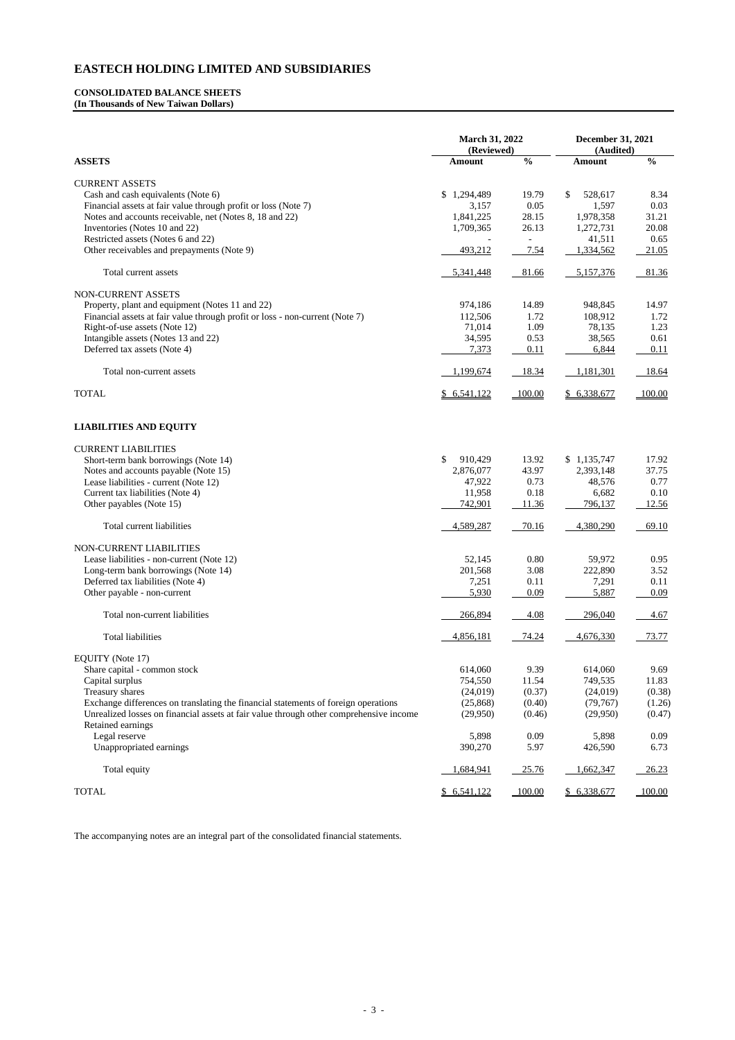# EASTECH HOLDING LIMITED AND SUBSIDIARIES

**CONSOLIDATED BALANCE SHEETS**
**(In Thousands of New Taiwan Dollars)**

| | March 31, 2022 (Reviewed) | | December 31, 2021 (Audited) | |
|---|---|---|---|---|
| **ASSETS** | **Amount** | **%** | **Amount** | **%** |
| CURRENT ASSETS | | | | |
| Cash and cash equivalents (Note 6) | $ 1,294,489 | 19.79 | $ 528,617 | 8.34 |
| Financial assets at fair value through profit or loss (Note 7) | 3,157 | 0.05 | 1,597 | 0.03 |
| Notes and accounts receivable, net (Notes 8, 18 and 22) | 1,841,225 | 28.15 | 1,978,358 | 31.21 |
| Inventories (Notes 10 and 22) | 1,709,365 | 26.13 | 1,272,731 | 20.08 |
| Restricted assets (Notes 6 and 22) | - | - | 41,511 | 0.65 |
| Other receivables and prepayments (Note 9) | 493,212 | 7.54 | 1,334,562 | 21.05 |
| Total current assets | 5,341,448 | 81.66 | 5,157,376 | 81.36 |
| NON-CURRENT ASSETS | | | | |
| Property, plant and equipment (Notes 11 and 22) | 974,186 | 14.89 | 948,845 | 14.97 |
| Financial assets at fair value through profit or loss - non-current (Note 7) | 112,506 | 1.72 | 108,912 | 1.72 |
| Right-of-use assets (Note 12) | 71,014 | 1.09 | 78,135 | 1.23 |
| Intangible assets (Notes 13 and 22) | 34,595 | 0.53 | 38,565 | 0.61 |
| Deferred tax assets (Note 4) | 7,373 | 0.11 | 6,844 | 0.11 |
| Total non-current assets | 1,199,674 | 18.34 | 1,181,301 | 18.64 |
| TOTAL | $ 6,541,122 | 100.00 | $ 6,338,677 | 100.00 |
| **LIABILITIES AND EQUITY** | | | | |
| CURRENT LIABILITIES | | | | |
| Short-term bank borrowings (Note 14) | $ 910,429 | 13.92 | $ 1,135,747 | 17.92 |
| Notes and accounts payable (Note 15) | 2,876,077 | 43.97 | 2,393,148 | 37.75 |
| Lease liabilities - current (Note 12) | 47,922 | 0.73 | 48,576 | 0.77 |
| Current tax liabilities (Note 4) | 11,958 | 0.18 | 6,682 | 0.10 |
| Other payables (Note 15) | 742,901 | 11.36 | 796,137 | 12.56 |
| Total current liabilities | 4,589,287 | 70.16 | 4,380,290 | 69.10 |
| NON-CURRENT LIABILITIES | | | | |
| Lease liabilities - non-current (Note 12) | 52,145 | 0.80 | 59,972 | 0.95 |
| Long-term bank borrowings (Note 14) | 201,568 | 3.08 | 222,890 | 3.52 |
| Deferred tax liabilities (Note 4) | 7,251 | 0.11 | 7,291 | 0.11 |
| Other payable - non-current | 5,930 | 0.09 | 5,887 | 0.09 |
| Total non-current liabilities | 266,894 | 4.08 | 296,040 | 4.67 |
| Total liabilities | 4,856,181 | 74.24 | 4,676,330 | 73.77 |
| EQUITY (Note 17) | | | | |
| Share capital - common stock | 614,060 | 9.39 | 614,060 | 9.69 |
| Capital surplus | 754,550 | 11.54 | 749,535 | 11.83 |
| Treasury shares | (24,019) | (0.37) | (24,019) | (0.38) |
| Exchange differences on translating the financial statements of foreign operations | (25,868) | (0.40) | (79,767) | (1.26) |
| Unrealized losses on financial assets at fair value through other comprehensive income | (29,950) | (0.46) | (29,950) | (0.47) |
| Retained earnings | | | | |
| Legal reserve | 5,898 | 0.09 | 5,898 | 0.09 |
| Unappropriated earnings | 390,270 | 5.97 | 426,590 | 6.73 |
| Total equity | 1,684,941 | 25.76 | 1,662,347 | 26.23 |
| TOTAL | $ 6,541,122 | 100.00 | $ 6,338,677 | 100.00 |

The accompanying notes are an integral part of the consolidated financial statements.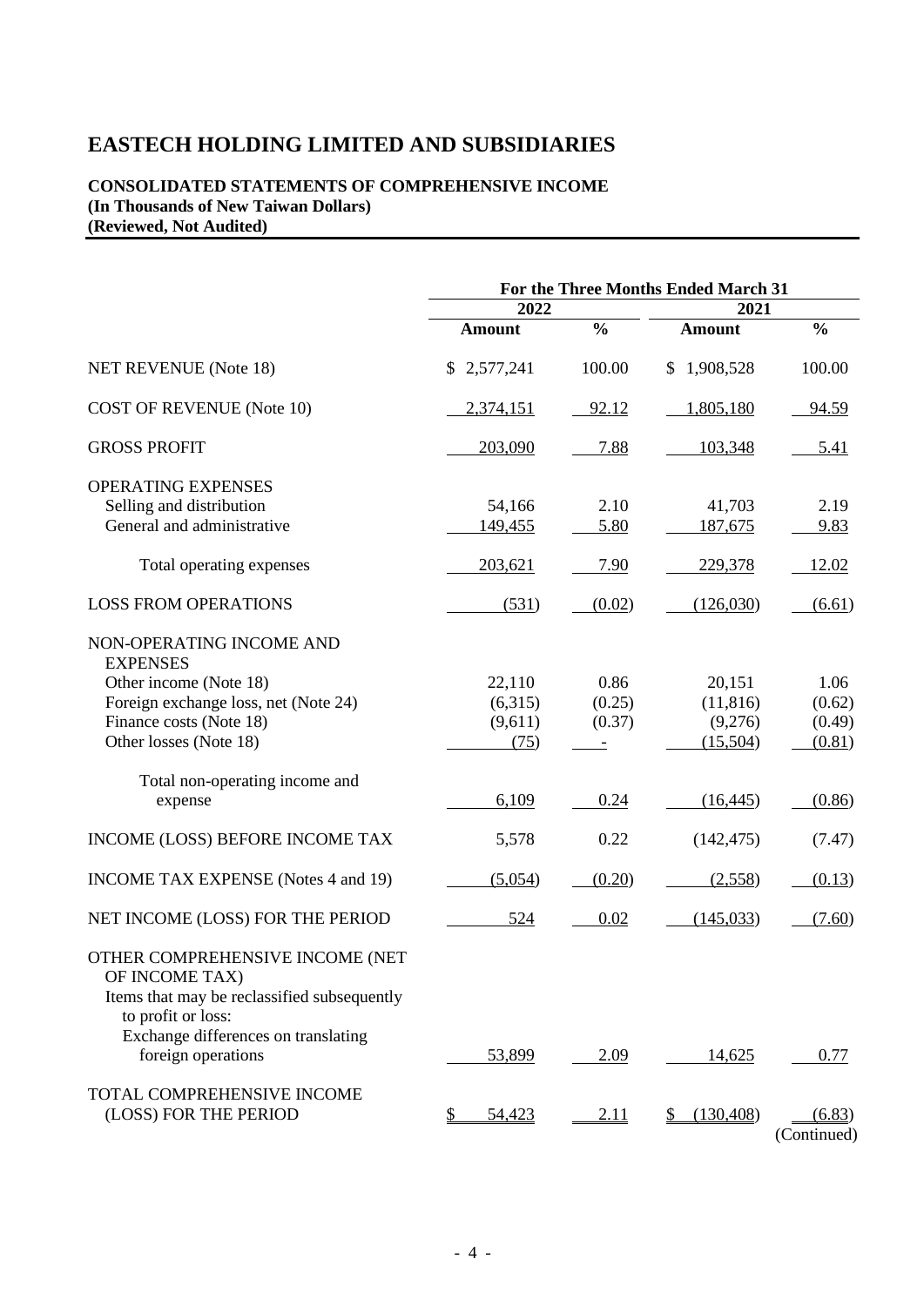# EASTECH HOLDING LIMITED AND SUBSIDIARIES

**CONSOLIDATED STATEMENTS OF COMPREHENSIVE INCOME**
**(In Thousands of New Taiwan Dollars)**
**(Reviewed, Not Audited)**

| | For the Three Months Ended March 31 | | | |
|---|---|---|---|---|
| | 2022 | | 2021 | |
| | Amount | % | Amount | % |
| NET REVENUE (Note 18) | $ 2,577,241 | 100.00 | $ 1,908,528 | 100.00 |
| COST OF REVENUE (Note 10) | 2,374,151 | 92.12 | 1,805,180 | 94.59 |
| GROSS PROFIT | 203,090 | 7.88 | 103,348 | 5.41 |
| OPERATING EXPENSES | | | | |
| Selling and distribution | 54,166 | 2.10 | 41,703 | 2.19 |
| General and administrative | 149,455 | 5.80 | 187,675 | 9.83 |
| Total operating expenses | 203,621 | 7.90 | 229,378 | 12.02 |
| LOSS FROM OPERATIONS | (531) | (0.02) | (126,030) | (6.61) |
| NON-OPERATING INCOME AND EXPENSES | | | | |
| Other income (Note 18) | 22,110 | 0.86 | 20,151 | 1.06 |
| Foreign exchange loss, net (Note 24) | (6,315) | (0.25) | (11,816) | (0.62) |
| Finance costs (Note 18) | (9,611) | (0.37) | (9,276) | (0.49) |
| Other losses (Note 18) | (75) | - | (15,504) | (0.81) |
| Total non-operating income and expense | 6,109 | 0.24 | (16,445) | (0.86) |
| INCOME (LOSS) BEFORE INCOME TAX | 5,578 | 0.22 | (142,475) | (7.47) |
| INCOME TAX EXPENSE (Notes 4 and 19) | (5,054) | (0.20) | (2,558) | (0.13) |
| NET INCOME (LOSS) FOR THE PERIOD | 524 | 0.02 | (145,033) | (7.60) |
| OTHER COMPREHENSIVE INCOME (NET OF INCOME TAX) | | | | |
| Items that may be reclassified subsequently to profit or loss: | | | | |
| Exchange differences on translating foreign operations | 53,899 | 2.09 | 14,625 | 0.77 |
| TOTAL COMPREHENSIVE INCOME (LOSS) FOR THE PERIOD | $ 54,423 | 2.11 | $ (130,408) | (6.83) |

(Continued)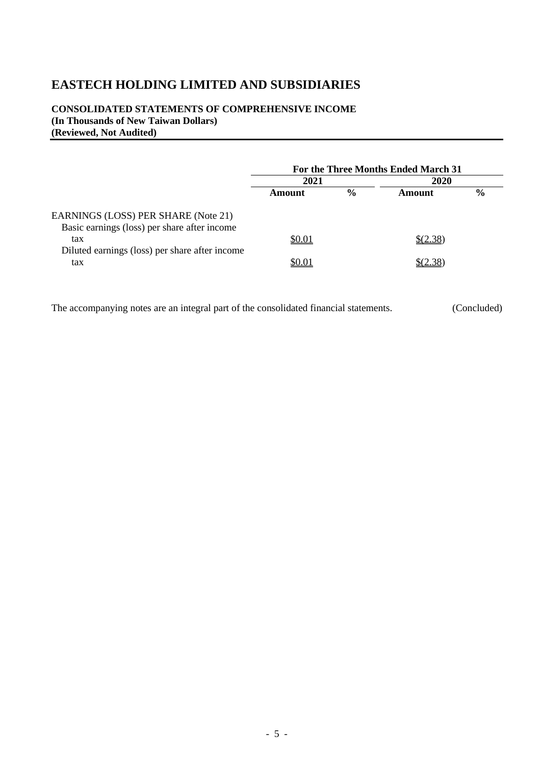# EASTECH HOLDING LIMITED AND SUBSIDIARIES

**CONSOLIDATED STATEMENTS OF COMPREHENSIVE INCOME**
**(In Thousands of New Taiwan Dollars)**
**(Reviewed, Not Audited)**

| | For the Three Months Ended March 31 | | | |
|---|---|---|---|---|
| | 2021 | | 2020 | |
| | Amount | % | Amount | % |
| EARNINGS (LOSS) PER SHARE (Note 21) | | | | |
| Basic earnings (loss) per share after income tax | $0.01 | | $(2.38) | |
| Diluted earnings (loss) per share after income tax | $0.01 | | $(2.38) | |

The accompanying notes are an integral part of the consolidated financial statements. (Concluded)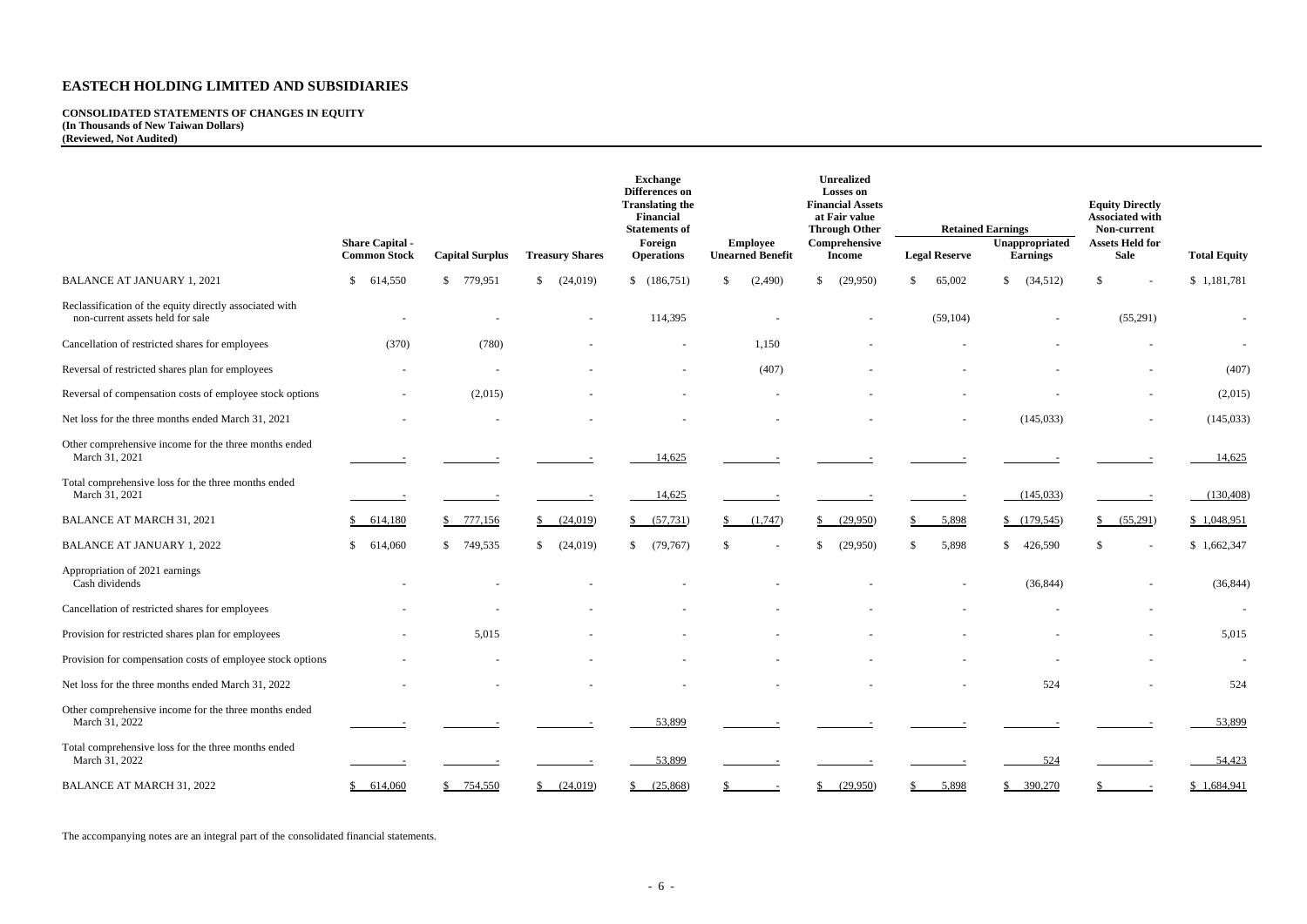# EASTECH HOLDING LIMITED AND SUBSIDIARIES

**CONSOLIDATED STATEMENTS OF CHANGES IN EQUITY**
**(In Thousands of New Taiwan Dollars)**
**(Reviewed, Not Audited)**

| | Share Capital - Common Stock | Capital Surplus | Treasury Shares | Exchange Differences on Translating the Financial Statements of Foreign Operations | Employee Unearned Benefit | Unrealized Losses on Financial Assets at Fair value Through Other Comprehensive Income | Retained Earnings | | Equity Directly Associated with Non-current Assets Held for Sale | Total Equity |
|---|---|---|---|---|---|---|---|---|---|---|
| | | | | | | | Legal Reserve | Unappropriated Earnings | | |
| BALANCE AT JANUARY 1, 2021 | $ 614,550 | $ 779,951 | $ (24,019) | $ (186,751) | $ (2,490) | $ (29,950) | $ 65,002 | $ (34,512) | $ - | $ 1,181,781 |
| Reclassification of the equity directly associated with non-current assets held for sale | - | - | - | 114,395 | - | - | (59,104) | - | (55,291) | - |
| Cancellation of restricted shares for employees | (370) | (780) | - | - | 1,150 | - | - | - | - | - |
| Reversal of restricted shares plan for employees | - | - | - | - | (407) | - | - | - | - | (407) |
| Reversal of compensation costs of employee stock options | - | (2,015) | - | - | - | - | - | - | - | (2,015) |
| Net loss for the three months ended March 31, 2021 | - | - | - | - | - | - | - | (145,033) | - | (145,033) |
| Other comprehensive income for the three months ended March 31, 2021 | - | - | - | 14,625 | - | - | - | - | - | 14,625 |
| Total comprehensive loss for the three months ended March 31, 2021 | - | - | - | 14,625 | - | - | - | (145,033) | - | (130,408) |
| BALANCE AT MARCH 31, 2021 | $ 614,180 | $ 777,156 | $ (24,019) | $ (57,731) | $ (1,747) | $ (29,950) | $ 5,898 | $ (179,545) | $ (55,291) | $ 1,048,951 |
| BALANCE AT JANUARY 1, 2022 | $ 614,060 | $ 749,535 | $ (24,019) | $ (79,767) | $ - | $ (29,950) | $ 5,898 | $ 426,590 | $ - | $ 1,662,347 |
| Appropriation of 2021 earnings<br>Cash dividends | - | - | - | - | - | - | - | (36,844) | - | (36,844) |
| Cancellation of restricted shares for employees | - | - | - | - | - | - | - | - | - | - |
| Provision for restricted shares plan for employees | - | 5,015 | - | - | - | - | - | - | - | 5,015 |
| Provision for compensation costs of employee stock options | - | - | - | - | - | - | - | - | - | - |
| Net loss for the three months ended March 31, 2022 | - | - | - | - | - | - | - | 524 | - | 524 |
| Other comprehensive income for the three months ended March 31, 2022 | - | - | - | 53,899 | - | - | - | - | - | 53,899 |
| Total comprehensive loss for the three months ended March 31, 2022 | - | - | - | 53,899 | - | - | - | 524 | - | 54,423 |
| BALANCE AT MARCH 31, 2022 | $ 614,060 | $ 754,550 | $ (24,019) | $ (25,868) | $ - | $ (29,950) | $ 5,898 | $ 390,270 | $ - | $ 1,684,941 |

The accompanying notes are an integral part of the consolidated financial statements.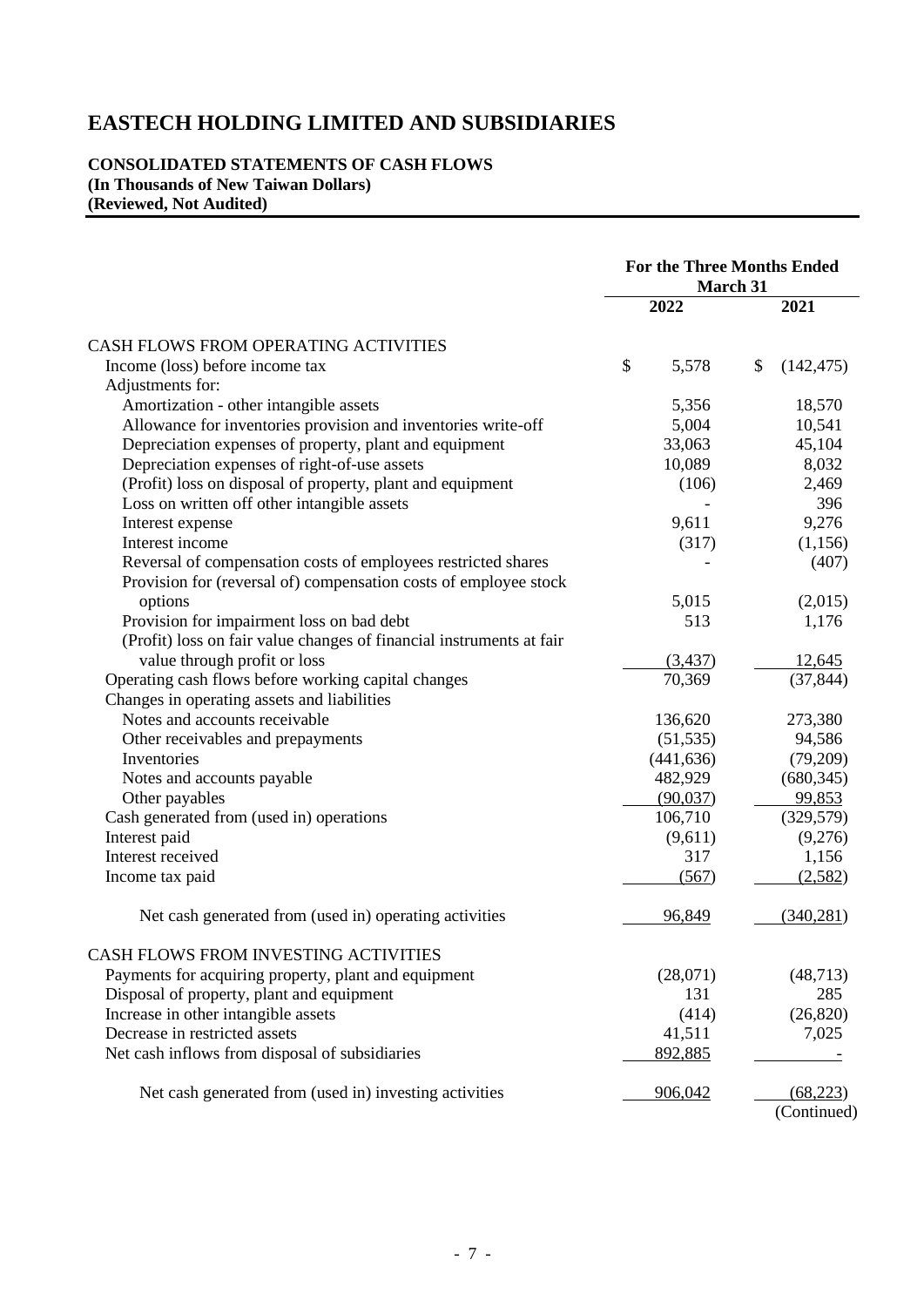# EASTECH HOLDING LIMITED AND SUBSIDIARIES

**CONSOLIDATED STATEMENTS OF CASH FLOWS**
**(In Thousands of New Taiwan Dollars)**
**(Reviewed, Not Audited)**

| | For the Three Months Ended March 31 | |
|---|---|---|
| | 2022 | 2021 |
| CASH FLOWS FROM OPERATING ACTIVITIES | | |
| Income (loss) before income tax | $ 5,578 | $ (142,475) |
| Adjustments for: | | |
| Amortization - other intangible assets | 5,356 | 18,570 |
| Allowance for inventories provision and inventories write-off | 5,004 | 10,541 |
| Depreciation expenses of property, plant and equipment | 33,063 | 45,104 |
| Depreciation expenses of right-of-use assets | 10,089 | 8,032 |
| (Profit) loss on disposal of property, plant and equipment | (106) | 2,469 |
| Loss on written off other intangible assets | - | 396 |
| Interest expense | 9,611 | 9,276 |
| Interest income | (317) | (1,156) |
| Reversal of compensation costs of employees restricted shares | - | (407) |
| Provision for (reversal of) compensation costs of employee stock options | 5,015 | (2,015) |
| Provision for impairment loss on bad debt | 513 | 1,176 |
| (Profit) loss on fair value changes of financial instruments at fair value through profit or loss | (3,437) | 12,645 |
| Operating cash flows before working capital changes | 70,369 | (37,844) |
| Changes in operating assets and liabilities | | |
| Notes and accounts receivable | 136,620 | 273,380 |
| Other receivables and prepayments | (51,535) | 94,586 |
| Inventories | (441,636) | (79,209) |
| Notes and accounts payable | 482,929 | (680,345) |
| Other payables | (90,037) | 99,853 |
| Cash generated from (used in) operations | 106,710 | (329,579) |
| Interest paid | (9,611) | (9,276) |
| Interest received | 317 | 1,156 |
| Income tax paid | (567) | (2,582) |
| Net cash generated from (used in) operating activities | 96,849 | (340,281) |
| CASH FLOWS FROM INVESTING ACTIVITIES | | |
| Payments for acquiring property, plant and equipment | (28,071) | (48,713) |
| Disposal of property, plant and equipment | 131 | 285 |
| Increase in other intangible assets | (414) | (26,820) |
| Decrease in restricted assets | 41,511 | 7,025 |
| Net cash inflows from disposal of subsidiaries | 892,885 | - |
| Net cash generated from (used in) investing activities | 906,042 | (68,223) |

(Continued)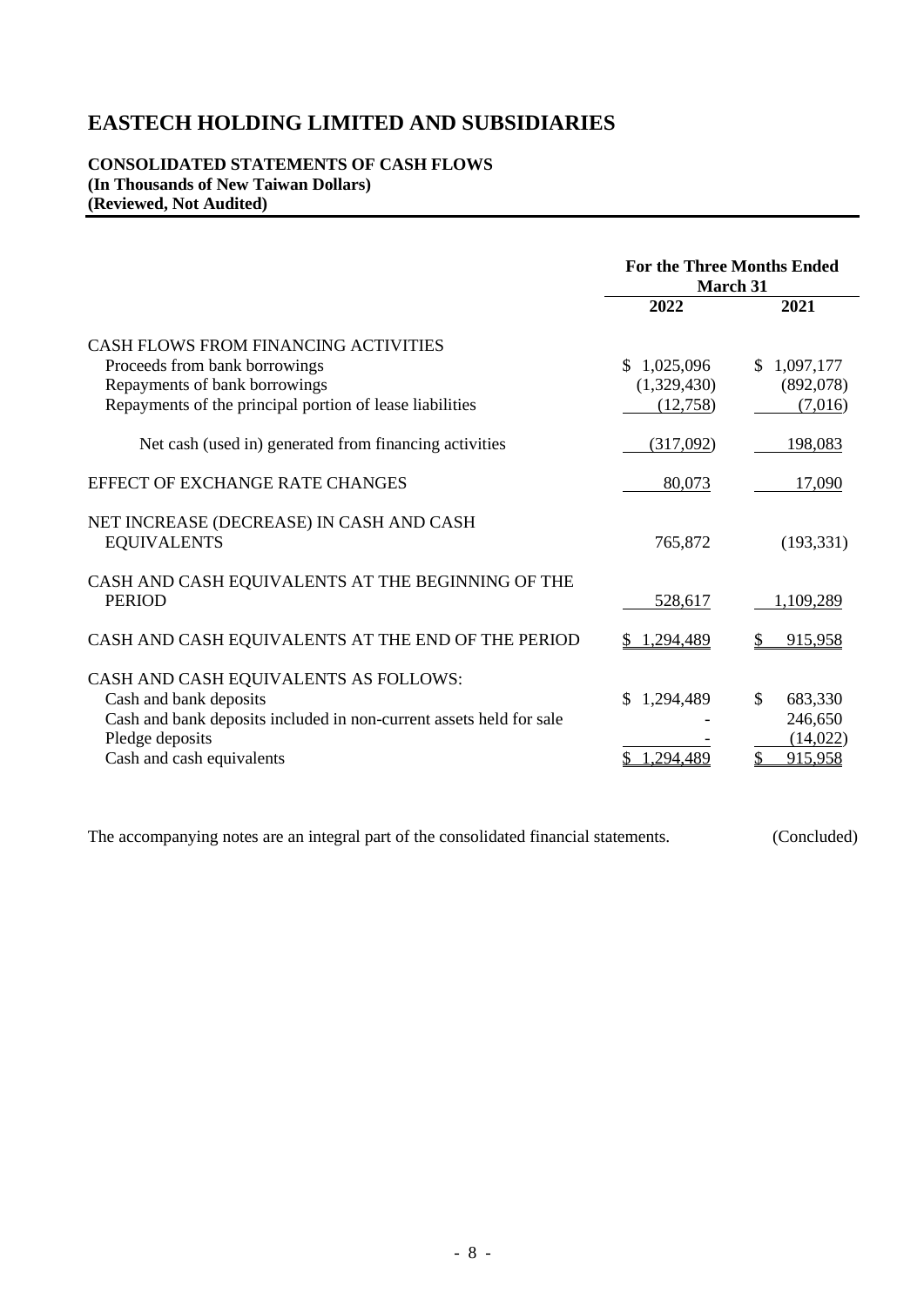# EASTECH HOLDING LIMITED AND SUBSIDIARIES

**CONSOLIDATED STATEMENTS OF CASH FLOWS**
**(In Thousands of New Taiwan Dollars)**
**(Reviewed, Not Audited)**

| | For the Three Months Ended March 31 | |
|---|---|---|
| | **2022** | **2021** |
| CASH FLOWS FROM FINANCING ACTIVITIES | | |
| Proceeds from bank borrowings | $ 1,025,096 | $ 1,097,177 |
| Repayments of bank borrowings | (1,329,430) | (892,078) |
| Repayments of the principal portion of lease liabilities | (12,758) | (7,016) |
| Net cash (used in) generated from financing activities | (317,092) | 198,083 |
| EFFECT OF EXCHANGE RATE CHANGES | 80,073 | 17,090 |
| NET INCREASE (DECREASE) IN CASH AND CASH EQUIVALENTS | 765,872 | (193,331) |
| CASH AND CASH EQUIVALENTS AT THE BEGINNING OF THE PERIOD | 528,617 | 1,109,289 |
| CASH AND CASH EQUIVALENTS AT THE END OF THE PERIOD | $ 1,294,489 | $ 915,958 |
| CASH AND CASH EQUIVALENTS AS FOLLOWS: | | |
| Cash and bank deposits | $ 1,294,489 | $ 683,330 |
| Cash and bank deposits included in non-current assets held for sale | - | 246,650 |
| Pledge deposits | - | (14,022) |
| Cash and cash equivalents | $ 1,294,489 | $ 915,958 |

The accompanying notes are an integral part of the consolidated financial statements. (Concluded)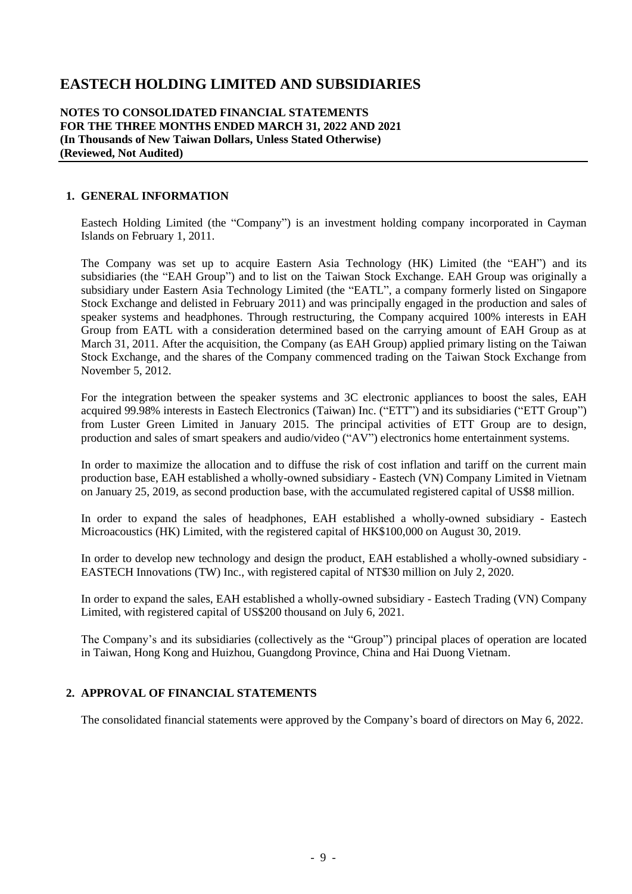# EASTECH HOLDING LIMITED AND SUBSIDIARIES

**NOTES TO CONSOLIDATED FINANCIAL STATEMENTS**
**FOR THE THREE MONTHS ENDED MARCH 31, 2022 AND 2021**
**(In Thousands of New Taiwan Dollars, Unless Stated Otherwise)**
**(Reviewed, Not Audited)**

## 1. GENERAL INFORMATION

Eastech Holding Limited (the "Company") is an investment holding company incorporated in Cayman Islands on February 1, 2011.

The Company was set up to acquire Eastern Asia Technology (HK) Limited (the "EAH") and its subsidiaries (the "EAH Group") and to list on the Taiwan Stock Exchange. EAH Group was originally a subsidiary under Eastern Asia Technology Limited (the "EATL", a company formerly listed on Singapore Stock Exchange and delisted in February 2011) and was principally engaged in the production and sales of speaker systems and headphones. Through restructuring, the Company acquired 100% interests in EAH Group from EATL with a consideration determined based on the carrying amount of EAH Group as at March 31, 2011. After the acquisition, the Company (as EAH Group) applied primary listing on the Taiwan Stock Exchange, and the shares of the Company commenced trading on the Taiwan Stock Exchange from November 5, 2012.

For the integration between the speaker systems and 3C electronic appliances to boost the sales, EAH acquired 99.98% interests in Eastech Electronics (Taiwan) Inc. ("ETT") and its subsidiaries ("ETT Group") from Luster Green Limited in January 2015. The principal activities of ETT Group are to design, production and sales of smart speakers and audio/video ("AV") electronics home entertainment systems.

In order to maximize the allocation and to diffuse the risk of cost inflation and tariff on the current main production base, EAH established a wholly-owned subsidiary - Eastech (VN) Company Limited in Vietnam on January 25, 2019, as second production base, with the accumulated registered capital of US$8 million.

In order to expand the sales of headphones, EAH established a wholly-owned subsidiary - Eastech Microacoustics (HK) Limited, with the registered capital of HK$100,000 on August 30, 2019.

In order to develop new technology and design the product, EAH established a wholly-owned subsidiary - EASTECH Innovations (TW) Inc., with registered capital of NT$30 million on July 2, 2020.

In order to expand the sales, EAH established a wholly-owned subsidiary - Eastech Trading (VN) Company Limited, with registered capital of US$200 thousand on July 6, 2021.

The Company's and its subsidiaries (collectively as the "Group") principal places of operation are located in Taiwan, Hong Kong and Huizhou, Guangdong Province, China and Hai Duong Vietnam.

## 2. APPROVAL OF FINANCIAL STATEMENTS

The consolidated financial statements were approved by the Company's board of directors on May 6, 2022.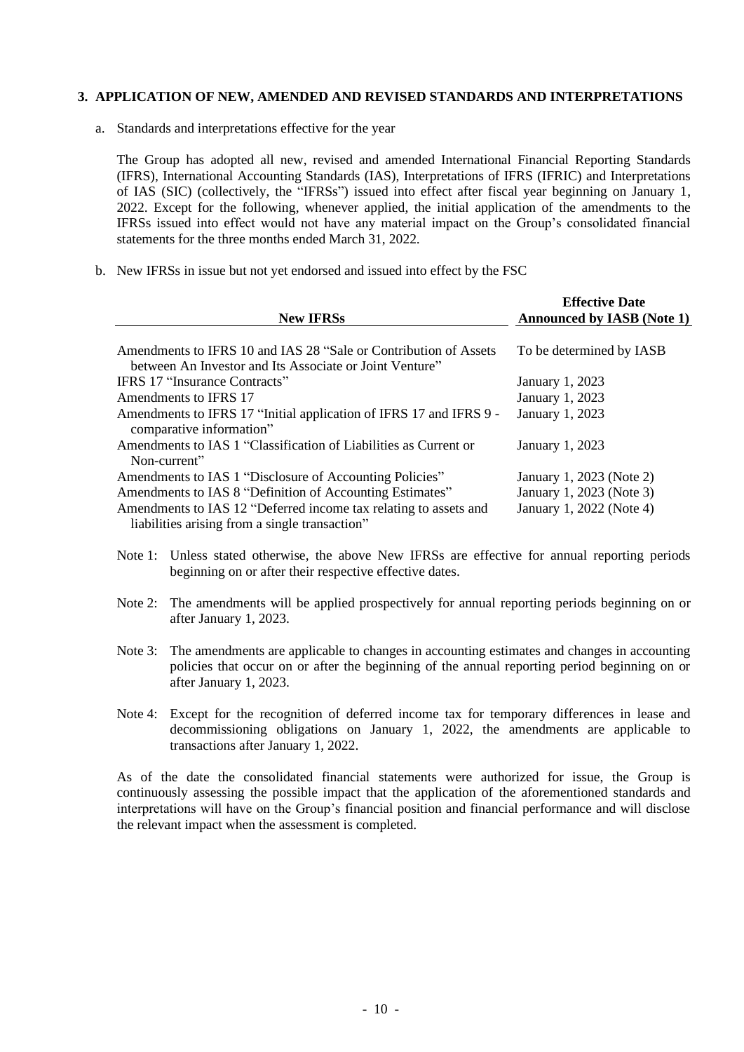## 3. APPLICATION OF NEW, AMENDED AND REVISED STANDARDS AND INTERPRETATIONS

a. Standards and interpretations effective for the year

The Group has adopted all new, revised and amended International Financial Reporting Standards (IFRS), International Accounting Standards (IAS), Interpretations of IFRS (IFRIC) and Interpretations of IAS (SIC) (collectively, the "IFRSs") issued into effect after fiscal year beginning on January 1, 2022. Except for the following, whenever applied, the initial application of the amendments to the IFRSs issued into effect would not have any material impact on the Group's consolidated financial statements for the three months ended March 31, 2022.

b. New IFRSs in issue but not yet endorsed and issued into effect by the FSC

| New IFRSs | Effective Date Announced by IASB (Note 1) |
|---|---|
| Amendments to IFRS 10 and IAS 28 "Sale or Contribution of Assets between An Investor and Its Associate or Joint Venture" | To be determined by IASB |
| IFRS 17 "Insurance Contracts" | January 1, 2023 |
| Amendments to IFRS 17 | January 1, 2023 |
| Amendments to IFRS 17 "Initial application of IFRS 17 and IFRS 9 - comparative information" | January 1, 2023 |
| Amendments to IAS 1 "Classification of Liabilities as Current or Non-current" | January 1, 2023 |
| Amendments to IAS 1 "Disclosure of Accounting Policies" | January 1, 2023 (Note 2) |
| Amendments to IAS 8 "Definition of Accounting Estimates" | January 1, 2023 (Note 3) |
| Amendments to IAS 12 "Deferred income tax relating to assets and liabilities arising from a single transaction" | January 1, 2022 (Note 4) |

Note 1: Unless stated otherwise, the above New IFRSs are effective for annual reporting periods beginning on or after their respective effective dates.

Note 2: The amendments will be applied prospectively for annual reporting periods beginning on or after January 1, 2023.

Note 3: The amendments are applicable to changes in accounting estimates and changes in accounting policies that occur on or after the beginning of the annual reporting period beginning on or after January 1, 2023.

Note 4: Except for the recognition of deferred income tax for temporary differences in lease and decommissioning obligations on January 1, 2022, the amendments are applicable to transactions after January 1, 2022.

As of the date the consolidated financial statements were authorized for issue, the Group is continuously assessing the possible impact that the application of the aforementioned standards and interpretations will have on the Group's financial position and financial performance and will disclose the relevant impact when the assessment is completed.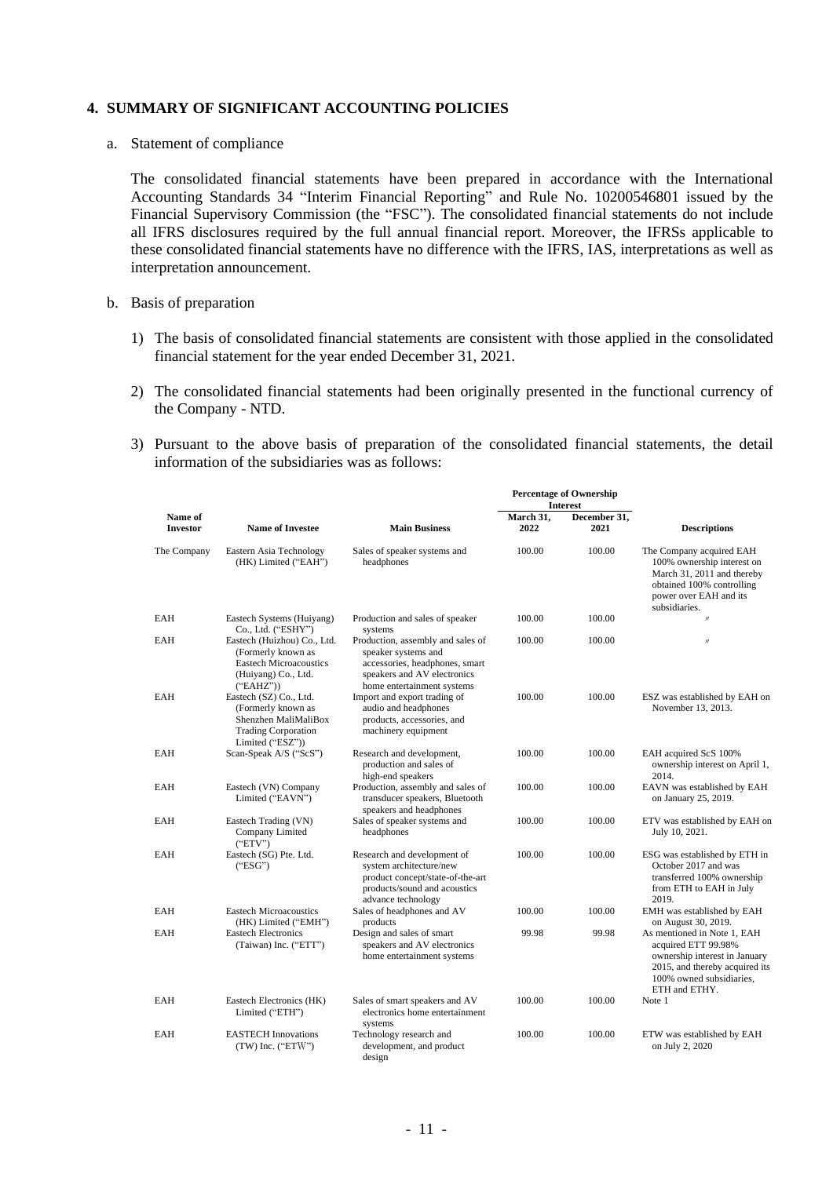## 4. SUMMARY OF SIGNIFICANT ACCOUNTING POLICIES

a. Statement of compliance

The consolidated financial statements have been prepared in accordance with the International Accounting Standards 34 "Interim Financial Reporting" and Rule No. 10200546801 issued by the Financial Supervisory Commission (the "FSC"). The consolidated financial statements do not include all IFRS disclosures required by the full annual financial report. Moreover, the IFRSs applicable to these consolidated financial statements have no difference with the IFRS, IAS, interpretations as well as interpretation announcement.

b. Basis of preparation

1) The basis of consolidated financial statements are consistent with those applied in the consolidated financial statement for the year ended December 31, 2021.

2) The consolidated financial statements had been originally presented in the functional currency of the Company - NTD.

3) Pursuant to the above basis of preparation of the consolidated financial statements, the detail information of the subsidiaries was as follows:

| Name of Investor | Name of Investee | Main Business | Percentage of Ownership Interest | | Descriptions |
|---|---|---|---|---|---|
| | | | March 31, 2022 | December 31, 2021 | |
| The Company | Eastern Asia Technology (HK) Limited ("EAH") | Sales of speaker systems and headphones | 100.00 | 100.00 | The Company acquired EAH 100% ownership interest on March 31, 2011 and thereby obtained 100% controlling power over EAH and its subsidiaries. |
| EAH | Eastech Systems (Huiyang) Co., Ltd. ("ESHY") | Production and sales of speaker systems | 100.00 | 100.00 | 〃 |
| EAH | Eastech (Huizhou) Co., Ltd. (Formerly known as Eastech Microacoustics (Huiyang) Co., Ltd. ("EAHZ")) | Production, assembly and sales of speaker systems and accessories, headphones, smart speakers and AV electronics home entertainment systems | 100.00 | 100.00 | 〃 |
| EAH | Eastech (SZ) Co., Ltd. (Formerly known as Shenzhen MaliMaliBox Trading Corporation Limited ("ESZ")) | Import and export trading of audio and headphones products, accessories, and machinery equipment | 100.00 | 100.00 | ESZ was established by EAH on November 13, 2013. |
| EAH | Scan-Speak A/S ("ScS") | Research and development, production and sales of high-end speakers | 100.00 | 100.00 | EAH acquired ScS 100% ownership interest on April 1, 2014. |
| EAH | Eastech (VN) Company Limited ("EAVN") | Production, assembly and sales of transducer speakers, Bluetooth speakers and headphones | 100.00 | 100.00 | EAVN was established by EAH on January 25, 2019. |
| EAH | Eastech Trading (VN) Company Limited ("ETV") | Sales of speaker systems and headphones | 100.00 | 100.00 | ETV was established by EAH on July 10, 2021. |
| EAH | Eastech (SG) Pte. Ltd. ("ESG") | Research and development of system architecture/new product concept/state-of-the-art products/sound and acoustics advance technology | 100.00 | 100.00 | ESG was established by ETH in October 2017 and was transferred 100% ownership from ETH to EAH in July 2019. |
| EAH | Eastech Microacoustics (HK) Limited ("EMH") | Sales of headphones and AV products | 100.00 | 100.00 | EMH was established by EAH on August 30, 2019. |
| EAH | Eastech Electronics (Taiwan) Inc. ("ETT") | Design and sales of smart speakers and AV electronics home entertainment systems | 99.98 | 99.98 | As mentioned in Note 1, EAH acquired ETT 99.98% ownership interest in January 2015, and thereby acquired its 100% owned subsidiaries, ETH and ETHY. |
| EAH | Eastech Electronics (HK) Limited ("ETH") | Sales of smart speakers and AV electronics home entertainment systems | 100.00 | 100.00 | Note 1 |
| EAH | EASTECH Innovations (TW) Inc. ("ETW") | Technology research and development, and product design | 100.00 | 100.00 | ETW was established by EAH on July 2, 2020 |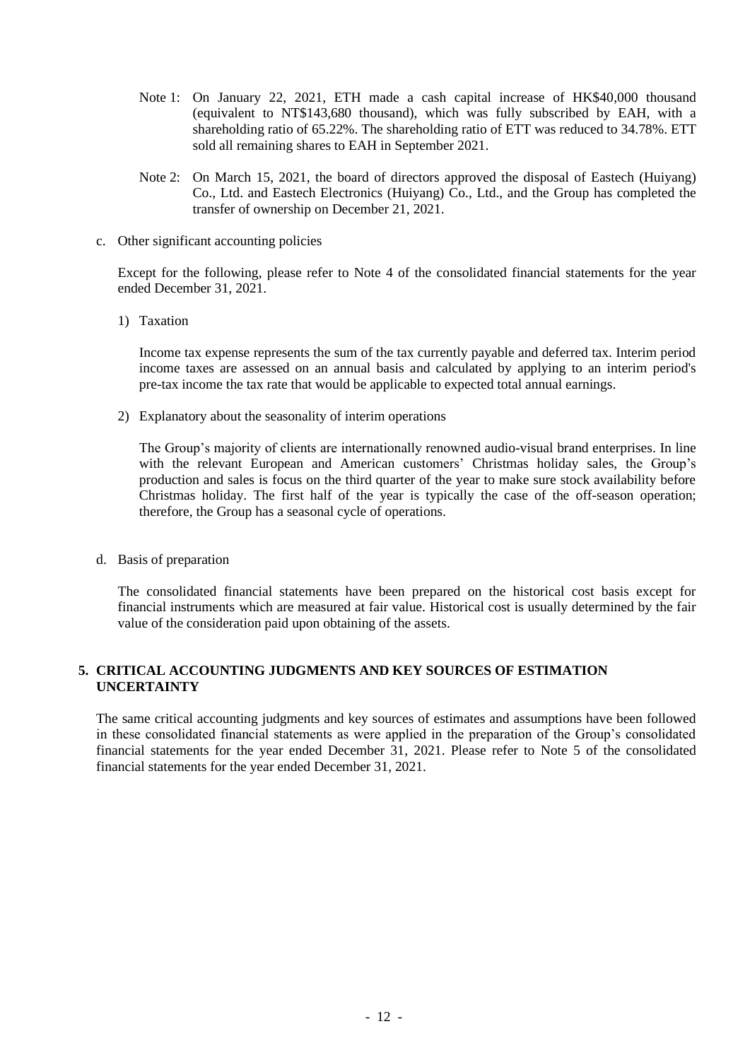Note 1: On January 22, 2021, ETH made a cash capital increase of HK$40,000 thousand (equivalent to NT$143,680 thousand), which was fully subscribed by EAH, with a shareholding ratio of 65.22%. The shareholding ratio of ETT was reduced to 34.78%. ETT sold all remaining shares to EAH in September 2021.

Note 2: On March 15, 2021, the board of directors approved the disposal of Eastech (Huiyang) Co., Ltd. and Eastech Electronics (Huiyang) Co., Ltd., and the Group has completed the transfer of ownership on December 21, 2021.

c. Other significant accounting policies

Except for the following, please refer to Note 4 of the consolidated financial statements for the year ended December 31, 2021.

1) Taxation

Income tax expense represents the sum of the tax currently payable and deferred tax. Interim period income taxes are assessed on an annual basis and calculated by applying to an interim period's pre-tax income the tax rate that would be applicable to expected total annual earnings.

2) Explanatory about the seasonality of interim operations

The Group's majority of clients are internationally renowned audio-visual brand enterprises. In line with the relevant European and American customers' Christmas holiday sales, the Group's production and sales is focus on the third quarter of the year to make sure stock availability before Christmas holiday. The first half of the year is typically the case of the off-season operation; therefore, the Group has a seasonal cycle of operations.

d. Basis of preparation

The consolidated financial statements have been prepared on the historical cost basis except for financial instruments which are measured at fair value. Historical cost is usually determined by the fair value of the consideration paid upon obtaining of the assets.

## 5. CRITICAL ACCOUNTING JUDGMENTS AND KEY SOURCES OF ESTIMATION UNCERTAINTY

The same critical accounting judgments and key sources of estimates and assumptions have been followed in these consolidated financial statements as were applied in the preparation of the Group's consolidated financial statements for the year ended December 31, 2021. Please refer to Note 5 of the consolidated financial statements for the year ended December 31, 2021.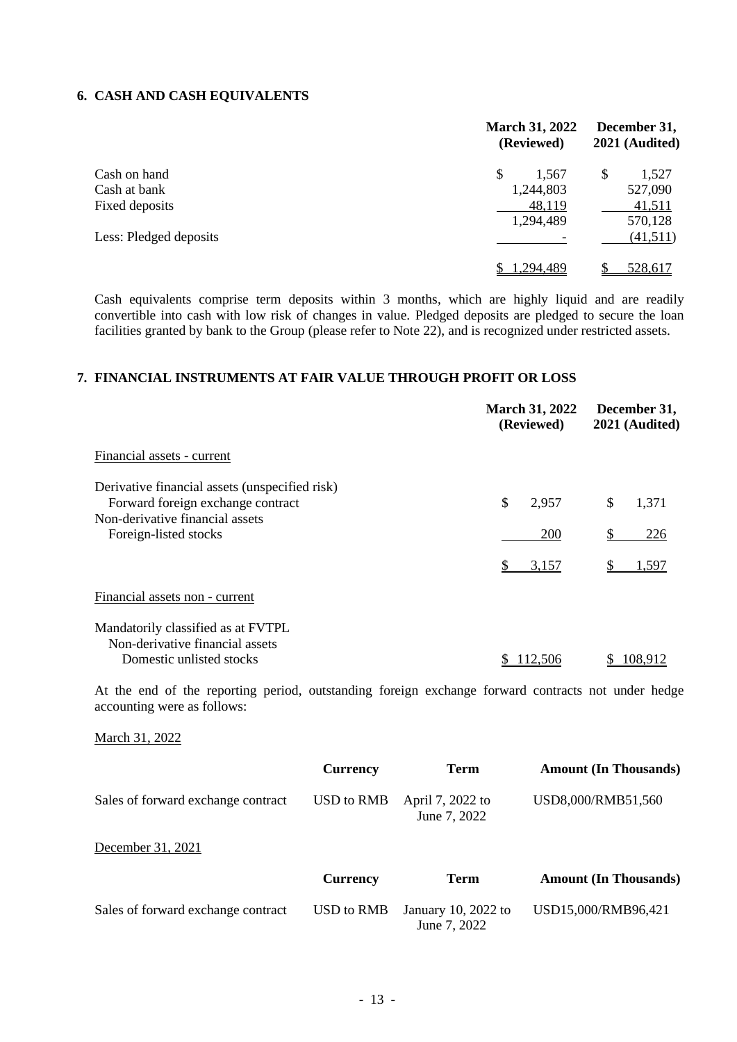## 6. CASH AND CASH EQUIVALENTS

| | March 31, 2022 (Reviewed) | December 31, 2021 (Audited) |
|---|---|---|
| Cash on hand | $ 1,567 | $ 1,527 |
| Cash at bank | 1,244,803 | 527,090 |
| Fixed deposits | 48,119 | 41,511 |
| | 1,294,489 | 570,128 |
| Less: Pledged deposits | - | (41,511) |
| | $ 1,294,489 | $ 528,617 |

Cash equivalents comprise term deposits within 3 months, which are highly liquid and are readily convertible into cash with low risk of changes in value. Pledged deposits are pledged to secure the loan facilities granted by bank to the Group (please refer to Note 22), and is recognized under restricted assets.

## 7. FINANCIAL INSTRUMENTS AT FAIR VALUE THROUGH PROFIT OR LOSS

| | March 31, 2022 (Reviewed) | December 31, 2021 (Audited) |
|---|---|---|
| Financial assets - current | | |
| Derivative financial assets (unspecified risk) | | |
| Forward foreign exchange contract | $ 2,957 | $ 1,371 |
| Non-derivative financial assets | | |
| Foreign-listed stocks | 200 | $ 226 |
| | $ 3,157 | $ 1,597 |
| Financial assets non - current | | |
| Mandatorily classified as at FVTPL | | |
| Non-derivative financial assets | | |
| Domestic unlisted stocks | $ 112,506 | $ 108,912 |

At the end of the reporting period, outstanding foreign exchange forward contracts not under hedge accounting were as follows:

March 31, 2022

| | Currency | Term | Amount (In Thousands) |
|---|---|---|---|
| Sales of forward exchange contract | USD to RMB | April 7, 2022 to June 7, 2022 | USD8,000/RMB51,560 |

December 31, 2021

| | Currency | Term | Amount (In Thousands) |
|---|---|---|---|
| Sales of forward exchange contract | USD to RMB | January 10, 2022 to June 7, 2022 | USD15,000/RMB96,421 |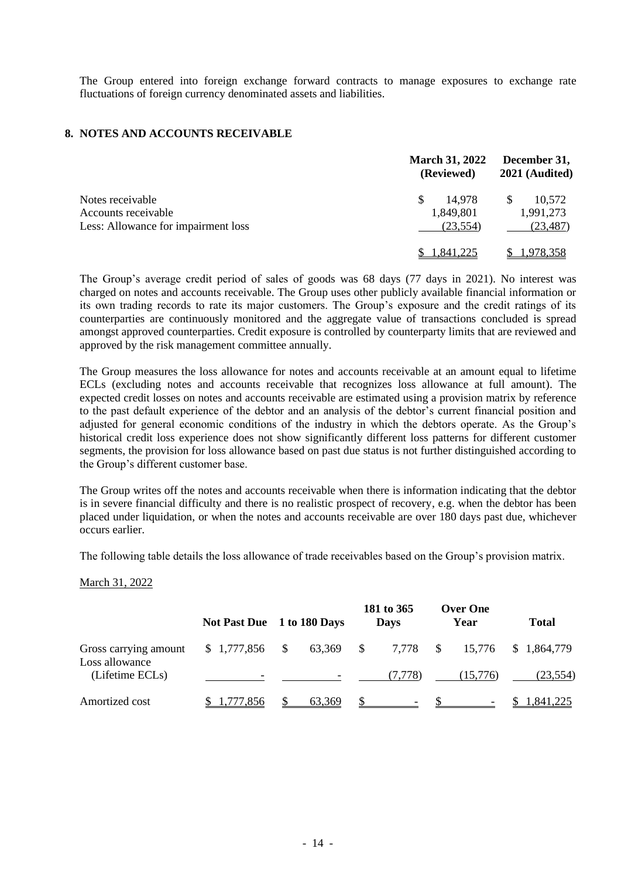The Group entered into foreign exchange forward contracts to manage exposures to exchange rate fluctuations of foreign currency denominated assets and liabilities.

## 8. NOTES AND ACCOUNTS RECEIVABLE

| | March 31, 2022 (Reviewed) | December 31, 2021 (Audited) |
|---|---|---|
| Notes receivable | $ 14,978 | $ 10,572 |
| Accounts receivable | 1,849,801 | 1,991,273 |
| Less: Allowance for impairment loss | (23,554) | (23,487) |
| | $ 1,841,225 | $ 1,978,358 |

The Group's average credit period of sales of goods was 68 days (77 days in 2021). No interest was charged on notes and accounts receivable. The Group uses other publicly available financial information or its own trading records to rate its major customers. The Group's exposure and the credit ratings of its counterparties are continuously monitored and the aggregate value of transactions concluded is spread amongst approved counterparties. Credit exposure is controlled by counterparty limits that are reviewed and approved by the risk management committee annually.

The Group measures the loss allowance for notes and accounts receivable at an amount equal to lifetime ECLs (excluding notes and accounts receivable that recognizes loss allowance at full amount). The expected credit losses on notes and accounts receivable are estimated using a provision matrix by reference to the past default experience of the debtor and an analysis of the debtor's current financial position and adjusted for general economic conditions of the industry in which the debtors operate. As the Group's historical credit loss experience does not show significantly different loss patterns for different customer segments, the provision for loss allowance based on past due status is not further distinguished according to the Group's different customer base.

The Group writes off the notes and accounts receivable when there is information indicating that the debtor is in severe financial difficulty and there is no realistic prospect of recovery, e.g. when the debtor has been placed under liquidation, or when the notes and accounts receivable are over 180 days past due, whichever occurs earlier.

The following table details the loss allowance of trade receivables based on the Group's provision matrix.

March 31, 2022

| | Not Past Due | 1 to 180 Days | 181 to 365 Days | Over One Year | Total |
|---|---|---|---|---|---|
| Gross carrying amount | $ 1,777,856 | $ 63,369 | $ 7,778 | $ 15,776 | $ 1,864,779 |
| Loss allowance (Lifetime ECLs) | - | - | (7,778) | (15,776) | (23,554) |
| Amortized cost | $ 1,777,856 | $ 63,369 | $ - | $ - | $ 1,841,225 |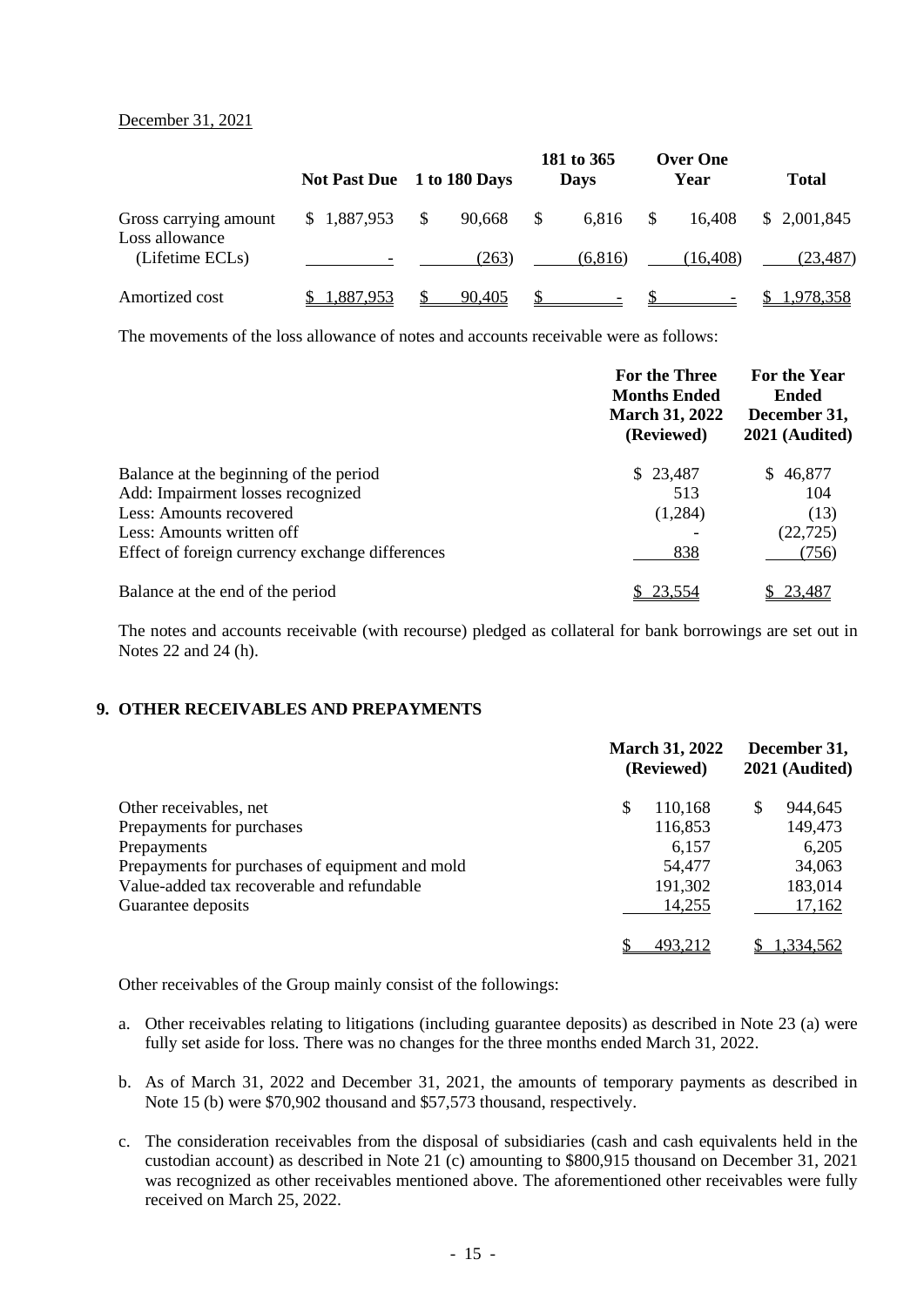December 31, 2021

| | Not Past Due | 1 to 180 Days | 181 to 365 Days | Over One Year | Total |
|---|---|---|---|---|---|
| Gross carrying amount | $ 1,887,953 | $ 90,668 | $ 6,816 | $ 16,408 | $ 2,001,845 |
| Loss allowance (Lifetime ECLs) | - | (263) | (6,816) | (16,408) | (23,487) |
| Amortized cost | $ 1,887,953 | $ 90,405 | $ - | $ - | $ 1,978,358 |

The movements of the loss allowance of notes and accounts receivable were as follows:

| | For the Three Months Ended March 31, 2022 (Reviewed) | For the Year Ended December 31, 2021 (Audited) |
|---|---|---|
| Balance at the beginning of the period | $ 23,487 | $ 46,877 |
| Add: Impairment losses recognized | 513 | 104 |
| Less: Amounts recovered | (1,284) | (13) |
| Less: Amounts written off | - | (22,725) |
| Effect of foreign currency exchange differences | 838 | (756) |
| Balance at the end of the period | $ 23,554 | $ 23,487 |

The notes and accounts receivable (with recourse) pledged as collateral for bank borrowings are set out in Notes 22 and 24 (h).

## 9. OTHER RECEIVABLES AND PREPAYMENTS

| | March 31, 2022 (Reviewed) | December 31, 2021 (Audited) |
|---|---|---|
| Other receivables, net | $ 110,168 | $ 944,645 |
| Prepayments for purchases | 116,853 | 149,473 |
| Prepayments | 6,157 | 6,205 |
| Prepayments for purchases of equipment and mold | 54,477 | 34,063 |
| Value-added tax recoverable and refundable | 191,302 | 183,014 |
| Guarantee deposits | 14,255 | 17,162 |
| | $ 493,212 | $ 1,334,562 |

Other receivables of the Group mainly consist of the followings:

a. Other receivables relating to litigations (including guarantee deposits) as described in Note 23 (a) were fully set aside for loss. There was no changes for the three months ended March 31, 2022.

b. As of March 31, 2022 and December 31, 2021, the amounts of temporary payments as described in Note 15 (b) were $70,902 thousand and $57,573 thousand, respectively.

c. The consideration receivables from the disposal of subsidiaries (cash and cash equivalents held in the custodian account) as described in Note 21 (c) amounting to $800,915 thousand on December 31, 2021 was recognized as other receivables mentioned above. The aforementioned other receivables were fully received on March 25, 2022.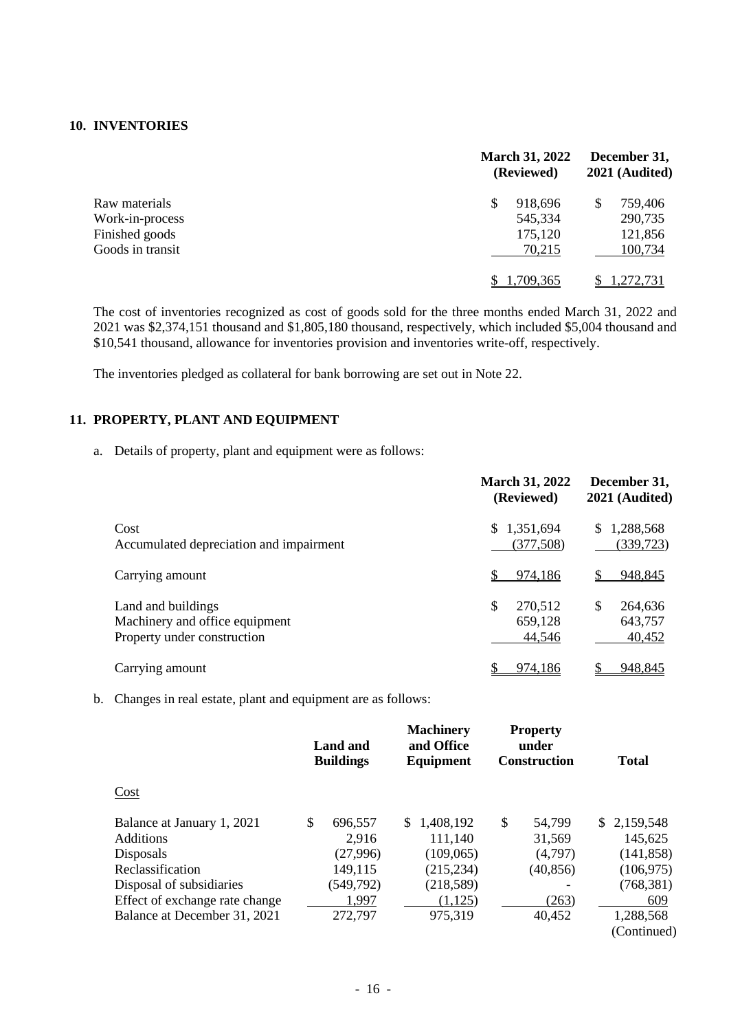## 10. INVENTORIES

| | March 31, 2022 (Reviewed) | December 31, 2021 (Audited) |
|---|---|---|
| Raw materials | $ 918,696 | $ 759,406 |
| Work-in-process | 545,334 | 290,735 |
| Finished goods | 175,120 | 121,856 |
| Goods in transit | 70,215 | 100,734 |
| | $ 1,709,365 | $ 1,272,731 |

The cost of inventories recognized as cost of goods sold for the three months ended March 31, 2022 and 2021 was $2,374,151 thousand and $1,805,180 thousand, respectively, which included $5,004 thousand and $10,541 thousand, allowance for inventories provision and inventories write-off, respectively.

The inventories pledged as collateral for bank borrowing are set out in Note 22.

## 11. PROPERTY, PLANT AND EQUIPMENT

a. Details of property, plant and equipment were as follows:

| | March 31, 2022 (Reviewed) | December 31, 2021 (Audited) |
|---|---|---|
| Cost | $ 1,351,694 | $ 1,288,568 |
| Accumulated depreciation and impairment | (377,508) | (339,723) |
| Carrying amount | $ 974,186 | $ 948,845 |
| Land and buildings | $ 270,512 | $ 264,636 |
| Machinery and office equipment | 659,128 | 643,757 |
| Property under construction | 44,546 | 40,452 |
| Carrying amount | $ 974,186 | $ 948,845 |

b. Changes in real estate, plant and equipment are as follows:

| | Land and Buildings | Machinery and Office Equipment | Property under Construction | Total |
|---|---|---|---|---|
| Cost | | | | |
| Balance at January 1, 2021 | $ 696,557 | $ 1,408,192 | $ 54,799 | $ 2,159,548 |
| Additions | 2,916 | 111,140 | 31,569 | 145,625 |
| Disposals | (27,996) | (109,065) | (4,797) | (141,858) |
| Reclassification | 149,115 | (215,234) | (40,856) | (106,975) |
| Disposal of subsidiaries | (549,792) | (218,589) | - | (768,381) |
| Effect of exchange rate change | 1,997 | (1,125) | (263) | 609 |
| Balance at December 31, 2021 | 272,797 | 975,319 | 40,452 | 1,288,568 |

(Continued)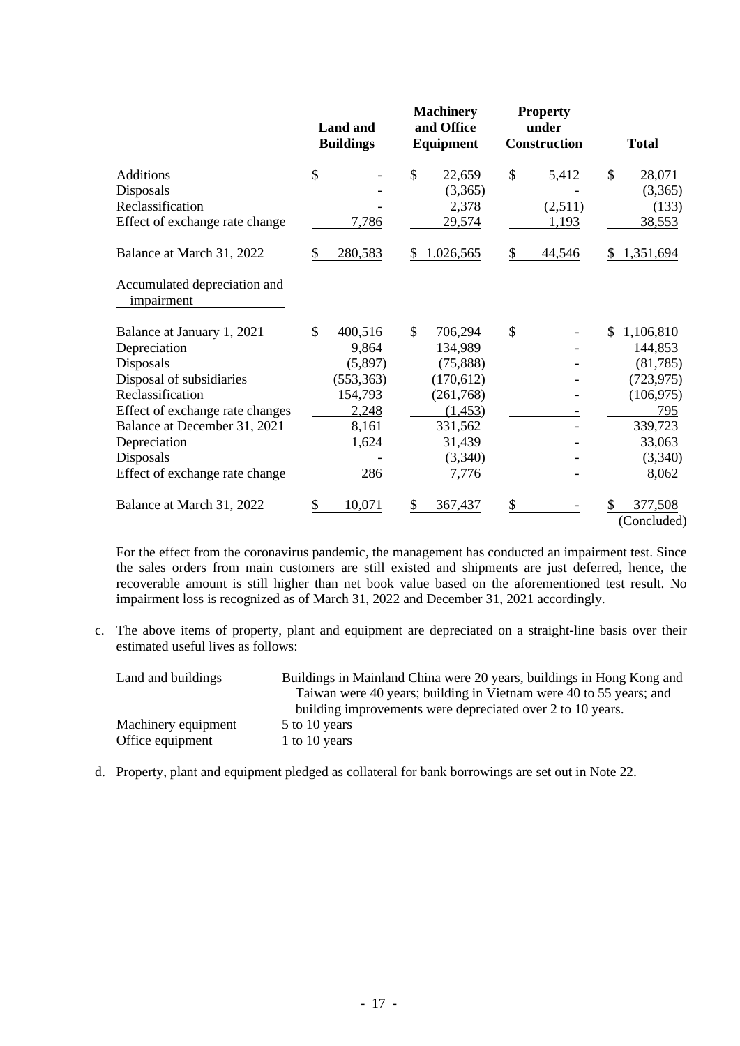| | Land and Buildings | Machinery and Office Equipment | Property under Construction | Total |
|---|---|---|---|---|
| Additions | $ - | $ 22,659 | $ 5,412 | $ 28,071 |
| Disposals | - | (3,365) | - | (3,365) |
| Reclassification | - | 2,378 | (2,511) | (133) |
| Effect of exchange rate change | 7,786 | 29,574 | 1,193 | 38,553 |
| Balance at March 31, 2022 | $ 280,583 | $ 1,026,565 | $ 44,546 | $ 1,351,694 |
| Accumulated depreciation and impairment | | | | |
| Balance at January 1, 2021 | $ 400,516 | $ 706,294 | $ - | $ 1,106,810 |
| Depreciation | 9,864 | 134,989 | - | 144,853 |
| Disposals | (5,897) | (75,888) | - | (81,785) |
| Disposal of subsidiaries | (553,363) | (170,612) | - | (723,975) |
| Reclassification | 154,793 | (261,768) | - | (106,975) |
| Effect of exchange rate changes | 2,248 | (1,453) | - | 795 |
| Balance at December 31, 2021 | 8,161 | 331,562 | - | 339,723 |
| Depreciation | 1,624 | 31,439 | - | 33,063 |
| Disposals | - | (3,340) | - | (3,340) |
| Effect of exchange rate change | 286 | 7,776 | - | 8,062 |
| Balance at March 31, 2022 | $ 10,071 | $ 367,437 | $ - | $ 377,508 |

(Concluded)

For the effect from the coronavirus pandemic, the management has conducted an impairment test. Since the sales orders from main customers are still existed and shipments are just deferred, hence, the recoverable amount is still higher than net book value based on the aforementioned test result. No impairment loss is recognized as of March 31, 2022 and December 31, 2021 accordingly.

c. The above items of property, plant and equipment are depreciated on a straight-line basis over their estimated useful lives as follows:

| | |
|---|---|
| Land and buildings | Buildings in Mainland China were 20 years, buildings in Hong Kong and Taiwan were 40 years; building in Vietnam were 40 to 55 years; and building improvements were depreciated over 2 to 10 years. |
| Machinery equipment | 5 to 10 years |
| Office equipment | 1 to 10 years |

d. Property, plant and equipment pledged as collateral for bank borrowings are set out in Note 22.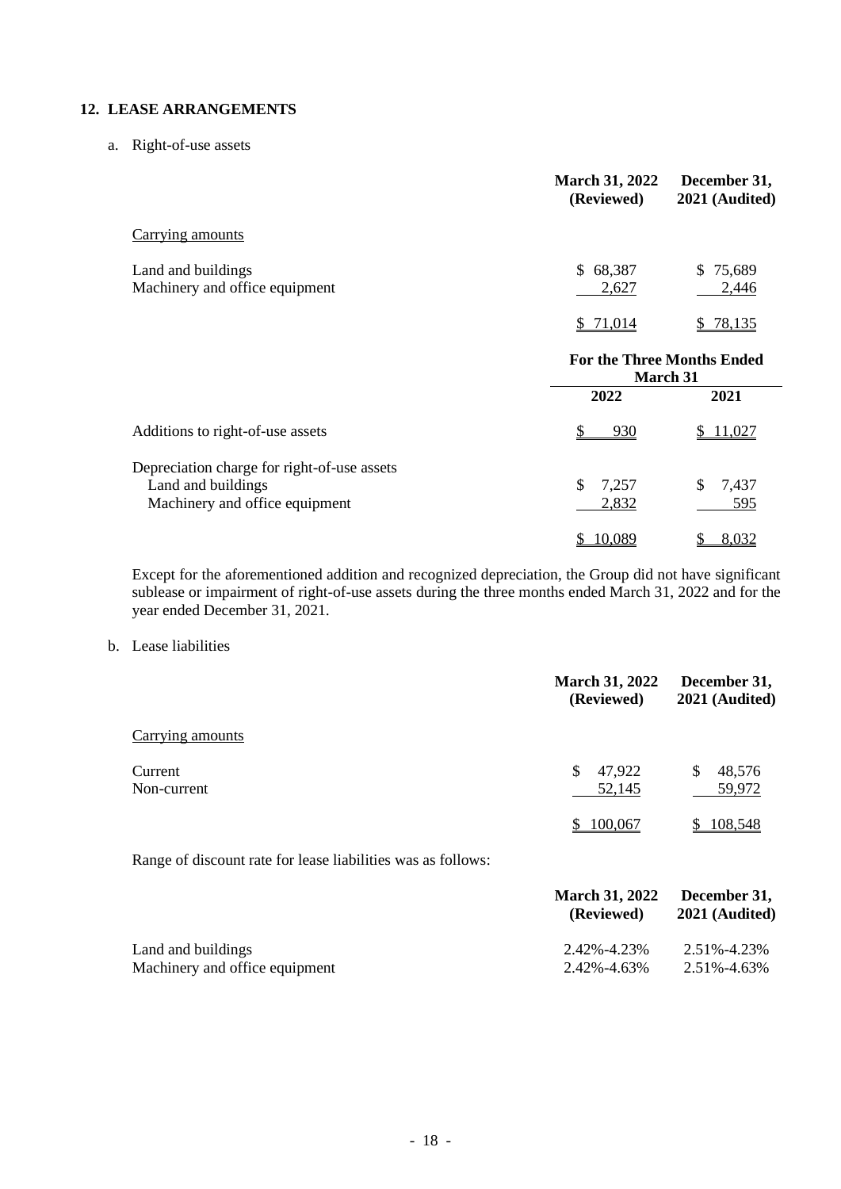## 12. LEASE ARRANGEMENTS

a. Right-of-use assets

| | March 31, 2022 (Reviewed) | December 31, 2021 (Audited) |
|---|---|---|
| Carrying amounts | | |
| Land and buildings | $ 68,387 | $ 75,689 |
| Machinery and office equipment | 2,627 | 2,446 |
| | $ 71,014 | $ 78,135 |

| | For the Three Months Ended March 31 | |
|---|---|---|
| | 2022 | 2021 |
| Additions to right-of-use assets | $ 930 | $ 11,027 |
| Depreciation charge for right-of-use assets | | |
| Land and buildings | $ 7,257 | $ 7,437 |
| Machinery and office equipment | 2,832 | 595 |
| | $ 10,089 | $ 8,032 |

Except for the aforementioned addition and recognized depreciation, the Group did not have significant sublease or impairment of right-of-use assets during the three months ended March 31, 2022 and for the year ended December 31, 2021.

b. Lease liabilities

| | March 31, 2022 (Reviewed) | December 31, 2021 (Audited) |
|---|---|---|
| Carrying amounts | | |
| Current | $ 47,922 | $ 48,576 |
| Non-current | 52,145 | 59,972 |
| | $ 100,067 | $ 108,548 |

Range of discount rate for lease liabilities was as follows:

| | March 31, 2022 (Reviewed) | December 31, 2021 (Audited) |
|---|---|---|
| Land and buildings | 2.42%-4.23% | 2.51%-4.23% |
| Machinery and office equipment | 2.42%-4.63% | 2.51%-4.63% |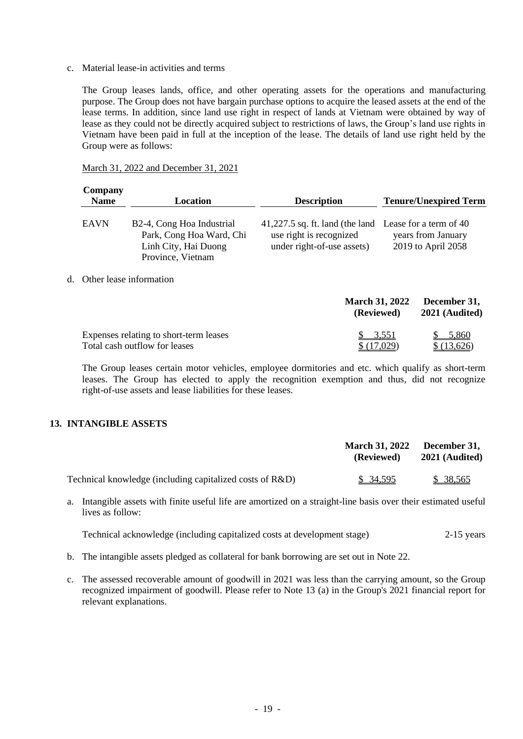c. Material lease-in activities and terms

The Group leases lands, office, and other operating assets for the operations and manufacturing purpose. The Group does not have bargain purchase options to acquire the leased assets at the end of the lease terms. In addition, since land use right in respect of lands at Vietnam were obtained by way of lease as they could not be directly acquired subject to restrictions of laws, the Group's land use rights in Vietnam have been paid in full at the inception of the lease. The details of land use right held by the Group were as follows:

March 31, 2022 and December 31, 2021

| Company Name | Location | Description | Tenure/Unexpired Term |
|---|---|---|---|
| EAVN | B2-4, Cong Hoa Industrial Park, Cong Hoa Ward, Chi Linh City, Hai Duong Province, Vietnam | 41,227.5 sq. ft. land (the land use right is recognized under right-of-use assets) | Lease for a term of 40 years from January 2019 to April 2058 |

d. Other lease information

| | March 31, 2022 (Reviewed) | December 31, 2021 (Audited) |
|---|---|---|
| Expenses relating to short-term leases | $ 3,551 | $ 5,860 |
| Total cash outflow for leases | $ (17,029) | $ (13,626) |

The Group leases certain motor vehicles, employee dormitories and etc. which qualify as short-term leases. The Group has elected to apply the recognition exemption and thus, did not recognize right-of-use assets and lease liabilities for these leases.

## 13. INTANGIBLE ASSETS

| | March 31, 2022 (Reviewed) | December 31, 2021 (Audited) |
|---|---|---|
| Technical knowledge (including capitalized costs of R&D) | $ 34,595 | $ 38,565 |

a. Intangible assets with finite useful life are amortized on a straight-line basis over their estimated useful lives as follow:

| | |
|---|---|
| Technical acknowledge (including capitalized costs at development stage) | 2-15 years |

b. The intangible assets pledged as collateral for bank borrowing are set out in Note 22.

c. The assessed recoverable amount of goodwill in 2021 was less than the carrying amount, so the Group recognized impairment of goodwill. Please refer to Note 13 (a) in the Group's 2021 financial report for relevant explanations.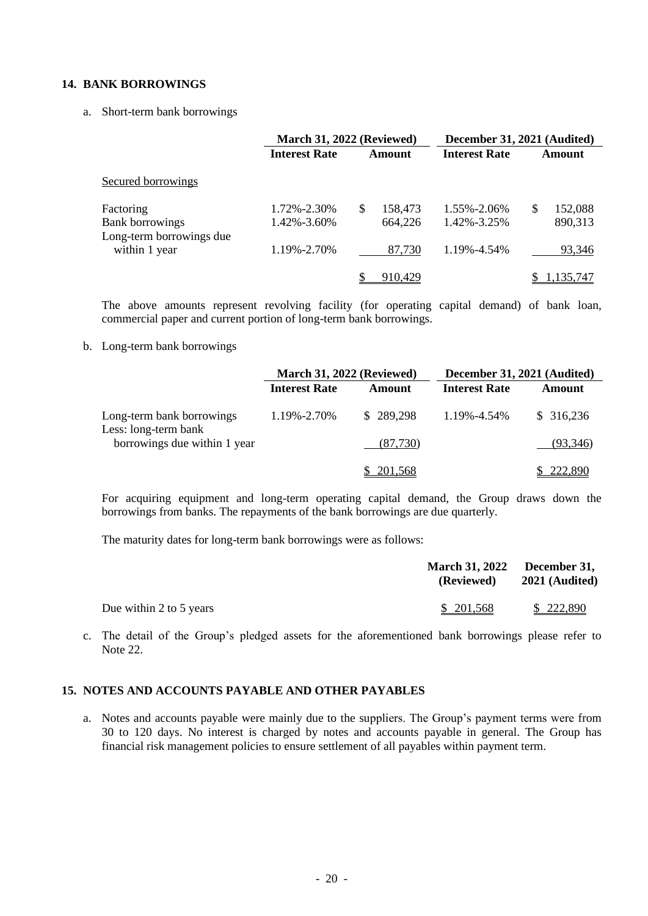## 14. BANK BORROWINGS

a. Short-term bank borrowings

| | March 31, 2022 (Reviewed) | | December 31, 2021 (Audited) | |
|---|---|---|---|---|
| | Interest Rate | Amount | Interest Rate | Amount |
| Secured borrowings | | | | |
| Factoring | 1.72%-2.30% | $ 158,473 | 1.55%-2.06% | $ 152,088 |
| Bank borrowings | 1.42%-3.60% | 664,226 | 1.42%-3.25% | 890,313 |
| Long-term borrowings due within 1 year | 1.19%-2.70% | 87,730 | 1.19%-4.54% | 93,346 |
| | | $ 910,429 | | $ 1,135,747 |

The above amounts represent revolving facility (for operating capital demand) of bank loan, commercial paper and current portion of long-term bank borrowings.

b. Long-term bank borrowings

| | March 31, 2022 (Reviewed) | | December 31, 2021 (Audited) | |
|---|---|---|---|---|
| | Interest Rate | Amount | Interest Rate | Amount |
| Long-term bank borrowings | 1.19%-2.70% | $ 289,298 | 1.19%-4.54% | $ 316,236 |
| Less: long-term bank borrowings due within 1 year | | (87,730) | | (93,346) |
| | | $ 201,568 | | $ 222,890 |

For acquiring equipment and long-term operating capital demand, the Group draws down the borrowings from banks. The repayments of the bank borrowings are due quarterly.

The maturity dates for long-term bank borrowings were as follows:

| | March 31, 2022 (Reviewed) | December 31, 2021 (Audited) |
|---|---|---|
| Due within 2 to 5 years | $ 201,568 | $ 222,890 |

c. The detail of the Group's pledged assets for the aforementioned bank borrowings please refer to Note 22.

## 15. NOTES AND ACCOUNTS PAYABLE AND OTHER PAYABLES

a. Notes and accounts payable were mainly due to the suppliers. The Group's payment terms were from 30 to 120 days. No interest is charged by notes and accounts payable in general. The Group has financial risk management policies to ensure settlement of all payables within payment term.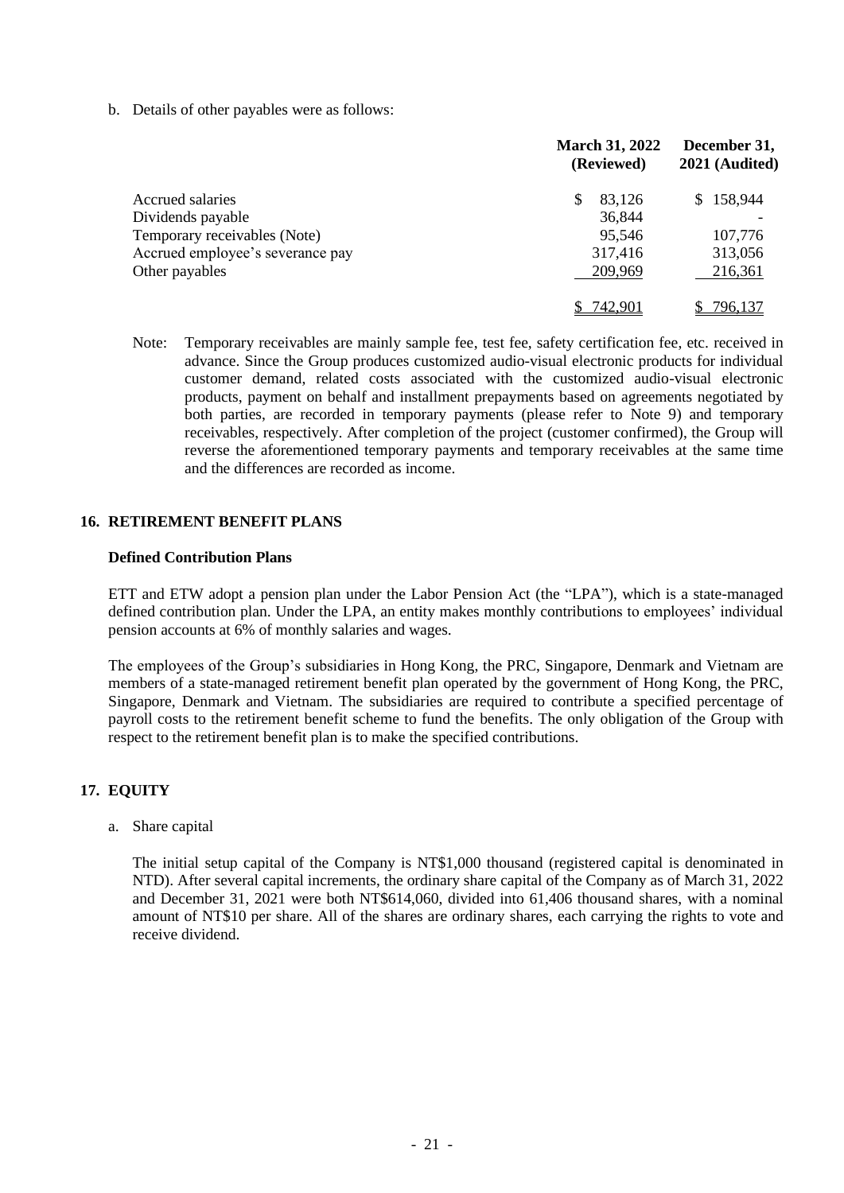b. Details of other payables were as follows:

| | March 31, 2022 (Reviewed) | December 31, 2021 (Audited) |
|---|---|---|
| Accrued salaries | $ 83,126 | $ 158,944 |
| Dividends payable | 36,844 | - |
| Temporary receivables (Note) | 95,546 | 107,776 |
| Accrued employee's severance pay | 317,416 | 313,056 |
| Other payables | 209,969 | 216,361 |
| | $ 742,901 | $ 796,137 |

Note: Temporary receivables are mainly sample fee, test fee, safety certification fee, etc. received in advance. Since the Group produces customized audio-visual electronic products for individual customer demand, related costs associated with the customized audio-visual electronic products, payment on behalf and installment prepayments based on agreements negotiated by both parties, are recorded in temporary payments (please refer to Note 9) and temporary receivables, respectively. After completion of the project (customer confirmed), the Group will reverse the aforementioned temporary payments and temporary receivables at the same time and the differences are recorded as income.

## 16. RETIREMENT BENEFIT PLANS

### Defined Contribution Plans

ETT and ETW adopt a pension plan under the Labor Pension Act (the "LPA"), which is a state-managed defined contribution plan. Under the LPA, an entity makes monthly contributions to employees' individual pension accounts at 6% of monthly salaries and wages.

The employees of the Group's subsidiaries in Hong Kong, the PRC, Singapore, Denmark and Vietnam are members of a state-managed retirement benefit plan operated by the government of Hong Kong, the PRC, Singapore, Denmark and Vietnam. The subsidiaries are required to contribute a specified percentage of payroll costs to the retirement benefit scheme to fund the benefits. The only obligation of the Group with respect to the retirement benefit plan is to make the specified contributions.

## 17. EQUITY

a. Share capital

The initial setup capital of the Company is NT$1,000 thousand (registered capital is denominated in NTD). After several capital increments, the ordinary share capital of the Company as of March 31, 2022 and December 31, 2021 were both NT$614,060, divided into 61,406 thousand shares, with a nominal amount of NT$10 per share. All of the shares are ordinary shares, each carrying the rights to vote and receive dividend.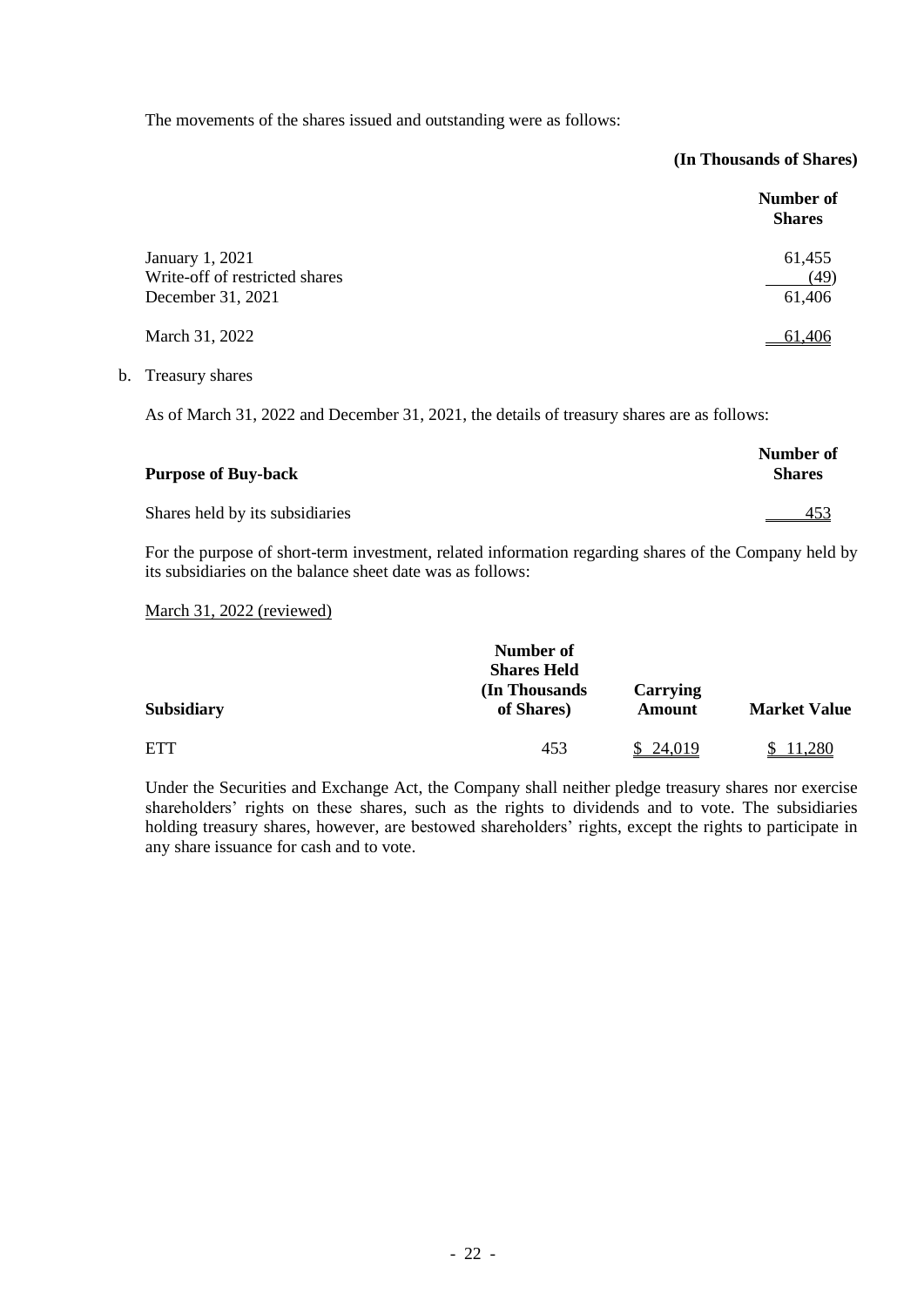The movements of the shares issued and outstanding were as follows:

| | Number of Shares (In Thousands of Shares) |
|---|---|
| January 1, 2021 | 61,455 |
| Write-off of restricted shares | (49) |
| December 31, 2021 | 61,406 |
| March 31, 2022 | 61,406 |

b. Treasury shares

As of March 31, 2022 and December 31, 2021, the details of treasury shares are as follows:

| Purpose of Buy-back | Number of Shares |
|---|---|
| Shares held by its subsidiaries | 453 |

For the purpose of short-term investment, related information regarding shares of the Company held by its subsidiaries on the balance sheet date was as follows:

March 31, 2022 (reviewed)

| Subsidiary | Number of Shares Held (In Thousands of Shares) | Carrying Amount | Market Value |
|---|---|---|---|
| ETT | 453 | $ 24,019 | $ 11,280 |

Under the Securities and Exchange Act, the Company shall neither pledge treasury shares nor exercise shareholders' rights on these shares, such as the rights to dividends and to vote. The subsidiaries holding treasury shares, however, are bestowed shareholders' rights, except the rights to participate in any share issuance for cash and to vote.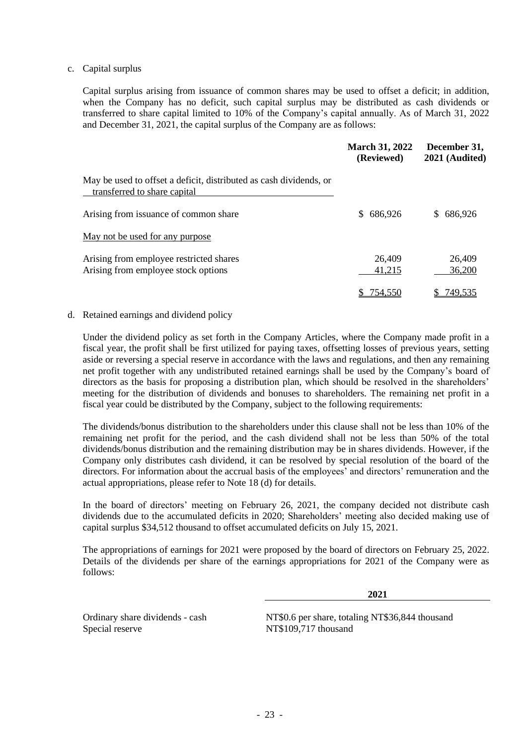c. Capital surplus

Capital surplus arising from issuance of common shares may be used to offset a deficit; in addition, when the Company has no deficit, such capital surplus may be distributed as cash dividends or transferred to share capital limited to 10% of the Company's capital annually. As of March 31, 2022 and December 31, 2021, the capital surplus of the Company are as follows:

| | March 31, 2022 (Reviewed) | December 31, 2021 (Audited) |
|---|---|---|
| May be used to offset a deficit, distributed as cash dividends, or transferred to share capital | | |
| Arising from issuance of common share | $ 686,926 | $ 686,926 |
| May not be used for any purpose | | |
| Arising from employee restricted shares | 26,409 | 26,409 |
| Arising from employee stock options | 41,215 | 36,200 |
| | $ 754,550 | $ 749,535 |

d. Retained earnings and dividend policy

Under the dividend policy as set forth in the Company Articles, where the Company made profit in a fiscal year, the profit shall be first utilized for paying taxes, offsetting losses of previous years, setting aside or reversing a special reserve in accordance with the laws and regulations, and then any remaining net profit together with any undistributed retained earnings shall be used by the Company's board of directors as the basis for proposing a distribution plan, which should be resolved in the shareholders' meeting for the distribution of dividends and bonuses to shareholders. The remaining net profit in a fiscal year could be distributed by the Company, subject to the following requirements:

The dividends/bonus distribution to the shareholders under this clause shall not be less than 10% of the remaining net profit for the period, and the cash dividend shall not be less than 50% of the total dividends/bonus distribution and the remaining distribution may be in shares dividends. However, if the Company only distributes cash dividend, it can be resolved by special resolution of the board of the directors. For information about the accrual basis of the employees' and directors' remuneration and the actual appropriations, please refer to Note 18 (d) for details.

In the board of directors' meeting on February 26, 2021, the company decided not distribute cash dividends due to the accumulated deficits in 2020; Shareholders' meeting also decided making use of capital surplus $34,512 thousand to offset accumulated deficits on July 15, 2021.

The appropriations of earnings for 2021 were proposed by the board of directors on February 25, 2022. Details of the dividends per share of the earnings appropriations for 2021 of the Company were as follows:

| | 2021 |
|---|---|
| Ordinary share dividends - cash | NT$0.6 per share, totaling NT$36,844 thousand |
| Special reserve | NT$109,717 thousand |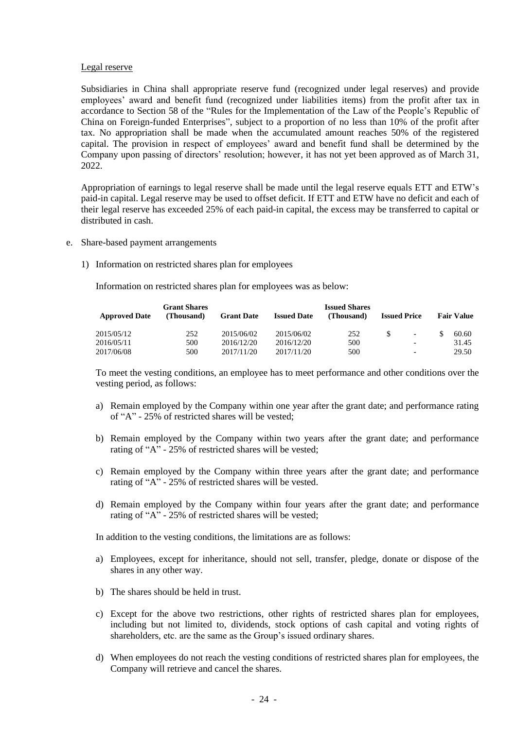Legal reserve

Subsidiaries in China shall appropriate reserve fund (recognized under legal reserves) and provide employees' award and benefit fund (recognized under liabilities items) from the profit after tax in accordance to Section 58 of the "Rules for the Implementation of the Law of the People's Republic of China on Foreign-funded Enterprises", subject to a proportion of no less than 10% of the profit after tax. No appropriation shall be made when the accumulated amount reaches 50% of the registered capital. The provision in respect of employees' award and benefit fund shall be determined by the Company upon passing of directors' resolution; however, it has not yet been approved as of March 31, 2022.

Appropriation of earnings to legal reserve shall be made until the legal reserve equals ETT and ETW's paid-in capital. Legal reserve may be used to offset deficit. If ETT and ETW have no deficit and each of their legal reserve has exceeded 25% of each paid-in capital, the excess may be transferred to capital or distributed in cash.

e. Share-based payment arrangements

1) Information on restricted shares plan for employees

Information on restricted shares plan for employees was as below:

| Approved Date | Grant Shares (Thousand) | Grant Date | Issued Date | Issued Shares (Thousand) | Issued Price | Fair Value |
|---|---|---|---|---|---|---|
| 2015/05/12 | 252 | 2015/06/02 | 2015/06/02 | 252 | $ - | $ 60.60 |
| 2016/05/11 | 500 | 2016/12/20 | 2016/12/20 | 500 | - | 31.45 |
| 2017/06/08 | 500 | 2017/11/20 | 2017/11/20 | 500 | - | 29.50 |

To meet the vesting conditions, an employee has to meet performance and other conditions over the vesting period, as follows:

a) Remain employed by the Company within one year after the grant date; and performance rating of "A" - 25% of restricted shares will be vested;

b) Remain employed by the Company within two years after the grant date; and performance rating of "A" - 25% of restricted shares will be vested;

c) Remain employed by the Company within three years after the grant date; and performance rating of "A" - 25% of restricted shares will be vested.

d) Remain employed by the Company within four years after the grant date; and performance rating of "A" - 25% of restricted shares will be vested;

In addition to the vesting conditions, the limitations are as follows:

a) Employees, except for inheritance, should not sell, transfer, pledge, donate or dispose of the shares in any other way.

b) The shares should be held in trust.

c) Except for the above two restrictions, other rights of restricted shares plan for employees, including but not limited to, dividends, stock options of cash capital and voting rights of shareholders, etc. are the same as the Group's issued ordinary shares.

d) When employees do not reach the vesting conditions of restricted shares plan for employees, the Company will retrieve and cancel the shares.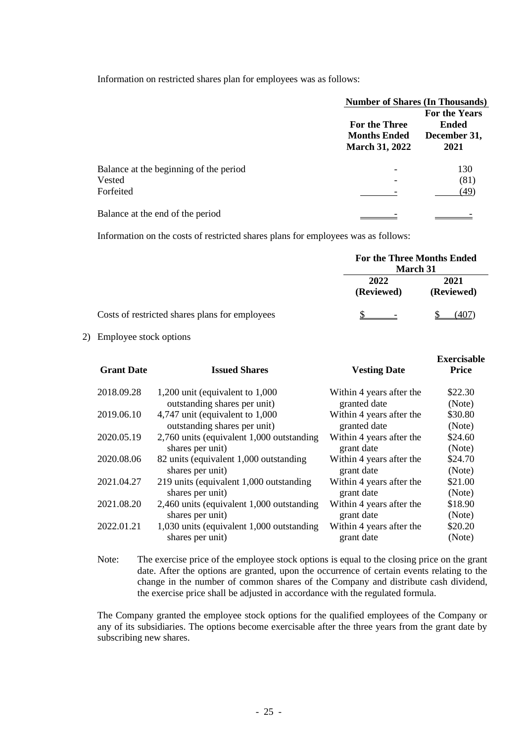Information on restricted shares plan for employees was as follows:

| | Number of Shares (In Thousands) | |
|---|---|---|
| | For the Three Months Ended March 31, 2022 | For the Years Ended December 31, 2021 |
| Balance at the beginning of the period | - | 130 |
| Vested | - | (81) |
| Forfeited | - | (49) |
| Balance at the end of the period | - | - |

Information on the costs of restricted shares plans for employees was as follows:

| | For the Three Months Ended March 31 | |
|---|---|---|
| | 2022 (Reviewed) | 2021 (Reviewed) |
| Costs of restricted shares plans for employees | $ - | $ (407) |

2) Employee stock options

| Grant Date | Issued Shares | Vesting Date | Exercisable Price |
|---|---|---|---|
| 2018.09.28 | 1,200 unit (equivalent to 1,000 outstanding shares per unit) | Within 4 years after the granted date | $22.30 (Note) |
| 2019.06.10 | 4,747 unit (equivalent to 1,000 outstanding shares per unit) | Within 4 years after the granted date | $30.80 (Note) |
| 2020.05.19 | 2,760 units (equivalent 1,000 outstanding shares per unit) | Within 4 years after the grant date | $24.60 (Note) |
| 2020.08.06 | 82 units (equivalent 1,000 outstanding shares per unit) | Within 4 years after the grant date | $24.70 (Note) |
| 2021.04.27 | 219 units (equivalent 1,000 outstanding shares per unit) | Within 4 years after the grant date | $21.00 (Note) |
| 2021.08.20 | 2,460 units (equivalent 1,000 outstanding shares per unit) | Within 4 years after the grant date | $18.90 (Note) |
| 2022.01.21 | 1,030 units (equivalent 1,000 outstanding shares per unit) | Within 4 years after the grant date | $20.20 (Note) |

Note: The exercise price of the employee stock options is equal to the closing price on the grant date. After the options are granted, upon the occurrence of certain events relating to the change in the number of common shares of the Company and distribute cash dividend, the exercise price shall be adjusted in accordance with the regulated formula.

The Company granted the employee stock options for the qualified employees of the Company or any of its subsidiaries. The options become exercisable after the three years from the grant date by subscribing new shares.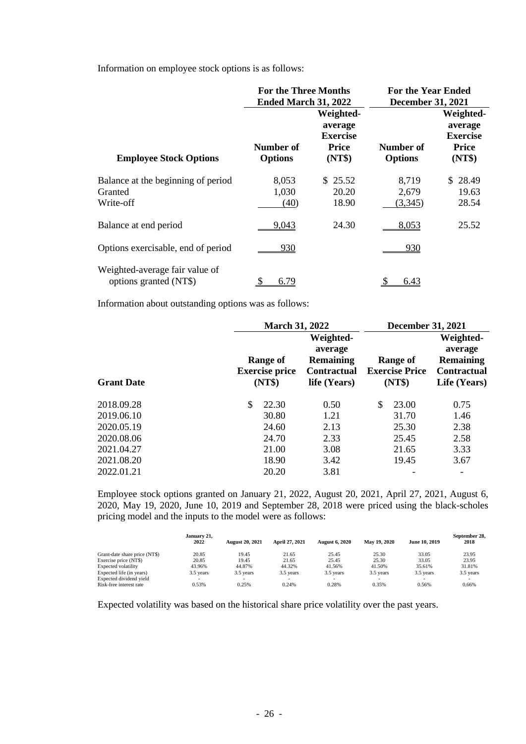Information on employee stock options is as follows:

| Employee Stock Options | For the Three Months Ended March 31, 2022 | | For the Year Ended December 31, 2021 | |
|---|---|---|---|---|
| | Number of Options | Weighted-average Exercise Price (NT$) | Number of Options | Weighted-average Exercise Price (NT$) |
| Balance at the beginning of period | 8,053 | $ 25.52 | 8,719 | $ 28.49 |
| Granted | 1,030 | 20.20 | 2,679 | 19.63 |
| Write-off | (40) | 18.90 | (3,345) | 28.54 |
| Balance at end period | 9,043 | 24.30 | 8,053 | 25.52 |
| Options exercisable, end of period | 930 | | 930 | |
| Weighted-average fair value of options granted (NT$) | $ 6.79 | | $ 6.43 | |

Information about outstanding options was as follows:

| Grant Date | March 31, 2022 | | December 31, 2021 | |
|---|---|---|---|---|
| | Range of Exercise price (NT$) | Weighted-average Remaining Contractual life (Years) | Range of Exercise Price (NT$) | Weighted-average Remaining Contractual Life (Years) |
| 2018.09.28 | $ 22.30 | 0.50 | $ 23.00 | 0.75 |
| 2019.06.10 | 30.80 | 1.21 | 31.70 | 1.46 |
| 2020.05.19 | 24.60 | 2.13 | 25.30 | 2.38 |
| 2020.08.06 | 24.70 | 2.33 | 25.45 | 2.58 |
| 2021.04.27 | 21.00 | 3.08 | 21.65 | 3.33 |
| 2021.08.20 | 18.90 | 3.42 | 19.45 | 3.67 |
| 2022.01.21 | 20.20 | 3.81 | - | - |

Employee stock options granted on January 21, 2022, August 20, 2021, April 27, 2021, August 6, 2020, May 19, 2020, June 10, 2019 and September 28, 2018 were priced using the black-scholes pricing model and the inputs to the model were as follows:

| | January 21, 2022 | August 20, 2021 | April 27, 2021 | August 6, 2020 | May 19, 2020 | June 10, 2019 | September 28, 2018 |
|---|---|---|---|---|---|---|---|
| Grant-date share price (NT$) | 20.85 | 19.45 | 21.65 | 25.45 | 25.30 | 33.05 | 23.95 |
| Exercise price (NT$) | 20.85 | 19.45 | 21.65 | 25.45 | 25.30 | 33.05 | 23.95 |
| Expected volatility | 43.96% | 44.87% | 44.32% | 41.56% | 41.50% | 35.61% | 31.81% |
| Expected life (in years) | 3.5 years | 3.5 years | 3.5 years | 3.5 years | 3.5 years | 3.5 years | 3.5 years |
| Expected dividend yield | - | - | - | - | - | - | - |
| Risk-free interest rate | 0.53% | 0.25% | 0.24% | 0.28% | 0.35% | 0.56% | 0.66% |

Expected volatility was based on the historical share price volatility over the past years.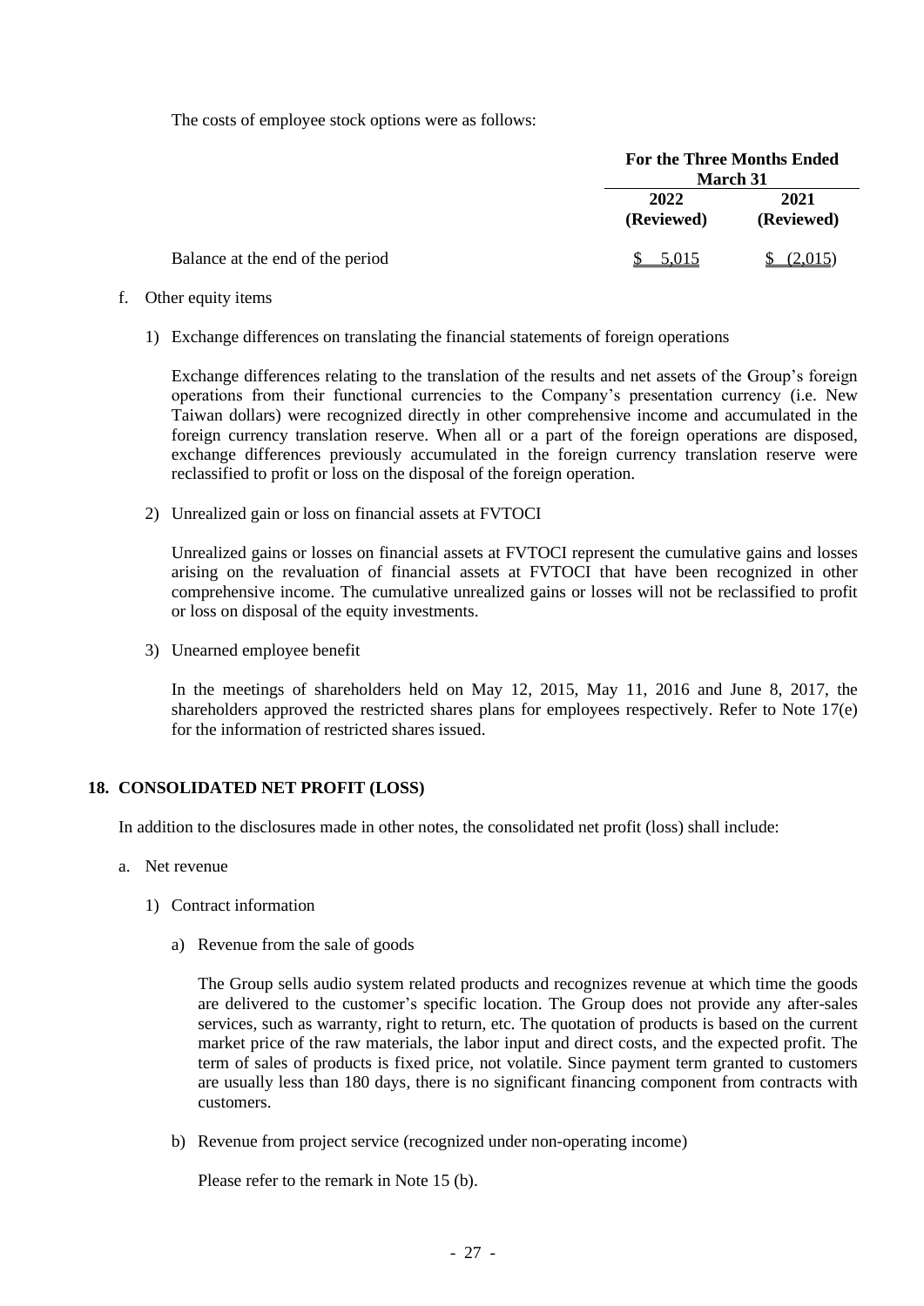The costs of employee stock options were as follows:

| | For the Three Months Ended March 31 | |
|---|---|---|
| | 2022 (Reviewed) | 2021 (Reviewed) |
| Balance at the end of the period | $ 5,015 | $ (2,015) |

f. Other equity items

1) Exchange differences on translating the financial statements of foreign operations

Exchange differences relating to the translation of the results and net assets of the Group's foreign operations from their functional currencies to the Company's presentation currency (i.e. New Taiwan dollars) were recognized directly in other comprehensive income and accumulated in the foreign currency translation reserve. When all or a part of the foreign operations are disposed, exchange differences previously accumulated in the foreign currency translation reserve were reclassified to profit or loss on the disposal of the foreign operation.

2) Unrealized gain or loss on financial assets at FVTOCI

Unrealized gains or losses on financial assets at FVTOCI represent the cumulative gains and losses arising on the revaluation of financial assets at FVTOCI that have been recognized in other comprehensive income. The cumulative unrealized gains or losses will not be reclassified to profit or loss on disposal of the equity investments.

3) Unearned employee benefit

In the meetings of shareholders held on May 12, 2015, May 11, 2016 and June 8, 2017, the shareholders approved the restricted shares plans for employees respectively. Refer to Note 17(e) for the information of restricted shares issued.

## 18. CONSOLIDATED NET PROFIT (LOSS)

In addition to the disclosures made in other notes, the consolidated net profit (loss) shall include:

a. Net revenue

1) Contract information

a) Revenue from the sale of goods

The Group sells audio system related products and recognizes revenue at which time the goods are delivered to the customer's specific location. The Group does not provide any after-sales services, such as warranty, right to return, etc. The quotation of products is based on the current market price of the raw materials, the labor input and direct costs, and the expected profit. The term of sales of products is fixed price, not volatile. Since payment term granted to customers are usually less than 180 days, there is no significant financing component from contracts with customers.

b) Revenue from project service (recognized under non-operating income)

Please refer to the remark in Note 15 (b).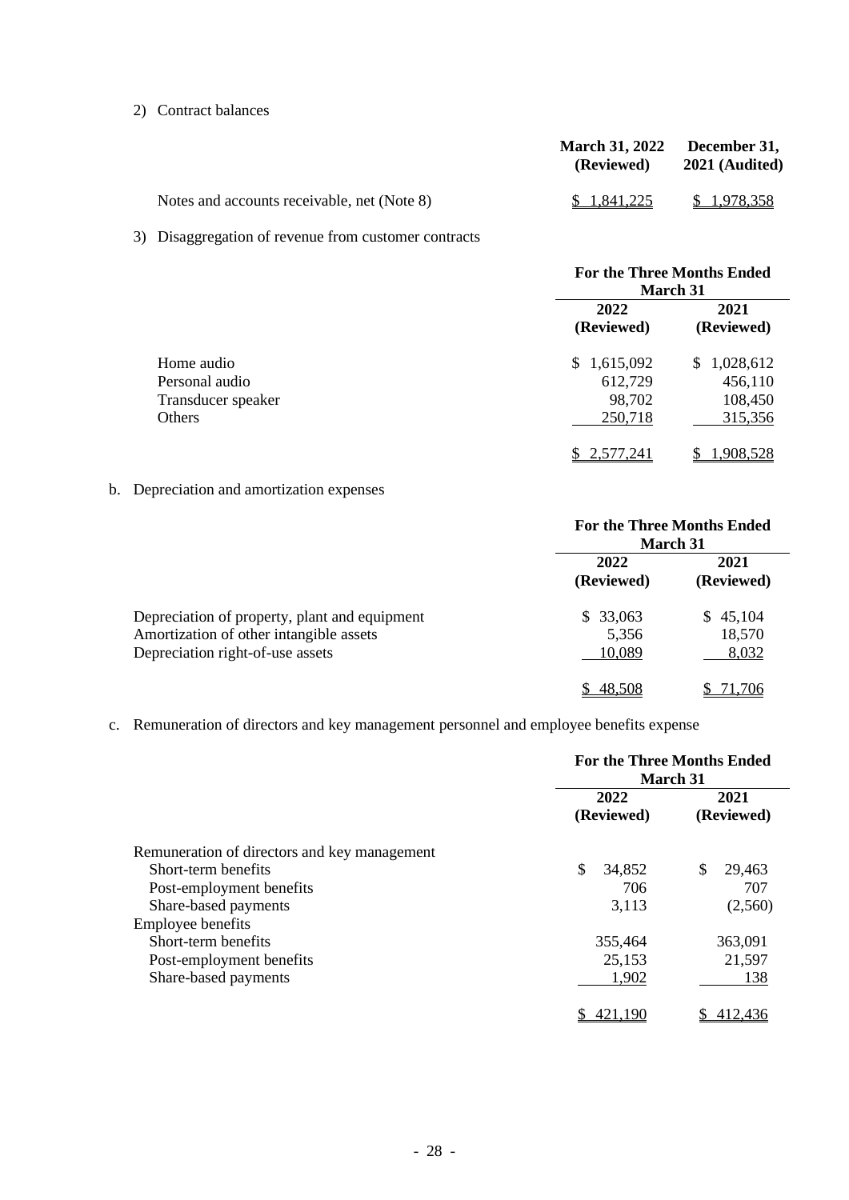2) Contract balances

| | March 31, 2022 (Reviewed) | December 31, 2021 (Audited) |
|---|---|---|
| Notes and accounts receivable, net (Note 8) | $ 1,841,225 | $ 1,978,358 |

3) Disaggregation of revenue from customer contracts

| | For the Three Months Ended March 31 | |
|---|---|---|
| | 2022 (Reviewed) | 2021 (Reviewed) |
| Home audio | $ 1,615,092 | $ 1,028,612 |
| Personal audio | 612,729 | 456,110 |
| Transducer speaker | 98,702 | 108,450 |
| Others | 250,718 | 315,356 |
| | $ 2,577,241 | $ 1,908,528 |

b. Depreciation and amortization expenses

| | For the Three Months Ended March 31 | |
|---|---|---|
| | 2022 (Reviewed) | 2021 (Reviewed) |
| Depreciation of property, plant and equipment | $ 33,063 | $ 45,104 |
| Amortization of other intangible assets | 5,356 | 18,570 |
| Depreciation right-of-use assets | 10,089 | 8,032 |
| | $ 48,508 | $ 71,706 |

c. Remuneration of directors and key management personnel and employee benefits expense

| | For the Three Months Ended March 31 | |
|---|---|---|
| | 2022 (Reviewed) | 2021 (Reviewed) |
| Remuneration of directors and key management | | |
| Short-term benefits | $ 34,852 | $ 29,463 |
| Post-employment benefits | 706 | 707 |
| Share-based payments | 3,113 | (2,560) |
| Employee benefits | | |
| Short-term benefits | 355,464 | 363,091 |
| Post-employment benefits | 25,153 | 21,597 |
| Share-based payments | 1,902 | 138 |
| | $ 421,190 | $ 412,436 |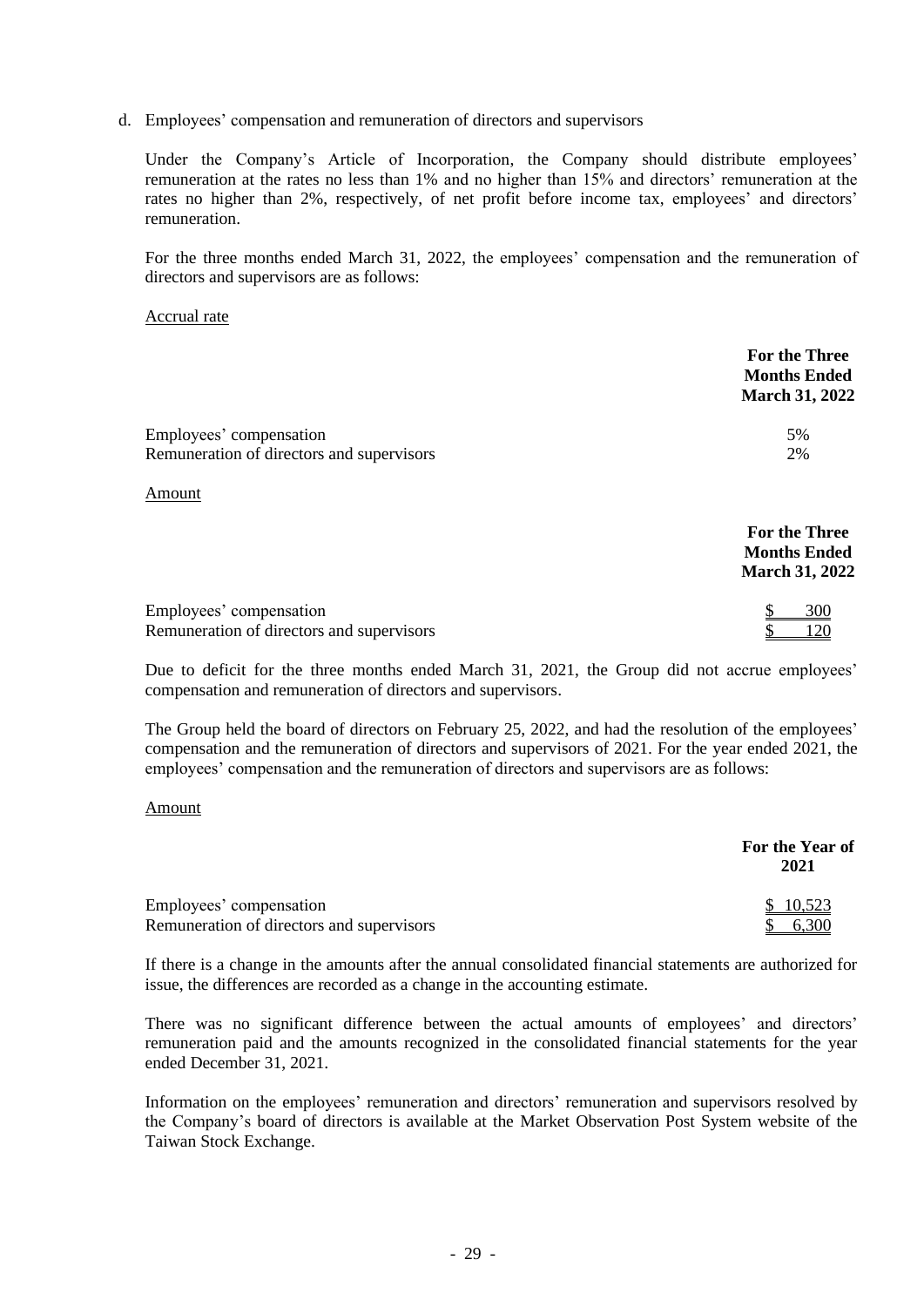d. Employees' compensation and remuneration of directors and supervisors

Under the Company's Article of Incorporation, the Company should distribute employees' remuneration at the rates no less than 1% and no higher than 15% and directors' remuneration at the rates no higher than 2%, respectively, of net profit before income tax, employees' and directors' remuneration.

For the three months ended March 31, 2022, the employees' compensation and the remuneration of directors and supervisors are as follows:

Accrual rate

| | For the Three Months Ended March 31, 2022 |
|---|---|
| Employees' compensation | 5% |
| Remuneration of directors and supervisors | 2% |

Amount

| | For the Three Months Ended March 31, 2022 |
|---|---|
| Employees' compensation | $ 300 |
| Remuneration of directors and supervisors | $ 120 |

Due to deficit for the three months ended March 31, 2021, the Group did not accrue employees' compensation and remuneration of directors and supervisors.

The Group held the board of directors on February 25, 2022, and had the resolution of the employees' compensation and the remuneration of directors and supervisors of 2021. For the year ended 2021, the employees' compensation and the remuneration of directors and supervisors are as follows:

Amount

| | For the Year of 2021 |
|---|---|
| Employees' compensation | $ 10,523 |
| Remuneration of directors and supervisors | $ 6,300 |

If there is a change in the amounts after the annual consolidated financial statements are authorized for issue, the differences are recorded as a change in the accounting estimate.

There was no significant difference between the actual amounts of employees' and directors' remuneration paid and the amounts recognized in the consolidated financial statements for the year ended December 31, 2021.

Information on the employees' remuneration and directors' remuneration and supervisors resolved by the Company's board of directors is available at the Market Observation Post System website of the Taiwan Stock Exchange.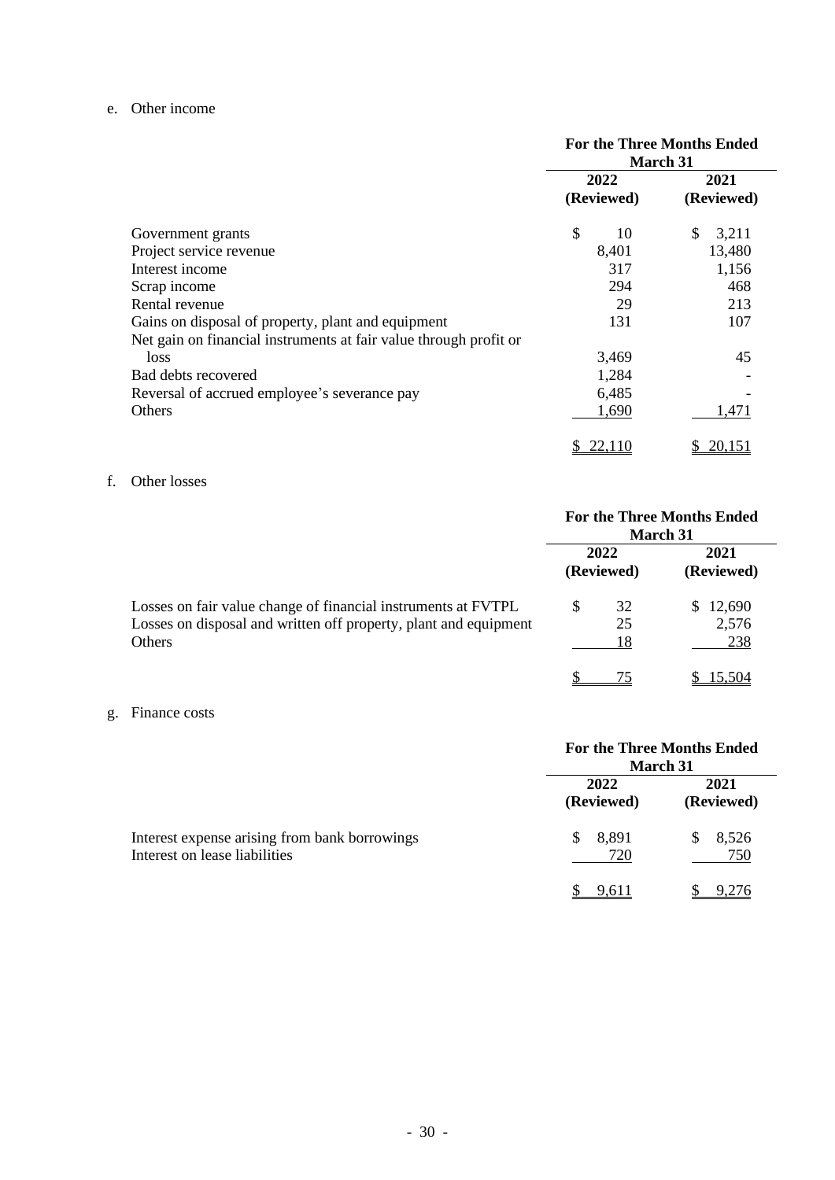e. Other income

| | For the Three Months Ended March 31 | |
|---|---|---|
| | 2022 (Reviewed) | 2021 (Reviewed) |
| Government grants | $ 10 | $ 3,211 |
| Project service revenue | 8,401 | 13,480 |
| Interest income | 317 | 1,156 |
| Scrap income | 294 | 468 |
| Rental revenue | 29 | 213 |
| Gains on disposal of property, plant and equipment | 131 | 107 |
| Net gain on financial instruments at fair value through profit or loss | 3,469 | 45 |
| Bad debts recovered | 1,284 | - |
| Reversal of accrued employee's severance pay | 6,485 | - |
| Others | 1,690 | 1,471 |
| | $ 22,110 | $ 20,151 |

f. Other losses

| | For the Three Months Ended March 31 | |
|---|---|---|
| | 2022 (Reviewed) | 2021 (Reviewed) |
| Losses on fair value change of financial instruments at FVTPL | $ 32 | $ 12,690 |
| Losses on disposal and written off property, plant and equipment | 25 | 2,576 |
| Others | 18 | 238 |
| | $ 75 | $ 15,504 |

g. Finance costs

| | For the Three Months Ended March 31 | |
|---|---|---|
| | 2022 (Reviewed) | 2021 (Reviewed) |
| Interest expense arising from bank borrowings | $ 8,891 | $ 8,526 |
| Interest on lease liabilities | 720 | 750 |
| | $ 9,611 | $ 9,276 |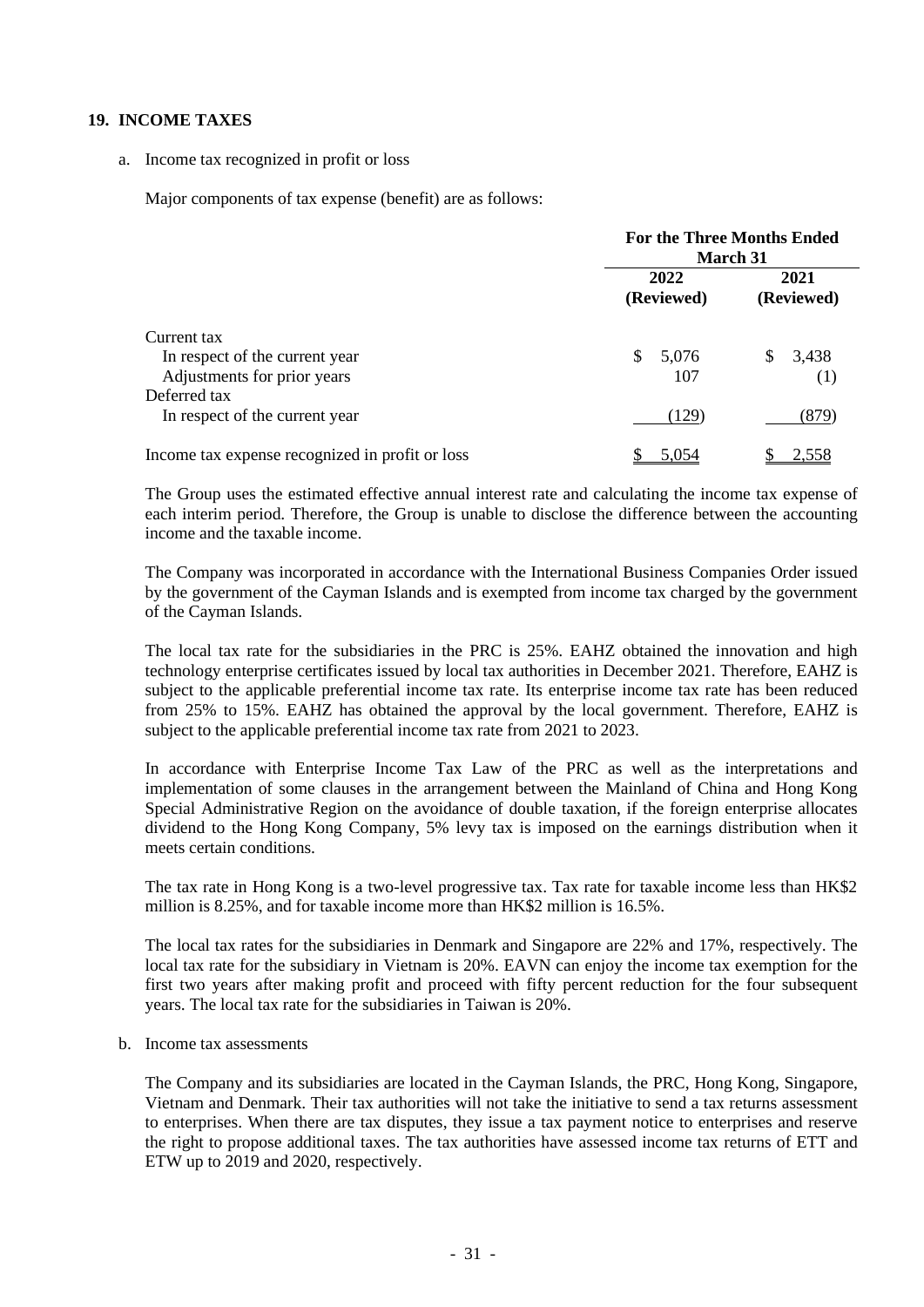## 19. INCOME TAXES

a. Income tax recognized in profit or loss

Major components of tax expense (benefit) are as follows:

| | For the Three Months Ended March 31 | |
|---|---|---|
| | 2022 (Reviewed) | 2021 (Reviewed) |
| Current tax | | |
| In respect of the current year | $ 5,076 | $ 3,438 |
| Adjustments for prior years | 107 | (1) |
| Deferred tax | | |
| In respect of the current year | (129) | (879) |
| Income tax expense recognized in profit or loss | $ 5,054 | $ 2,558 |

The Group uses the estimated effective annual interest rate and calculating the income tax expense of each interim period. Therefore, the Group is unable to disclose the difference between the accounting income and the taxable income.

The Company was incorporated in accordance with the International Business Companies Order issued by the government of the Cayman Islands and is exempted from income tax charged by the government of the Cayman Islands.

The local tax rate for the subsidiaries in the PRC is 25%. EAHZ obtained the innovation and high technology enterprise certificates issued by local tax authorities in December 2021. Therefore, EAHZ is subject to the applicable preferential income tax rate. Its enterprise income tax rate has been reduced from 25% to 15%. EAHZ has obtained the approval by the local government. Therefore, EAHZ is subject to the applicable preferential income tax rate from 2021 to 2023.

In accordance with Enterprise Income Tax Law of the PRC as well as the interpretations and implementation of some clauses in the arrangement between the Mainland of China and Hong Kong Special Administrative Region on the avoidance of double taxation, if the foreign enterprise allocates dividend to the Hong Kong Company, 5% levy tax is imposed on the earnings distribution when it meets certain conditions.

The tax rate in Hong Kong is a two-level progressive tax. Tax rate for taxable income less than HK$2 million is 8.25%, and for taxable income more than HK$2 million is 16.5%.

The local tax rates for the subsidiaries in Denmark and Singapore are 22% and 17%, respectively. The local tax rate for the subsidiary in Vietnam is 20%. EAVN can enjoy the income tax exemption for the first two years after making profit and proceed with fifty percent reduction for the four subsequent years. The local tax rate for the subsidiaries in Taiwan is 20%.

b. Income tax assessments

The Company and its subsidiaries are located in the Cayman Islands, the PRC, Hong Kong, Singapore, Vietnam and Denmark. Their tax authorities will not take the initiative to send a tax returns assessment to enterprises. When there are tax disputes, they issue a tax payment notice to enterprises and reserve the right to propose additional taxes. The tax authorities have assessed income tax returns of ETT and ETW up to 2019 and 2020, respectively.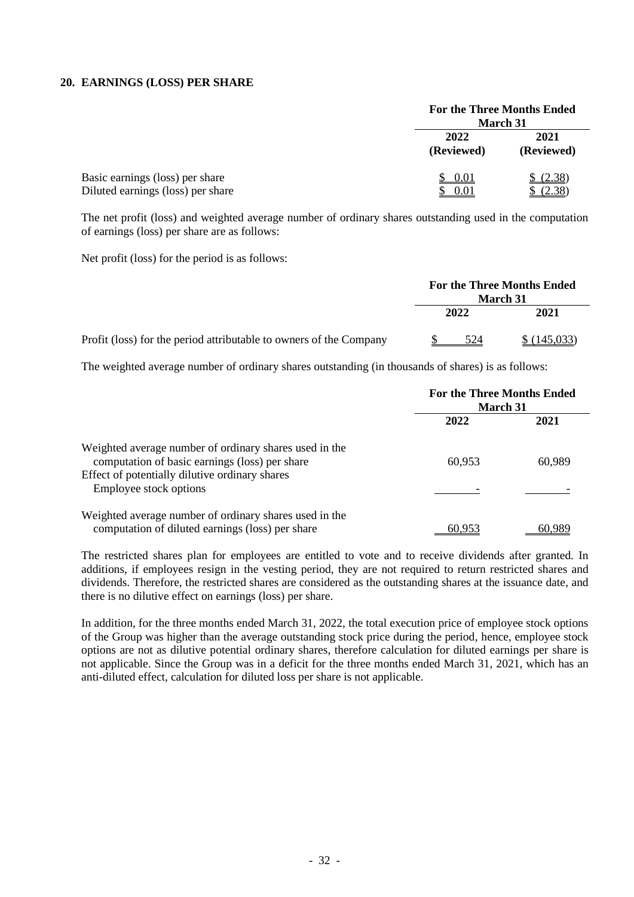## 20. EARNINGS (LOSS) PER SHARE

| | For the Three Months Ended March 31 | |
|---|---|---|
| | 2022 (Reviewed) | 2021 (Reviewed) |
| Basic earnings (loss) per share | $ 0.01 | $ (2.38) |
| Diluted earnings (loss) per share | $ 0.01 | $ (2.38) |

The net profit (loss) and weighted average number of ordinary shares outstanding used in the computation of earnings (loss) per share are as follows:

Net profit (loss) for the period is as follows:

| | For the Three Months Ended March 31 | |
|---|---|---|
| | 2022 | 2021 |
| Profit (loss) for the period attributable to owners of the Company | $ 524 | $ (145,033) |

The weighted average number of ordinary shares outstanding (in thousands of shares) is as follows:

| | For the Three Months Ended March 31 | |
|---|---|---|
| | 2022 | 2021 |
| Weighted average number of ordinary shares used in the computation of basic earnings (loss) per share | 60,953 | 60,989 |
| Effect of potentially dilutive ordinary shares | | |
| Employee stock options | - | - |
| Weighted average number of ordinary shares used in the computation of diluted earnings (loss) per share | 60,953 | 60,989 |

The restricted shares plan for employees are entitled to vote and to receive dividends after granted. In additions, if employees resign in the vesting period, they are not required to return restricted shares and dividends. Therefore, the restricted shares are considered as the outstanding shares at the issuance date, and there is no dilutive effect on earnings (loss) per share.

In addition, for the three months ended March 31, 2022, the total execution price of employee stock options of the Group was higher than the average outstanding stock price during the period, hence, employee stock options are not as dilutive potential ordinary shares, therefore calculation for diluted earnings per share is not applicable. Since the Group was in a deficit for the three months ended March 31, 2021, which has an anti-diluted effect, calculation for diluted loss per share is not applicable.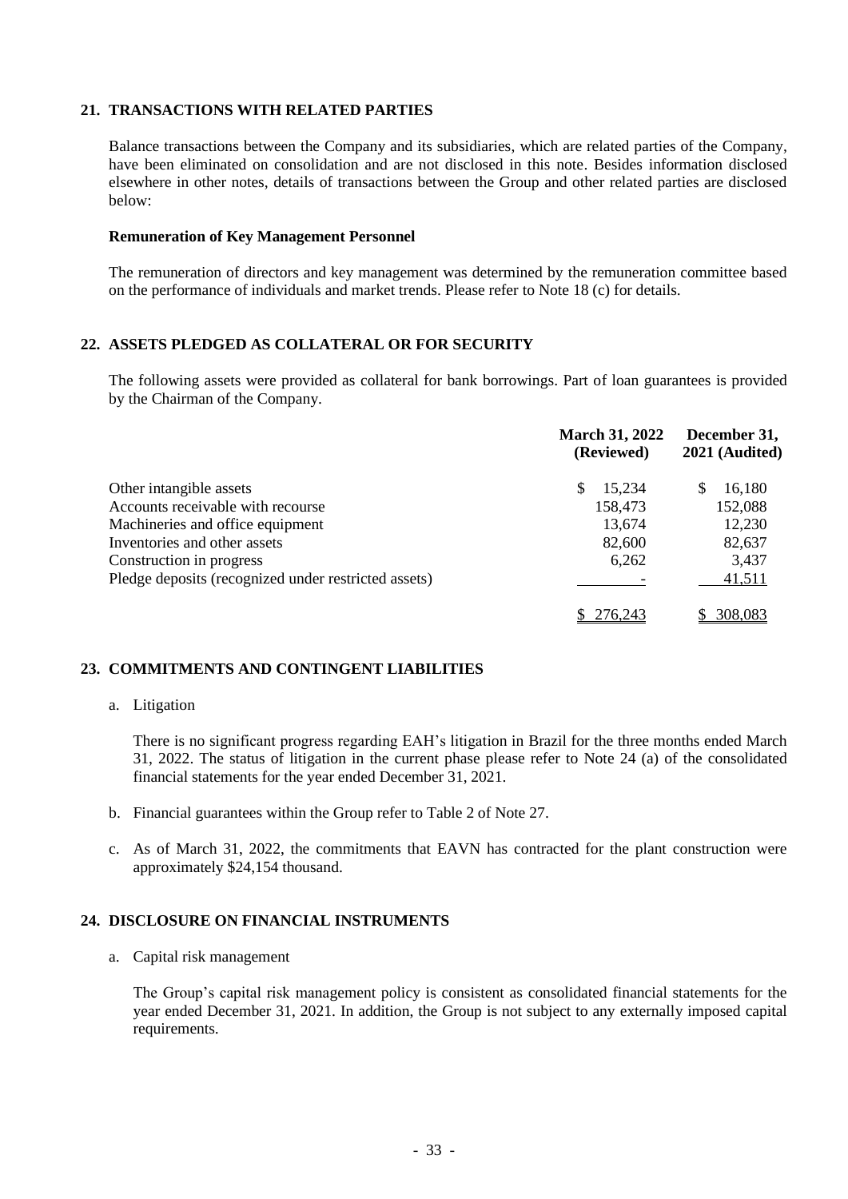## 21. TRANSACTIONS WITH RELATED PARTIES

Balance transactions between the Company and its subsidiaries, which are related parties of the Company, have been eliminated on consolidation and are not disclosed in this note. Besides information disclosed elsewhere in other notes, details of transactions between the Group and other related parties are disclosed below:

**Remuneration of Key Management Personnel**

The remuneration of directors and key management was determined by the remuneration committee based on the performance of individuals and market trends. Please refer to Note 18 (c) for details.

## 22. ASSETS PLEDGED AS COLLATERAL OR FOR SECURITY

The following assets were provided as collateral for bank borrowings. Part of loan guarantees is provided by the Chairman of the Company.

| | March 31, 2022 (Reviewed) | December 31, 2021 (Audited) |
|---|---|---|
| Other intangible assets | $ 15,234 | $ 16,180 |
| Accounts receivable with recourse | 158,473 | 152,088 |
| Machineries and office equipment | 13,674 | 12,230 |
| Inventories and other assets | 82,600 | 82,637 |
| Construction in progress | 6,262 | 3,437 |
| Pledge deposits (recognized under restricted assets) | - | 41,511 |
| | $ 276,243 | $ 308,083 |

## 23. COMMITMENTS AND CONTINGENT LIABILITIES

a. Litigation

   There is no significant progress regarding EAH's litigation in Brazil for the three months ended March 31, 2022. The status of litigation in the current phase please refer to Note 24 (a) of the consolidated financial statements for the year ended December 31, 2021.

b. Financial guarantees within the Group refer to Table 2 of Note 27.

c. As of March 31, 2022, the commitments that EAVN has contracted for the plant construction were approximately $24,154 thousand.

## 24. DISCLOSURE ON FINANCIAL INSTRUMENTS

a. Capital risk management

   The Group's capital risk management policy is consistent as consolidated financial statements for the year ended December 31, 2021. In addition, the Group is not subject to any externally imposed capital requirements.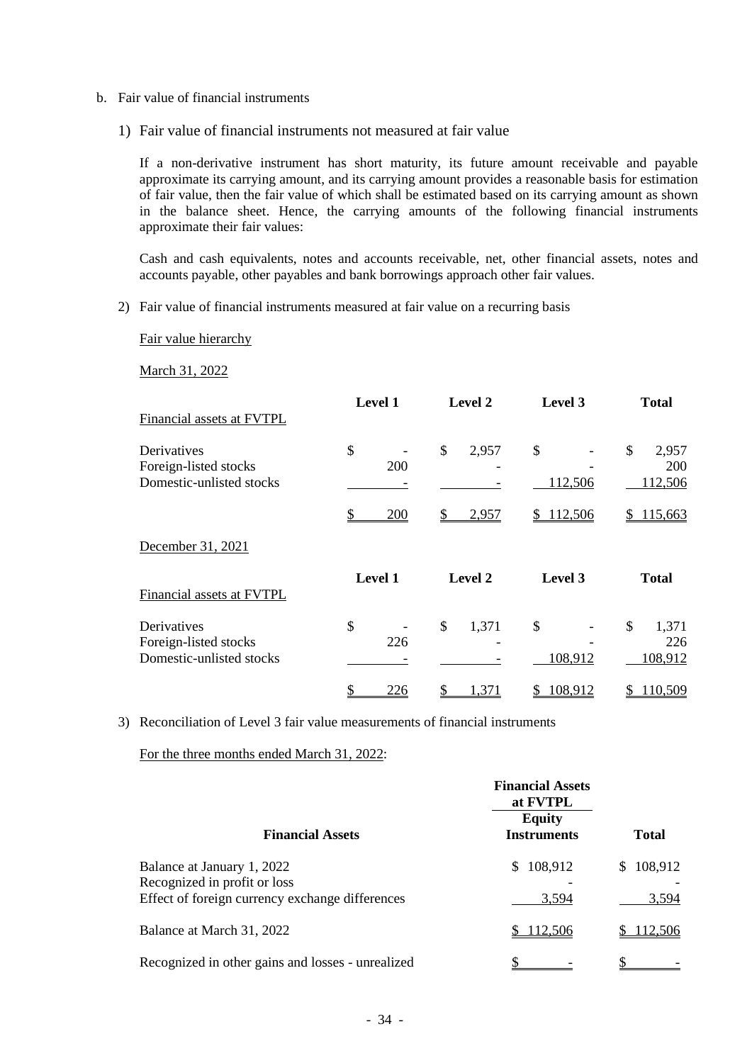b. Fair value of financial instruments

1) Fair value of financial instruments not measured at fair value

If a non-derivative instrument has short maturity, its future amount receivable and payable approximate its carrying amount, and its carrying amount provides a reasonable basis for estimation of fair value, then the fair value of which shall be estimated based on its carrying amount as shown in the balance sheet. Hence, the carrying amounts of the following financial instruments approximate their fair values:

Cash and cash equivalents, notes and accounts receivable, net, other financial assets, notes and accounts payable, other payables and bank borrowings approach other fair values.

2) Fair value of financial instruments measured at fair value on a recurring basis

Fair value hierarchy

March 31, 2022

| Financial assets at FVTPL | Level 1 | Level 2 | Level 3 | Total |
|---|---|---|---|---|
| Derivatives | $ - | $ 2,957 | $ - | $ 2,957 |
| Foreign-listed stocks | 200 | - | - | 200 |
| Domestic-unlisted stocks | - | - | 112,506 | 112,506 |
| | $ 200 | $ 2,957 | $ 112,506 | $ 115,663 |

December 31, 2021

| Financial assets at FVTPL | Level 1 | Level 2 | Level 3 | Total |
|---|---|---|---|---|
| Derivatives | $ - | $ 1,371 | $ - | $ 1,371 |
| Foreign-listed stocks | 226 | - | - | 226 |
| Domestic-unlisted stocks | - | - | 108,912 | 108,912 |
| | $ 226 | $ 1,371 | $ 108,912 | $ 110,509 |

3) Reconciliation of Level 3 fair value measurements of financial instruments

For the three months ended March 31, 2022:

| Financial Assets | Financial Assets at FVTPL Equity Instruments | Total |
|---|---|---|
| Balance at January 1, 2022 | $ 108,912 | $ 108,912 |
| Recognized in profit or loss | - | - |
| Effect of foreign currency exchange differences | 3,594 | 3,594 |
| Balance at March 31, 2022 | $ 112,506 | $ 112,506 |
| Recognized in other gains and losses - unrealized | $ - | $ - |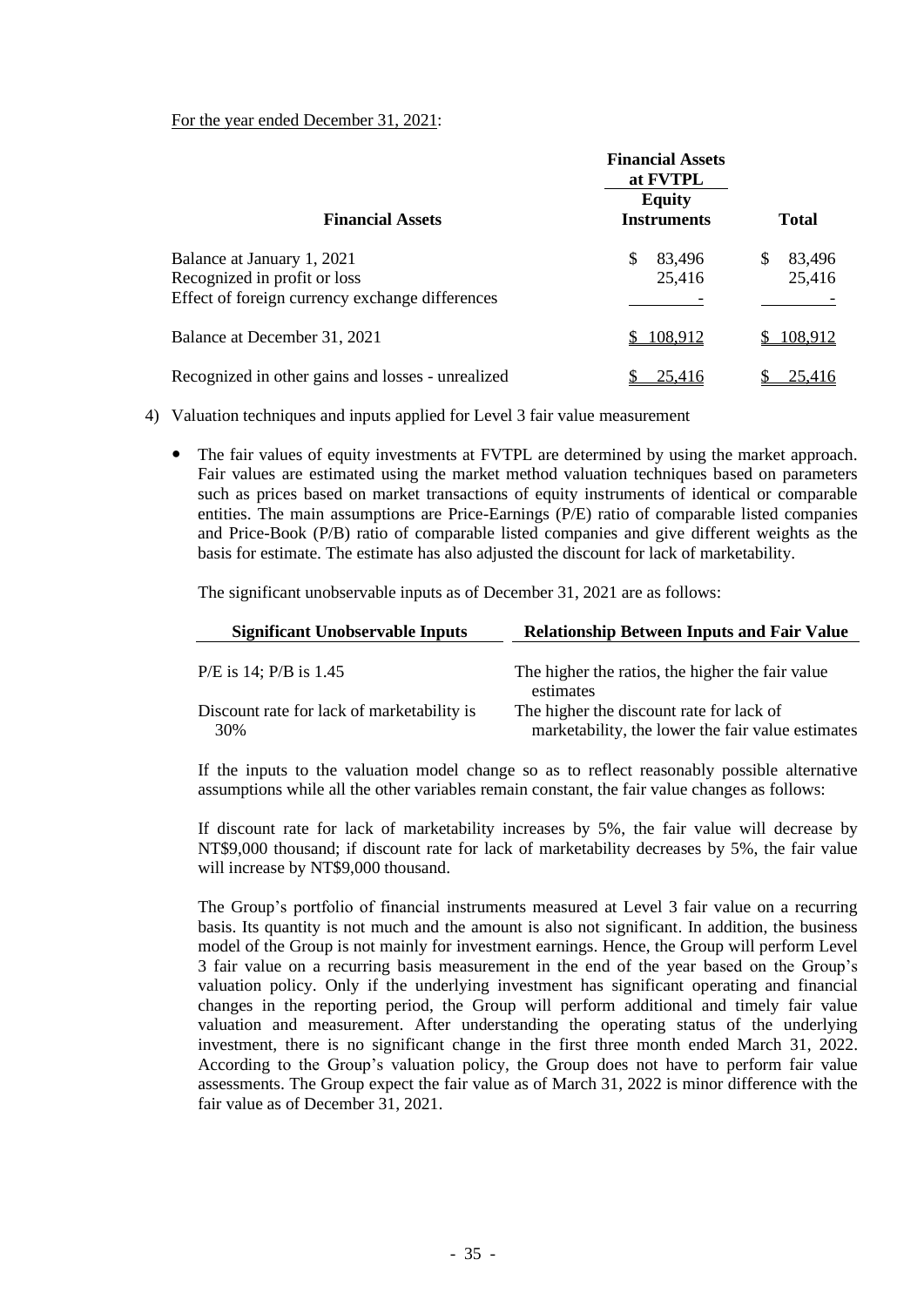For the year ended December 31, 2021:

| Financial Assets | Financial Assets at FVTPL | |
|---|---|---|
| | Equity Instruments | Total |
| Balance at January 1, 2021 | $ 83,496 | $ 83,496 |
| Recognized in profit or loss | 25,416 | 25,416 |
| Effect of foreign currency exchange differences | - | - |
| Balance at December 31, 2021 | $ 108,912 | $ 108,912 |
| Recognized in other gains and losses - unrealized | $ 25,416 | $ 25,416 |

4) Valuation techniques and inputs applied for Level 3 fair value measurement

- The fair values of equity investments at FVTPL are determined by using the market approach. Fair values are estimated using the market method valuation techniques based on parameters such as prices based on market transactions of equity instruments of identical or comparable entities. The main assumptions are Price-Earnings (P/E) ratio of comparable listed companies and Price-Book (P/B) ratio of comparable listed companies and give different weights as the basis for estimate. The estimate has also adjusted the discount for lack of marketability.

  The significant unobservable inputs as of December 31, 2021 are as follows:

| Significant Unobservable Inputs | Relationship Between Inputs and Fair Value |
|---|---|
| P/E is 14; P/B is 1.45 | The higher the ratios, the higher the fair value estimates |
| Discount rate for lack of marketability is 30% | The higher the discount rate for lack of marketability, the lower the fair value estimates |

  If the inputs to the valuation model change so as to reflect reasonably possible alternative assumptions while all the other variables remain constant, the fair value changes as follows:

  If discount rate for lack of marketability increases by 5%, the fair value will decrease by NT$9,000 thousand; if discount rate for lack of marketability decreases by 5%, the fair value will increase by NT$9,000 thousand.

  The Group's portfolio of financial instruments measured at Level 3 fair value on a recurring basis. Its quantity is not much and the amount is also not significant. In addition, the business model of the Group is not mainly for investment earnings. Hence, the Group will perform Level 3 fair value on a recurring basis measurement in the end of the year based on the Group's valuation policy. Only if the underlying investment has significant operating and financial changes in the reporting period, the Group will perform additional and timely fair value valuation and measurement. After understanding the operating status of the underlying investment, there is no significant change in the first three month ended March 31, 2022. According to the Group's valuation policy, the Group does not have to perform fair value assessments. The Group expect the fair value as of March 31, 2022 is minor difference with the fair value as of December 31, 2021.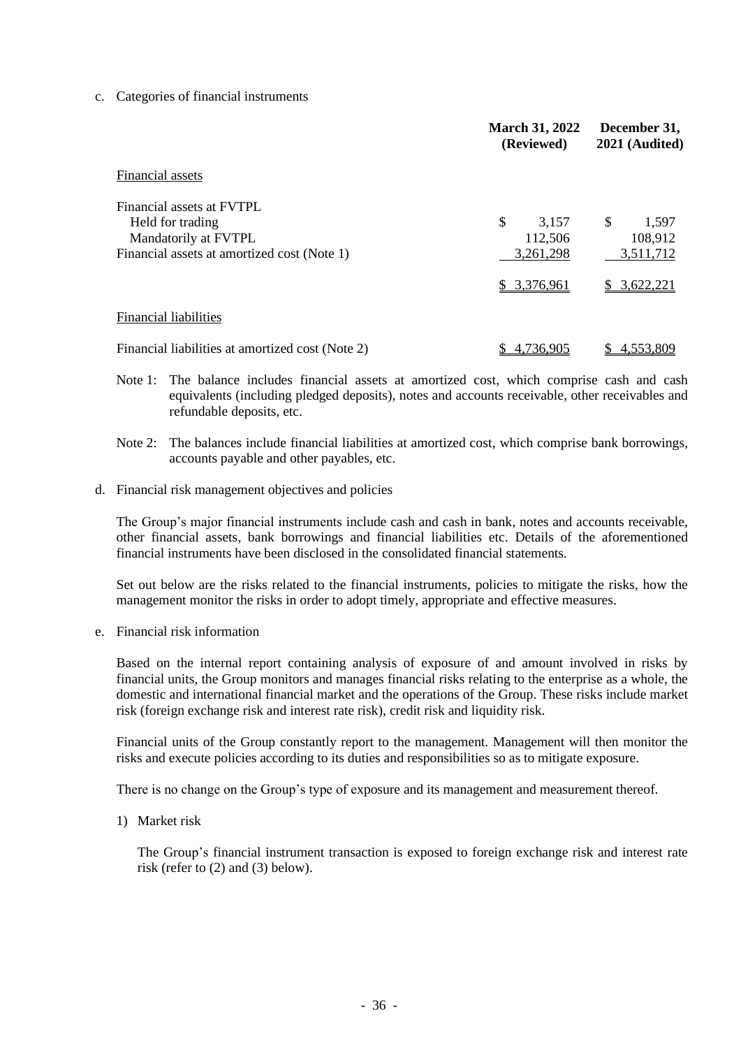c. Categories of financial instruments

| | March 31, 2022 (Reviewed) | December 31, 2021 (Audited) |
|---|---|---|
| Financial assets | | |
| Financial assets at FVTPL | | |
| Held for trading | $ 3,157 | $ 1,597 |
| Mandatorily at FVTPL | 112,506 | 108,912 |
| Financial assets at amortized cost (Note 1) | 3,261,298 | 3,511,712 |
| | $ 3,376,961 | $ 3,622,221 |
| Financial liabilities | | |
| Financial liabilities at amortized cost (Note 2) | $ 4,736,905 | $ 4,553,809 |

Note 1: The balance includes financial assets at amortized cost, which comprise cash and cash equivalents (including pledged deposits), notes and accounts receivable, other receivables and refundable deposits, etc.

Note 2: The balances include financial liabilities at amortized cost, which comprise bank borrowings, accounts payable and other payables, etc.

d. Financial risk management objectives and policies

The Group's major financial instruments include cash and cash in bank, notes and accounts receivable, other financial assets, bank borrowings and financial liabilities etc. Details of the aforementioned financial instruments have been disclosed in the consolidated financial statements.

Set out below are the risks related to the financial instruments, policies to mitigate the risks, how the management monitor the risks in order to adopt timely, appropriate and effective measures.

e. Financial risk information

Based on the internal report containing analysis of exposure of and amount involved in risks by financial units, the Group monitors and manages financial risks relating to the enterprise as a whole, the domestic and international financial market and the operations of the Group. These risks include market risk (foreign exchange risk and interest rate risk), credit risk and liquidity risk.

Financial units of the Group constantly report to the management. Management will then monitor the risks and execute policies according to its duties and responsibilities so as to mitigate exposure.

There is no change on the Group's type of exposure and its management and measurement thereof.

1) Market risk

The Group's financial instrument transaction is exposed to foreign exchange risk and interest rate risk (refer to (2) and (3) below).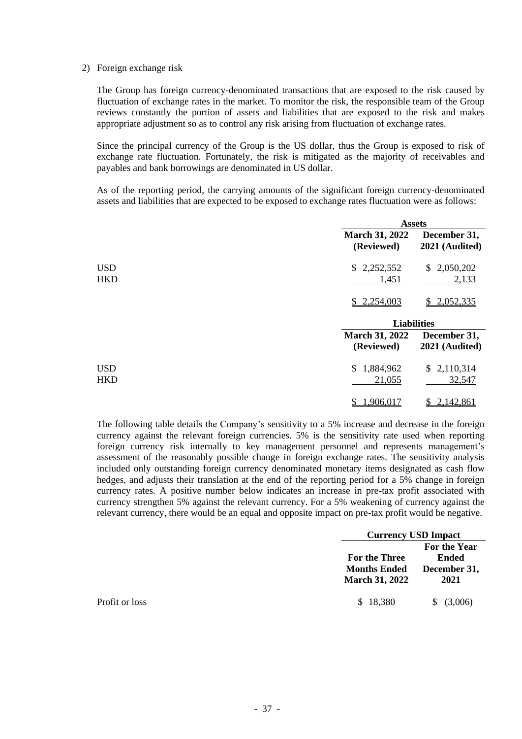2) Foreign exchange risk

The Group has foreign currency-denominated transactions that are exposed to the risk caused by fluctuation of exchange rates in the market. To monitor the risk, the responsible team of the Group reviews constantly the portion of assets and liabilities that are exposed to the risk and makes appropriate adjustment so as to control any risk arising from fluctuation of exchange rates.

Since the principal currency of the Group is the US dollar, thus the Group is exposed to risk of exchange rate fluctuation. Fortunately, the risk is mitigated as the majority of receivables and payables and bank borrowings are denominated in US dollar.

As of the reporting period, the carrying amounts of the significant foreign currency-denominated assets and liabilities that are expected to be exposed to exchange rates fluctuation were as follows:

| | Assets | |
|---|---|---|
| | **March 31, 2022 (Reviewed)** | **December 31, 2021 (Audited)** |
| USD | $ 2,252,552 | $ 2,050,202 |
| HKD | 1,451 | 2,133 |
| | $ 2,254,003 | $ 2,052,335 |

| | Liabilities | |
|---|---|---|
| | **March 31, 2022 (Reviewed)** | **December 31, 2021 (Audited)** |
| USD | $ 1,884,962 | $ 2,110,314 |
| HKD | 21,055 | 32,547 |
| | $ 1,906,017 | $ 2,142,861 |

The following table details the Company's sensitivity to a 5% increase and decrease in the foreign currency against the relevant foreign currencies. 5% is the sensitivity rate used when reporting foreign currency risk internally to key management personnel and represents management's assessment of the reasonably possible change in foreign exchange rates. The sensitivity analysis included only outstanding foreign currency denominated monetary items designated as cash flow hedges, and adjusts their translation at the end of the reporting period for a 5% change in foreign currency rates. A positive number below indicates an increase in pre-tax profit associated with currency strengthen 5% against the relevant currency. For a 5% weakening of currency against the relevant currency, there would be an equal and opposite impact on pre-tax profit would be negative.

| | Currency USD Impact | |
|---|---|---|
| | **For the Three Months Ended March 31, 2022** | **For the Year Ended December 31, 2021** |
| Profit or loss | $ 18,380 | $ (3,006) |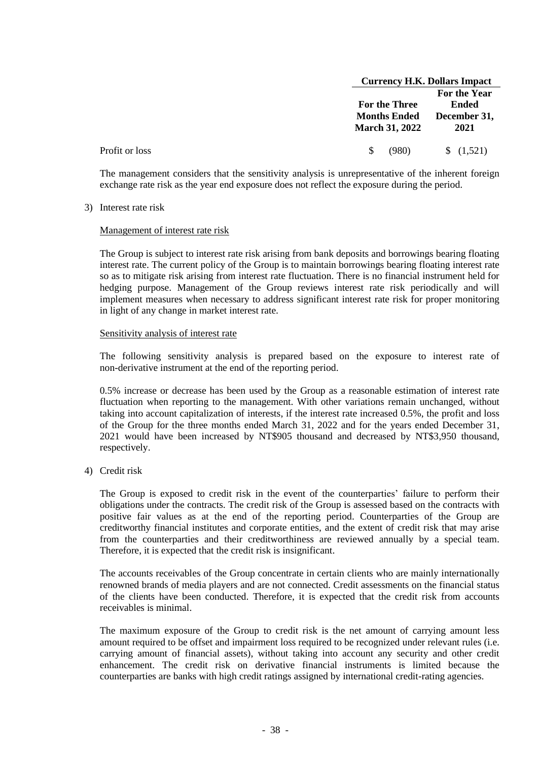| | Currency H.K. Dollars Impact | |
|---|---|---|
| | For the Three Months Ended March 31, 2022 | For the Year Ended December 31, 2021 |
| Profit or loss | $ (980) | $ (1,521) |

The management considers that the sensitivity analysis is unrepresentative of the inherent foreign exchange rate risk as the year end exposure does not reflect the exposure during the period.

3) Interest rate risk

Management of interest rate risk

The Group is subject to interest rate risk arising from bank deposits and borrowings bearing floating interest rate. The current policy of the Group is to maintain borrowings bearing floating interest rate so as to mitigate risk arising from interest rate fluctuation. There is no financial instrument held for hedging purpose. Management of the Group reviews interest rate risk periodically and will implement measures when necessary to address significant interest rate risk for proper monitoring in light of any change in market interest rate.

Sensitivity analysis of interest rate

The following sensitivity analysis is prepared based on the exposure to interest rate of non-derivative instrument at the end of the reporting period.

0.5% increase or decrease has been used by the Group as a reasonable estimation of interest rate fluctuation when reporting to the management. With other variations remain unchanged, without taking into account capitalization of interests, if the interest rate increased 0.5%, the profit and loss of the Group for the three months ended March 31, 2022 and for the years ended December 31, 2021 would have been increased by NT$905 thousand and decreased by NT$3,950 thousand, respectively.

4) Credit risk

The Group is exposed to credit risk in the event of the counterparties' failure to perform their obligations under the contracts. The credit risk of the Group is assessed based on the contracts with positive fair values as at the end of the reporting period. Counterparties of the Group are creditworthy financial institutes and corporate entities, and the extent of credit risk that may arise from the counterparties and their creditworthiness are reviewed annually by a special team. Therefore, it is expected that the credit risk is insignificant.

The accounts receivables of the Group concentrate in certain clients who are mainly internationally renowned brands of media players and are not connected. Credit assessments on the financial status of the clients have been conducted. Therefore, it is expected that the credit risk from accounts receivables is minimal.

The maximum exposure of the Group to credit risk is the net amount of carrying amount less amount required to be offset and impairment loss required to be recognized under relevant rules (i.e. carrying amount of financial assets), without taking into account any security and other credit enhancement. The credit risk on derivative financial instruments is limited because the counterparties are banks with high credit ratings assigned by international credit-rating agencies.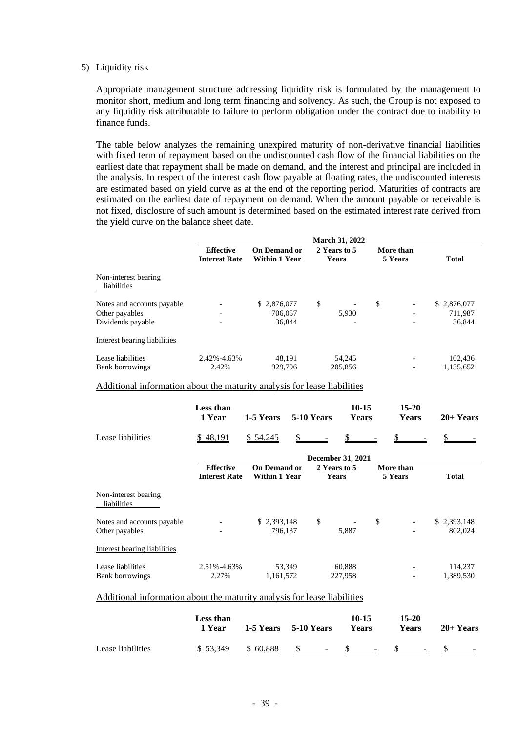5) Liquidity risk

Appropriate management structure addressing liquidity risk is formulated by the management to monitor short, medium and long term financing and solvency. As such, the Group is not exposed to any liquidity risk attributable to failure to perform obligation under the contract due to inability to finance funds.

The table below analyzes the remaining unexpired maturity of non-derivative financial liabilities with fixed term of repayment based on the undiscounted cash flow of the financial liabilities on the earliest date that repayment shall be made on demand, and the interest and principal are included in the analysis. In respect of the interest cash flow payable at floating rates, the undiscounted interests are estimated based on yield curve as at the end of the reporting period. Maturities of contracts are estimated on the earliest date of repayment on demand. When the amount payable or receivable is not fixed, disclosure of such amount is determined based on the estimated interest rate derived from the yield curve on the balance sheet date.

| | March 31, 2022 | | | | |
|---|---|---|---|---|---|
| | Effective Interest Rate | On Demand or Within 1 Year | 2 Years to 5 Years | More than 5 Years | Total |
| Non-interest bearing liabilities | | | | | |
| Notes and accounts payable | - | $ 2,876,077 | $ - | $ - | $ 2,876,077 |
| Other payables | - | 706,057 | 5,930 | - | 711,987 |
| Dividends payable | - | 36,844 | - | - | 36,844 |
| Interest bearing liabilities | | | | | |
| Lease liabilities | 2.42%-4.63% | 48,191 | 54,245 | - | 102,436 |
| Bank borrowings | 2.42% | 929,796 | 205,856 | - | 1,135,652 |

Additional information about the maturity analysis for lease liabilities

| | Less than 1 Year | 1-5 Years | 5-10 Years | 10-15 Years | 15-20 Years | 20+ Years |
|---|---|---|---|---|---|---|
| Lease liabilities | $ 48,191 | $ 54,245 | $ - | $ - | $ - | $ - |

| | December 31, 2021 | | | | |
|---|---|---|---|---|---|
| | Effective Interest Rate | On Demand or Within 1 Year | 2 Years to 5 Years | More than 5 Years | Total |
| Non-interest bearing liabilities | | | | | |
| Notes and accounts payable | - | $ 2,393,148 | $ - | $ - | $ 2,393,148 |
| Other payables | - | 796,137 | 5,887 | - | 802,024 |
| Interest bearing liabilities | | | | | |
| Lease liabilities | 2.51%-4.63% | 53,349 | 60,888 | - | 114,237 |
| Bank borrowings | 2.27% | 1,161,572 | 227,958 | - | 1,389,530 |

Additional information about the maturity analysis for lease liabilities

| | Less than 1 Year | 1-5 Years | 5-10 Years | 10-15 Years | 15-20 Years | 20+ Years |
|---|---|---|---|---|---|---|
| Lease liabilities | $ 53,349 | $ 60,888 | $ - | $ - | $ - | $ - |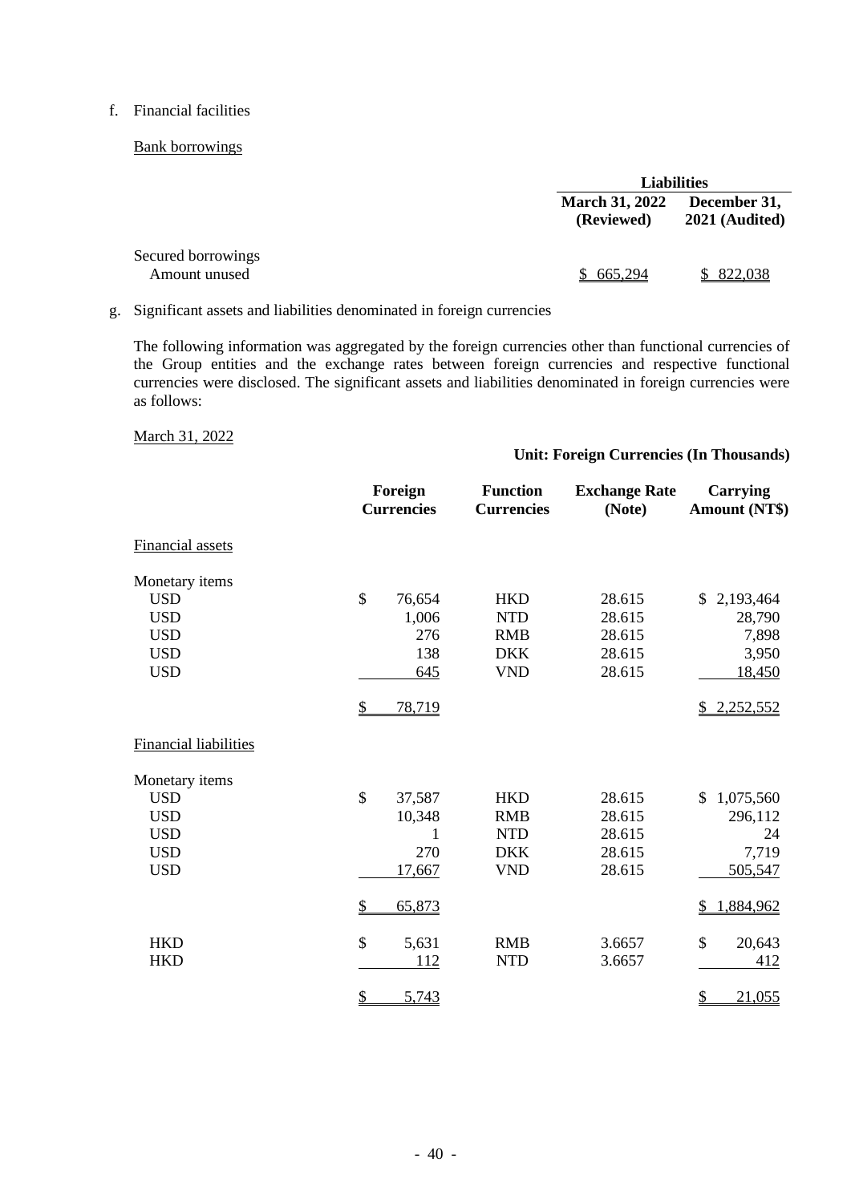f. Financial facilities

Bank borrowings

| | Liabilities | |
|---|---|---|
| | **March 31, 2022 (Reviewed)** | **December 31, 2021 (Audited)** |
| Secured borrowings | | |
| Amount unused | $ 665,294 | $ 822,038 |

g. Significant assets and liabilities denominated in foreign currencies

The following information was aggregated by the foreign currencies other than functional currencies of the Group entities and the exchange rates between foreign currencies and respective functional currencies were disclosed. The significant assets and liabilities denominated in foreign currencies were as follows:

March 31, 2022

**Unit: Foreign Currencies (In Thousands)**

| | Foreign Currencies | Function Currencies | Exchange Rate (Note) | Carrying Amount (NT$) |
|---|---|---|---|---|
| Financial assets | | | | |
| Monetary items | | | | |
| USD | $ 76,654 | HKD | 28.615 | $ 2,193,464 |
| USD | 1,006 | NTD | 28.615 | 28,790 |
| USD | 276 | RMB | 28.615 | 7,898 |
| USD | 138 | DKK | 28.615 | 3,950 |
| USD | 645 | VND | 28.615 | 18,450 |
| | $ 78,719 | | | $ 2,252,552 |
| Financial liabilities | | | | |
| Monetary items | | | | |
| USD | $ 37,587 | HKD | 28.615 | $ 1,075,560 |
| USD | 10,348 | RMB | 28.615 | 296,112 |
| USD | 1 | NTD | 28.615 | 24 |
| USD | 270 | DKK | 28.615 | 7,719 |
| USD | 17,667 | VND | 28.615 | 505,547 |
| | $ 65,873 | | | $ 1,884,962 |
| HKD | $ 5,631 | RMB | 3.6657 | $ 20,643 |
| HKD | 112 | NTD | 3.6657 | 412 |
| | $ 5,743 | | | $ 21,055 |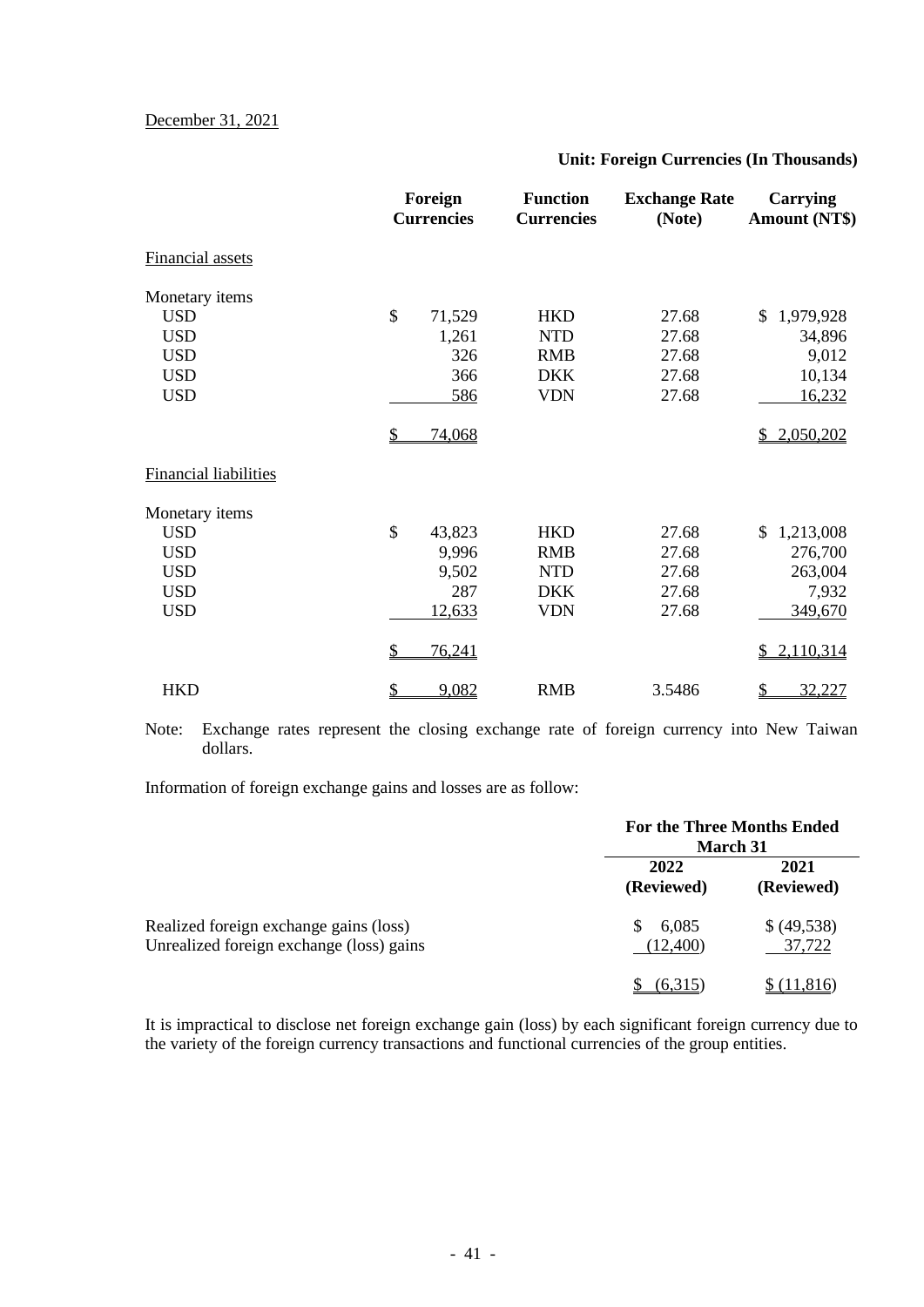December 31, 2021

**Unit: Foreign Currencies (In Thousands)**

| | Foreign Currencies | Function Currencies | Exchange Rate (Note) | Carrying Amount (NT$) |
|---|---|---|---|---|
| Financial assets | | | | |
| Monetary items | | | | |
| USD | $ 71,529 | HKD | 27.68 | $ 1,979,928 |
| USD | 1,261 | NTD | 27.68 | 34,896 |
| USD | 326 | RMB | 27.68 | 9,012 |
| USD | 366 | DKK | 27.68 | 10,134 |
| USD | 586 | VDN | 27.68 | 16,232 |
| | $ 74,068 | | | $ 2,050,202 |
| Financial liabilities | | | | |
| Monetary items | | | | |
| USD | $ 43,823 | HKD | 27.68 | $ 1,213,008 |
| USD | 9,996 | RMB | 27.68 | 276,700 |
| USD | 9,502 | NTD | 27.68 | 263,004 |
| USD | 287 | DKK | 27.68 | 7,932 |
| USD | 12,633 | VDN | 27.68 | 349,670 |
| | $ 76,241 | | | $ 2,110,314 |
| HKD | $ 9,082 | RMB | 3.5486 | $ 32,227 |

Note: Exchange rates represent the closing exchange rate of foreign currency into New Taiwan dollars.

Information of foreign exchange gains and losses are as follow:

| | For the Three Months Ended March 31 | |
|---|---|---|
| | 2022 (Reviewed) | 2021 (Reviewed) |
| Realized foreign exchange gains (loss) | $ 6,085 | $ (49,538) |
| Unrealized foreign exchange (loss) gains | (12,400) | 37,722 |
| | $ (6,315) | $ (11,816) |

It is impractical to disclose net foreign exchange gain (loss) by each significant foreign currency due to the variety of the foreign currency transactions and functional currencies of the group entities.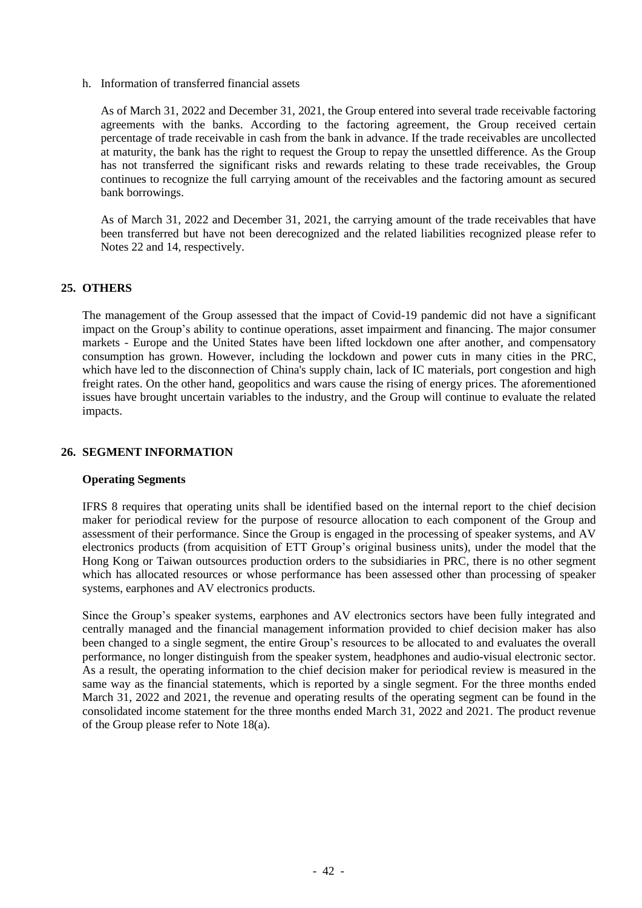h. Information of transferred financial assets

As of March 31, 2022 and December 31, 2021, the Group entered into several trade receivable factoring agreements with the banks. According to the factoring agreement, the Group received certain percentage of trade receivable in cash from the bank in advance. If the trade receivables are uncollected at maturity, the bank has the right to request the Group to repay the unsettled difference. As the Group has not transferred the significant risks and rewards relating to these trade receivables, the Group continues to recognize the full carrying amount of the receivables and the factoring amount as secured bank borrowings.

As of March 31, 2022 and December 31, 2021, the carrying amount of the trade receivables that have been transferred but have not been derecognized and the related liabilities recognized please refer to Notes 22 and 14, respectively.

## 25. OTHERS

The management of the Group assessed that the impact of Covid-19 pandemic did not have a significant impact on the Group's ability to continue operations, asset impairment and financing. The major consumer markets - Europe and the United States have been lifted lockdown one after another, and compensatory consumption has grown. However, including the lockdown and power cuts in many cities in the PRC, which have led to the disconnection of China's supply chain, lack of IC materials, port congestion and high freight rates. On the other hand, geopolitics and wars cause the rising of energy prices. The aforementioned issues have brought uncertain variables to the industry, and the Group will continue to evaluate the related impacts.

## 26. SEGMENT INFORMATION

**Operating Segments**

IFRS 8 requires that operating units shall be identified based on the internal report to the chief decision maker for periodical review for the purpose of resource allocation to each component of the Group and assessment of their performance. Since the Group is engaged in the processing of speaker systems, and AV electronics products (from acquisition of ETT Group's original business units), under the model that the Hong Kong or Taiwan outsources production orders to the subsidiaries in PRC, there is no other segment which has allocated resources or whose performance has been assessed other than processing of speaker systems, earphones and AV electronics products.

Since the Group's speaker systems, earphones and AV electronics sectors have been fully integrated and centrally managed and the financial management information provided to chief decision maker has also been changed to a single segment, the entire Group's resources to be allocated to and evaluates the overall performance, no longer distinguish from the speaker system, headphones and audio-visual electronic sector. As a result, the operating information to the chief decision maker for periodical review is measured in the same way as the financial statements, which is reported by a single segment. For the three months ended March 31, 2022 and 2021, the revenue and operating results of the operating segment can be found in the consolidated income statement for the three months ended March 31, 2022 and 2021. The product revenue of the Group please refer to Note 18(a).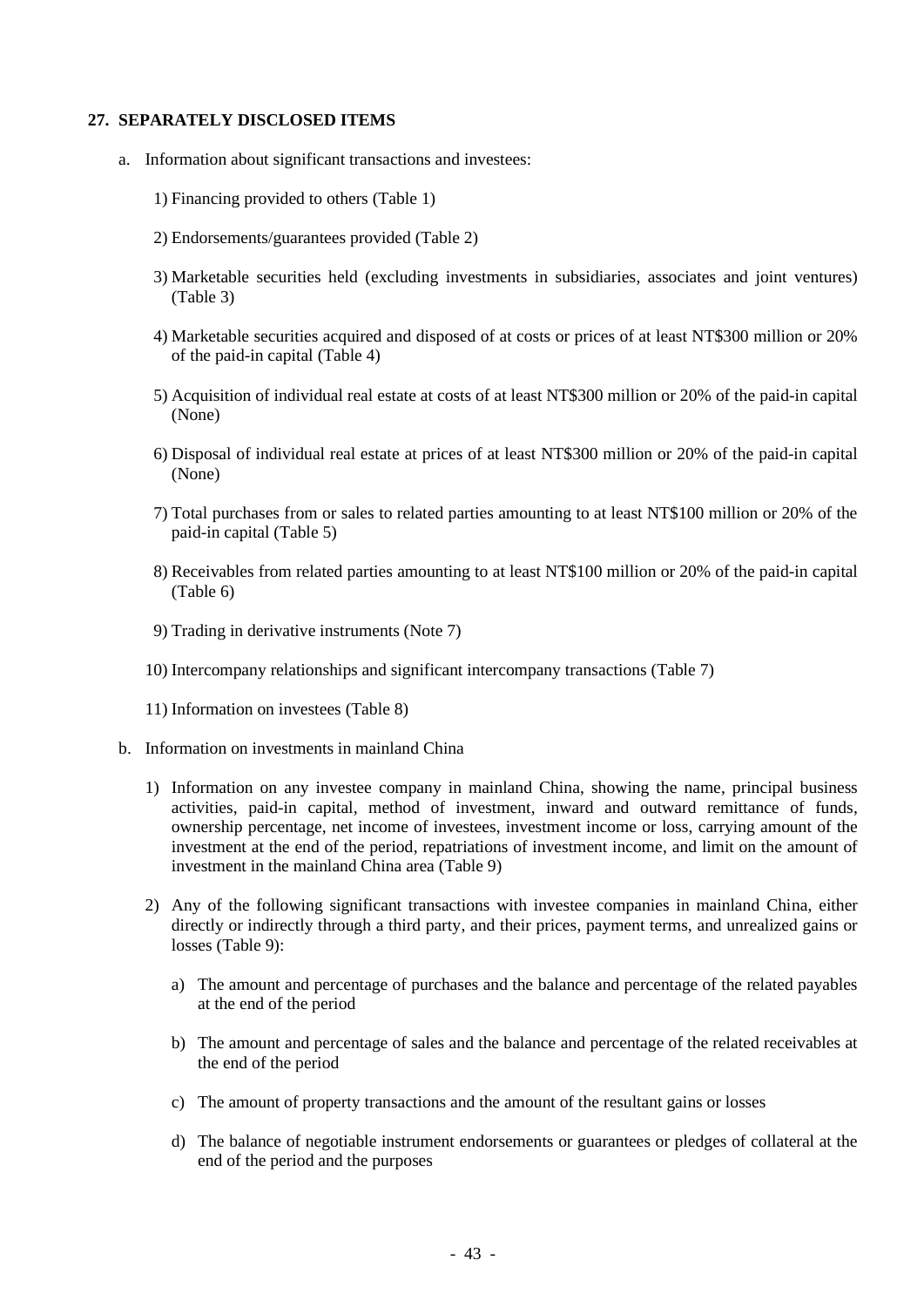## 27. SEPARATELY DISCLOSED ITEMS

a. Information about significant transactions and investees:

1) Financing provided to others (Table 1)

2) Endorsements/guarantees provided (Table 2)

3) Marketable securities held (excluding investments in subsidiaries, associates and joint ventures) (Table 3)

4) Marketable securities acquired and disposed of at costs or prices of at least NT$300 million or 20% of the paid-in capital (Table 4)

5) Acquisition of individual real estate at costs of at least NT$300 million or 20% of the paid-in capital (None)

6) Disposal of individual real estate at prices of at least NT$300 million or 20% of the paid-in capital (None)

7) Total purchases from or sales to related parties amounting to at least NT$100 million or 20% of the paid-in capital (Table 5)

8) Receivables from related parties amounting to at least NT$100 million or 20% of the paid-in capital (Table 6)

9) Trading in derivative instruments (Note 7)

10) Intercompany relationships and significant intercompany transactions (Table 7)

11) Information on investees (Table 8)

b. Information on investments in mainland China

1) Information on any investee company in mainland China, showing the name, principal business activities, paid-in capital, method of investment, inward and outward remittance of funds, ownership percentage, net income of investees, investment income or loss, carrying amount of the investment at the end of the period, repatriations of investment income, and limit on the amount of investment in the mainland China area (Table 9)

2) Any of the following significant transactions with investee companies in mainland China, either directly or indirectly through a third party, and their prices, payment terms, and unrealized gains or losses (Table 9):

   a) The amount and percentage of purchases and the balance and percentage of the related payables at the end of the period

   b) The amount and percentage of sales and the balance and percentage of the related receivables at the end of the period

   c) The amount of property transactions and the amount of the resultant gains or losses

   d) The balance of negotiable instrument endorsements or guarantees or pledges of collateral at the end of the period and the purposes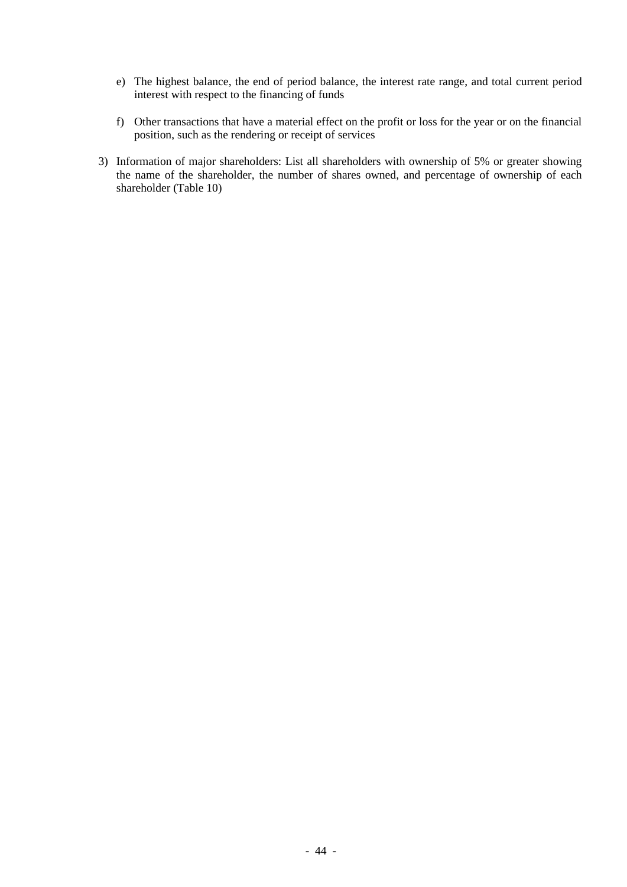e) The highest balance, the end of period balance, the interest rate range, and total current period interest with respect to the financing of funds

   f) Other transactions that have a material effect on the profit or loss for the year or on the financial position, such as the rendering or receipt of services

3) Information of major shareholders: List all shareholders with ownership of 5% or greater showing the name of the shareholder, the number of shares owned, and percentage of ownership of each shareholder (Table 10)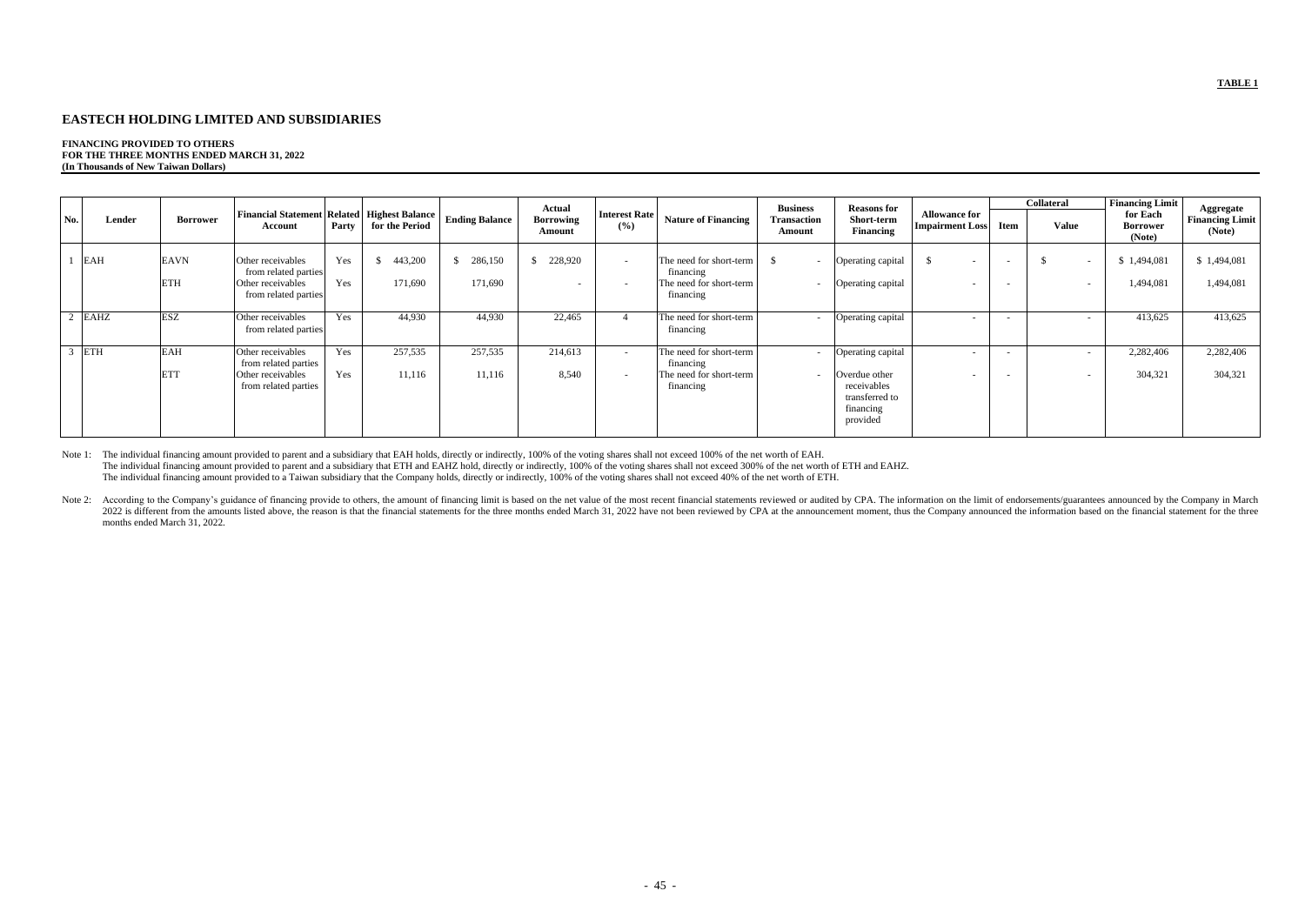**TABLE 1**

# EASTECH HOLDING LIMITED AND SUBSIDIARIES

**FINANCING PROVIDED TO OTHERS**
**FOR THE THREE MONTHS ENDED MARCH 31, 2022**
**(In Thousands of New Taiwan Dollars)**

| No. | Lender | Borrower | Financial Statement Account | Related Party | Highest Balance for the Period | Ending Balance | Actual Borrowing Amount | Interest Rate (%) | Nature of Financing | Business Transaction Amount | Reasons for Short-term Financing | Allowance for Impairment Loss | Collateral | | Financing Limit for Each Borrower (Note) | Aggregate Financing Limit (Note) |
|---|---|---|---|---|---|---|---|---|---|---|---|---|---|---|---|---|
| | | | | | | | | | | | | | Item | Value | | |
| 1 | EAH | EAVN | Other receivables from related parties | Yes | $ 443,200 | $ 286,150 | $ 228,920 | - | The need for short-term financing | $ - | Operating capital | $ - | - | $ - | $ 1,494,081 | $ 1,494,081 |
| | | ETH | Other receivables from related parties | Yes | 171,690 | 171,690 | - | - | The need for short-term financing | - | Operating capital | - | - | - | 1,494,081 | 1,494,081 |
| 2 | EAHZ | ESZ | Other receivables from related parties | Yes | 44,930 | 44,930 | 22,465 | 4 | The need for short-term financing | - | Operating capital | - | - | - | 413,625 | 413,625 |
| 3 | ETH | EAH | Other receivables from related parties | Yes | 257,535 | 257,535 | 214,613 | - | The need for short-term financing | - | Operating capital | - | - | - | 2,282,406 | 2,282,406 |
| | | ETT | Other receivables from related parties | Yes | 11,116 | 11,116 | 8,540 | - | The need for short-term financing | - | Overdue other receivables transferred to financing provided | - | - | - | 304,321 | 304,321 |

Note 1: The individual financing amount provided to parent and a subsidiary that EAH holds, directly or indirectly, 100% of the voting shares shall not exceed 100% of the net worth of EAH.
The individual financing amount provided to parent and a subsidiary that ETH and EAHZ hold, directly or indirectly, 100% of the voting shares shall not exceed 300% of the net worth of ETH and EAHZ.
The individual financing amount provided to a Taiwan subsidiary that the Company holds, directly or indirectly, 100% of the voting shares shall not exceed 40% of the net worth of ETH.

Note 2: According to the Company's guidance of financing provide to others, the amount of financing limit is based on the net value of the most recent financial statements reviewed or audited by CPA. The information on the limit of endorsements/guarantees announced by the Company in March 2022 is different from the amounts listed above, the reason is that the financial statements for the three months ended March 31, 2022 have not been reviewed by CPA at the announcement moment, thus the Company announced the information based on the financial statement for the three months ended March 31, 2022.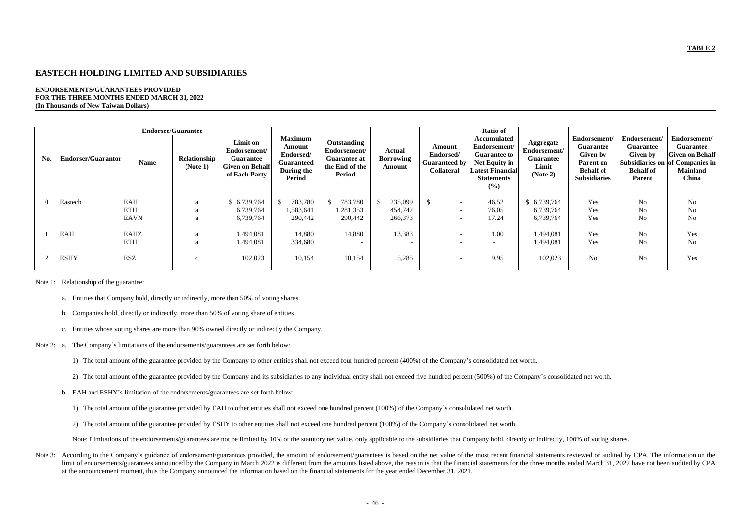**TABLE 2**

# EASTECH HOLDING LIMITED AND SUBSIDIARIES

**ENDORSEMENTS/GUARANTEES PROVIDED**
**FOR THE THREE MONTHS ENDED MARCH 31, 2022**
**(In Thousands of New Taiwan Dollars)**

| No. | Endorser/Guarantor | Endorsee/Guarantee | | Limit on Endorsement/ Guarantee Given on Behalf of Each Party | Maximum Amount Endorsed/ Guaranteed During the Period | Outstanding Endorsement/ Guarantee at the End of the Period | Actual Borrowing Amount | Amount Endorsed/ Guaranteed by Collateral | Ratio of Accumulated Endorsement/ Guarantee to Net Equity in Latest Financial Statements (%) | Aggregate Endorsement/ Guarantee Limit (Note 2) | Endorsement/ Guarantee Given by Parent on Behalf of Subsidiaries | Endorsement/ Guarantee Given by Subsidiaries on Behalf of Parent | Endorsement/ Guarantee Given on Behalf of Companies in Mainland China |
|---|---|---|---|---|---|---|---|---|---|---|---|---|---|
| | | Name | Relationship (Note 1) | | | | | | | | | | |
| 0 | Eastech | EAH | a | $ 6,739,764 | $ 783,780 | $ 783,780 | $ 235,099 | $ - | 46.52 | $ 6,739,764 | Yes | No | No |
| | | ETH | a | 6,739,764 | 1,583,641 | 1,281,353 | 454,742 | - | 76.05 | 6,739,764 | Yes | No | No |
| | | EAVN | a | 6,739,764 | 290,442 | 290,442 | 266,373 | - | 17.24 | 6,739,764 | Yes | No | No |
| 1 | EAH | EAHZ | a | 1,494,081 | 14,880 | 14,880 | 13,383 | - | 1.00 | 1,494,081 | Yes | No | Yes |
| | | ETH | a | 1,494,081 | 334,680 | - | - | - | - | 1,494,081 | Yes | No | No |
| 2 | ESHY | ESZ | c | 102,023 | 10,154 | 10,154 | 5,285 | - | 9.95 | 102,023 | No | No | Yes |

Note 1: Relationship of the guarantee:

a. Entities that Company hold, directly or indirectly, more than 50% of voting shares.

b. Companies hold, directly or indirectly, more than 50% of voting share of entities.

c. Entities whose voting shares are more than 90% owned directly or indirectly the Company.

Note 2: a. The Company's limitations of the endorsements/guarantees are set forth below:

1) The total amount of the guarantee provided by the Company to other entities shall not exceed four hundred percent (400%) of the Company's consolidated net worth.

2) The total amount of the guarantee provided by the Company and its subsidiaries to any individual entity shall not exceed five hundred percent (500%) of the Company's consolidated net worth.

b. EAH and ESHY's limitation of the endorsements/guarantees are set forth below:

1) The total amount of the guarantee provided by EAH to other entities shall not exceed one hundred percent (100%) of the Company's consolidated net worth.

2) The total amount of the guarantee provided by ESHY to other entities shall not exceed one hundred percent (100%) of the Company's consolidated net worth.

Note: Limitations of the endorsements/guarantees are not be limited by 10% of the statutory net value, only applicable to the subsidiaries that Company hold, directly or indirectly, 100% of voting shares.

Note 3: According to the Company's guidance of endorsement/guarantees provided, the amount of endorsement/guarantees is based on the net value of the most recent financial statements reviewed or audited by CPA. The information on the limit of endorsements/guarantees announced by the Company in March 2022 is different from the amounts listed above, the reason is that the financial statements for the three months ended March 31, 2022 have not been audited by CPA at the announcement moment, thus the Company announced the information based on the financial statements for the year ended December 31, 2021.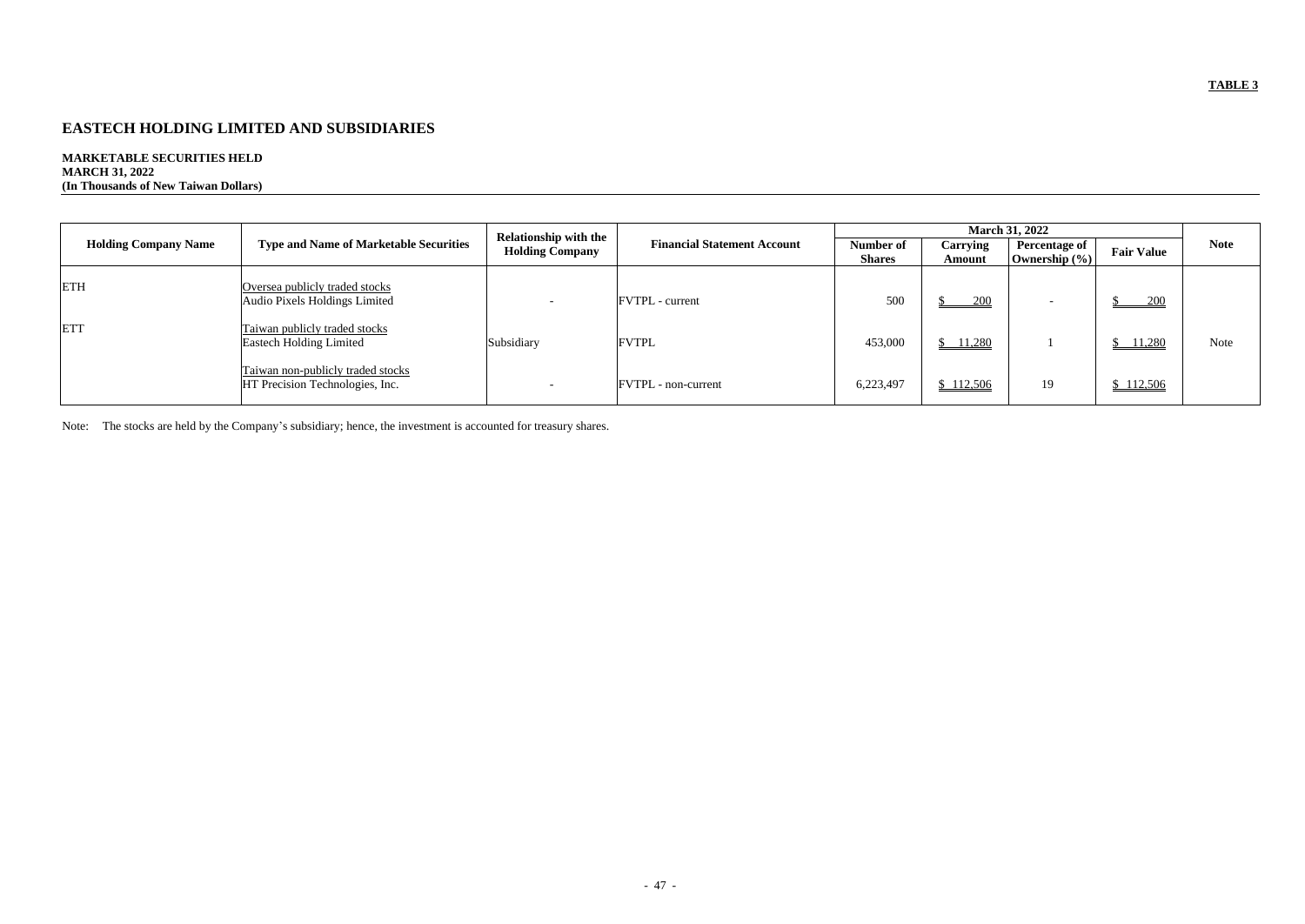**TABLE 3**

# EASTECH HOLDING LIMITED AND SUBSIDIARIES

**MARKETABLE SECURITIES HELD**
**MARCH 31, 2022**
**(In Thousands of New Taiwan Dollars)**

| Holding Company Name | Type and Name of Marketable Securities | Relationship with the Holding Company | Financial Statement Account | March 31, 2022 | | | | Note |
|---|---|---|---|---|---|---|---|---|
| | | | | Number of Shares | Carrying Amount | Percentage of Ownership (%) | Fair Value | |
| ETH | Oversea publicly traded stocks | | | | | | | |
| | Audio Pixels Holdings Limited | - | FVTPL - current | 500 | $ 200 | - | $ 200 | |
| ETT | Taiwan publicly traded stocks | | | | | | | |
| | Eastech Holding Limited | Subsidiary | FVTPL | 453,000 | $ 11,280 | 1 | $ 11,280 | Note |
| | Taiwan non-publicly traded stocks | | | | | | | |
| | HT Precision Technologies, Inc. | - | FVTPL - non-current | 6,223,497 | $ 112,506 | 19 | $ 112,506 | |

Note: The stocks are held by the Company's subsidiary; hence, the investment is accounted for treasury shares.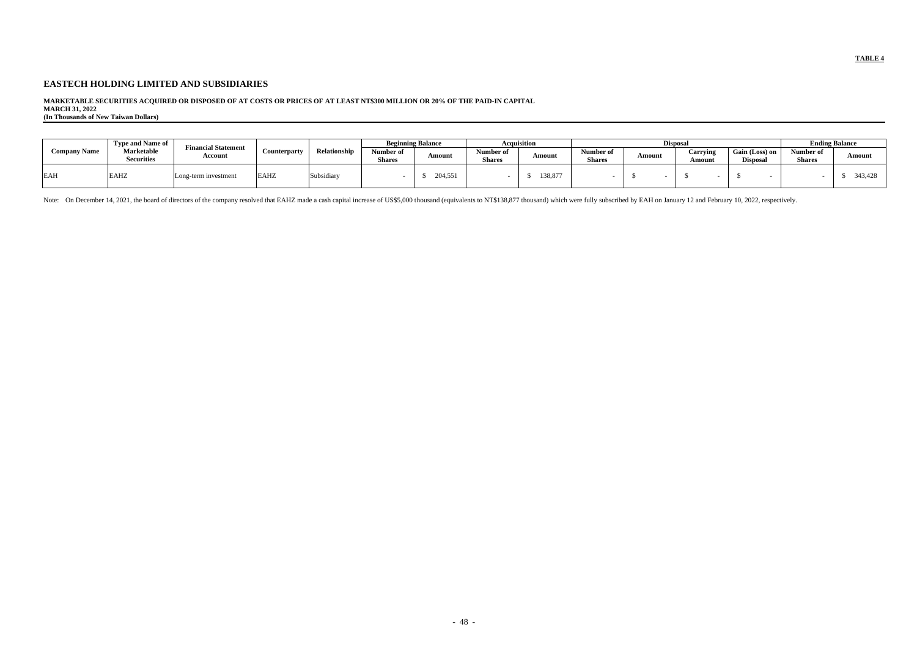**TABLE 4**

# EASTECH HOLDING LIMITED AND SUBSIDIARIES

**MARKETABLE SECURITIES ACQUIRED OR DISPOSED OF AT COSTS OR PRICES OF AT LEAST NT$300 MILLION OR 20% OF THE PAID-IN CAPITAL**
**MARCH 31, 2022**
**(In Thousands of New Taiwan Dollars)**

| Company Name | Type and Name of Marketable Securities | Financial Statement Account | Counterparty | Relationship | Beginning Balance | | Acquisition | | Disposal | | | | Ending Balance | |
|---|---|---|---|---|---|---|---|---|---|---|---|---|---|---|
| | | | | | Number of Shares | Amount | Number of Shares | Amount | Number of Shares | Amount | Carrying Amount | Gain (Loss) on Disposal | Number of Shares | Amount |
| EAH | EAHZ | Long-term investment | EAHZ | Subsidiary | - | $ 204,551 | - | $ 138,877 | - | $ - | $ - | $ - | - | $ 343,428 |

Note: On December 14, 2021, the board of directors of the company resolved that EAHZ made a cash capital increase of US$5,000 thousand (equivalents to NT$138,877 thousand) which were fully subscribed by EAH on January 12 and February 10, 2022, respectively.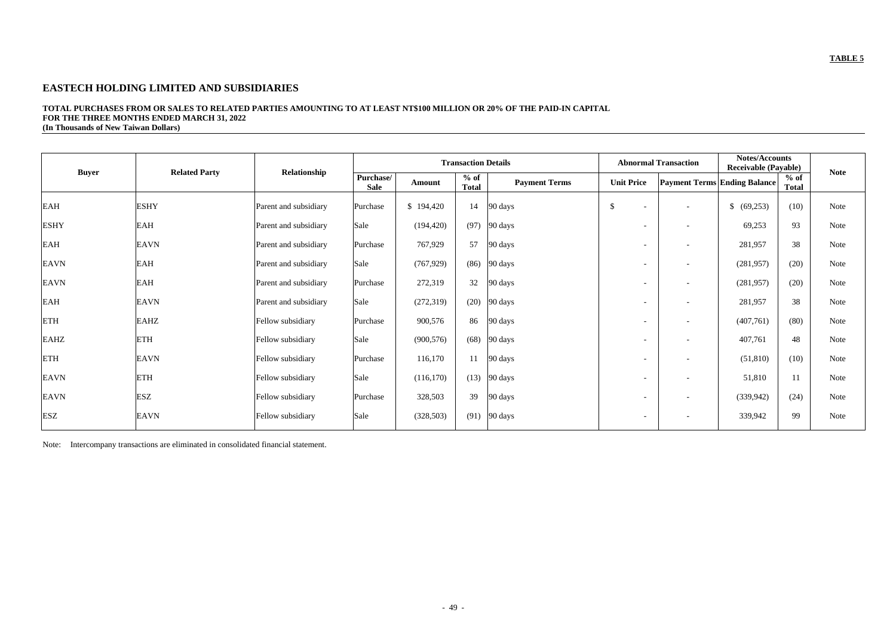**TABLE 5**

# EASTECH HOLDING LIMITED AND SUBSIDIARIES

**TOTAL PURCHASES FROM OR SALES TO RELATED PARTIES AMOUNTING TO AT LEAST NT$100 MILLION OR 20% OF THE PAID-IN CAPITAL**
**FOR THE THREE MONTHS ENDED MARCH 31, 2022**
**(In Thousands of New Taiwan Dollars)**

| Buyer | Related Party | Relationship | Transaction Details | | | | Abnormal Transaction | | Notes/Accounts Receivable (Payable) | | Note |
|---|---|---|---|---|---|---|---|---|---|---|---|
| | | | Purchase/ Sale | Amount | % of Total | Payment Terms | Unit Price | Payment Terms | Ending Balance | % of Total | |
| EAH | ESHY | Parent and subsidiary | Purchase | $ 194,420 | 14 | 90 days | $ - | - | $ (69,253) | (10) | Note |
| ESHY | EAH | Parent and subsidiary | Sale | (194,420) | (97) | 90 days | - | - | 69,253 | 93 | Note |
| EAH | EAVN | Parent and subsidiary | Purchase | 767,929 | 57 | 90 days | - | - | 281,957 | 38 | Note |
| EAVN | EAH | Parent and subsidiary | Sale | (767,929) | (86) | 90 days | - | - | (281,957) | (20) | Note |
| EAVN | EAH | Parent and subsidiary | Purchase | 272,319 | 32 | 90 days | - | - | (281,957) | (20) | Note |
| EAH | EAVN | Parent and subsidiary | Sale | (272,319) | (20) | 90 days | - | - | 281,957 | 38 | Note |
| ETH | EAHZ | Fellow subsidiary | Purchase | 900,576 | 86 | 90 days | - | - | (407,761) | (80) | Note |
| EAHZ | ETH | Fellow subsidiary | Sale | (900,576) | (68) | 90 days | - | - | 407,761 | 48 | Note |
| ETH | EAVN | Fellow subsidiary | Purchase | 116,170 | 11 | 90 days | - | - | (51,810) | (10) | Note |
| EAVN | ETH | Fellow subsidiary | Sale | (116,170) | (13) | 90 days | - | - | 51,810 | 11 | Note |
| EAVN | ESZ | Fellow subsidiary | Purchase | 328,503 | 39 | 90 days | - | - | (339,942) | (24) | Note |
| ESZ | EAVN | Fellow subsidiary | Sale | (328,503) | (91) | 90 days | - | - | 339,942 | 99 | Note |

Note: Intercompany transactions are eliminated in consolidated financial statement.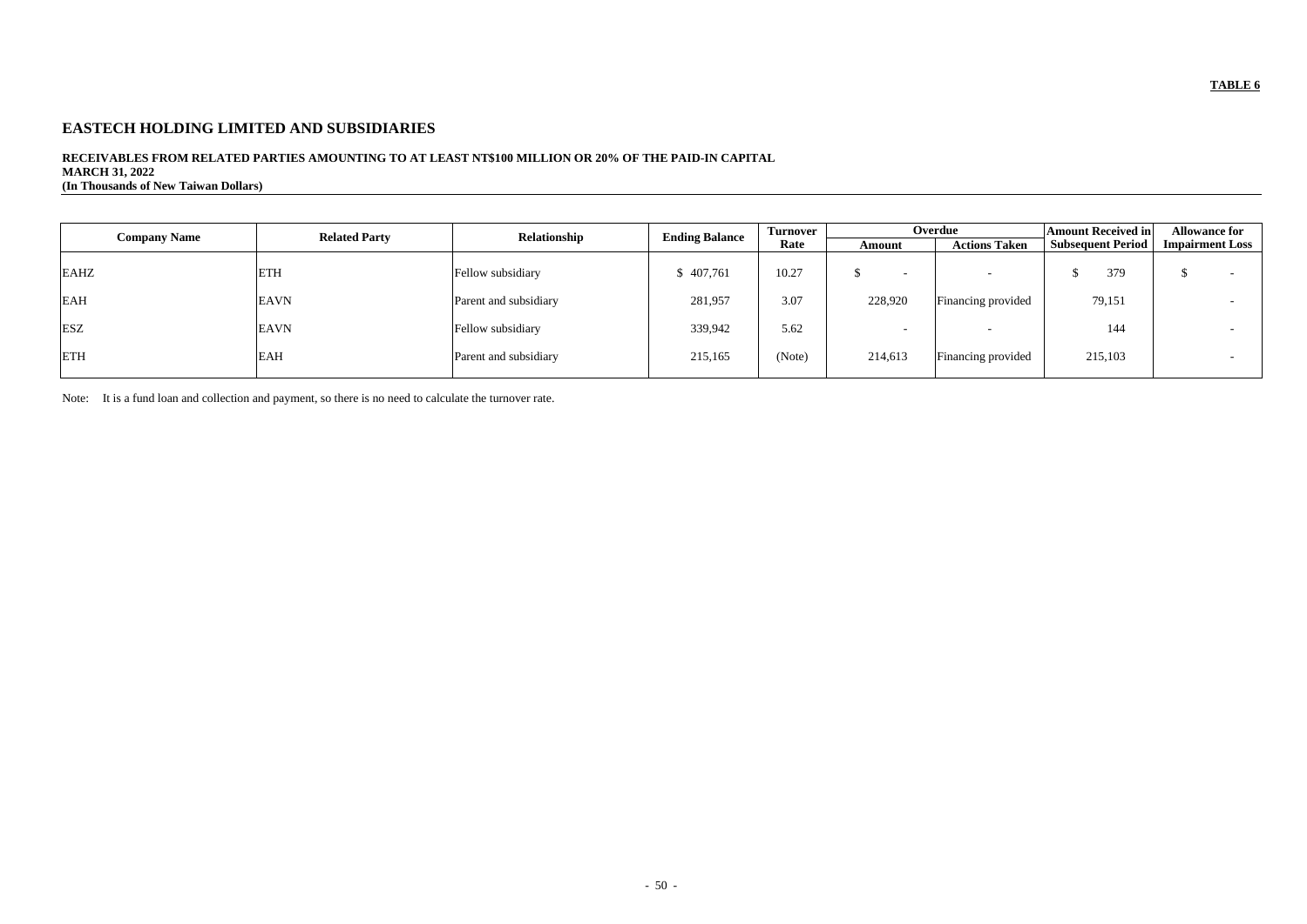**TABLE 6**

## EASTECH HOLDING LIMITED AND SUBSIDIARIES

**RECEIVABLES FROM RELATED PARTIES AMOUNTING TO AT LEAST NT$100 MILLION OR 20% OF THE PAID-IN CAPITAL**
**MARCH 31, 2022**
**(In Thousands of New Taiwan Dollars)**

| Company Name | Related Party | Relationship | Ending Balance | Turnover Rate | Overdue | | Amount Received in Subsequent Period | Allowance for Impairment Loss |
|---|---|---|---|---|---|---|---|---|
| | | | | | Amount | Actions Taken | | |
| EAHZ | ETH | Fellow subsidiary | $ 407,761 | 10.27 | $ - | - | $ 379 | $ - |
| EAH | EAVN | Parent and subsidiary | 281,957 | 3.07 | 228,920 | Financing provided | 79,151 | - |
| ESZ | EAVN | Fellow subsidiary | 339,942 | 5.62 | - | - | 144 | - |
| ETH | EAH | Parent and subsidiary | 215,165 | (Note) | 214,613 | Financing provided | 215,103 | - |

Note: It is a fund loan and collection and payment, so there is no need to calculate the turnover rate.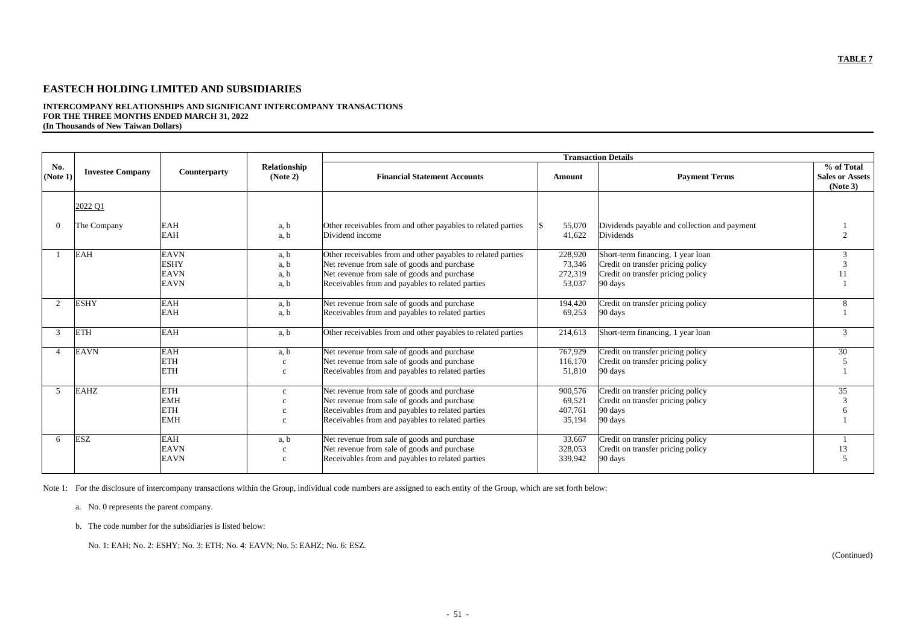**TABLE 7**

# EASTECH HOLDING LIMITED AND SUBSIDIARIES

**INTERCOMPANY RELATIONSHIPS AND SIGNIFICANT INTERCOMPANY TRANSACTIONS**
**FOR THE THREE MONTHS ENDED MARCH 31, 2022**
**(In Thousands of New Taiwan Dollars)**

| No. (Note 1) | Investee Company | Counterparty | Relationship (Note 2) | Transaction Details | | | |
|---|---|---|---|---|---|---|---|
| | | | | Financial Statement Accounts | Amount | Payment Terms | % of Total Sales or Assets (Note 3) |
| | 2022 Q1 | | | | | | |
| 0 | The Company | EAH | a, b | Other receivables from and other payables to related parties | $ 55,070 | Dividends payable and collection and payment | 1 |
| | | EAH | a, b | Dividend income | 41,622 | Dividends | 2 |
| 1 | EAH | EAVN | a, b | Other receivables from and other payables to related parties | 228,920 | Short-term financing, 1 year loan | 3 |
| | | ESHY | a, b | Net revenue from sale of goods and purchase | 73,346 | Credit on transfer pricing policy | 3 |
| | | EAVN | a, b | Net revenue from sale of goods and purchase | 272,319 | Credit on transfer pricing policy | 11 |
| | | EAVN | a, b | Receivables from and payables to related parties | 53,037 | 90 days | 1 |
| 2 | ESHY | EAH | a, b | Net revenue from sale of goods and purchase | 194,420 | Credit on transfer pricing policy | 8 |
| | | EAH | a, b | Receivables from and payables to related parties | 69,253 | 90 days | 1 |
| 3 | ETH | EAH | a, b | Other receivables from and other payables to related parties | 214,613 | Short-term financing, 1 year loan | 3 |
| 4 | EAVN | EAH | a, b | Net revenue from sale of goods and purchase | 767,929 | Credit on transfer pricing policy | 30 |
| | | ETH | c | Net revenue from sale of goods and purchase | 116,170 | Credit on transfer pricing policy | 5 |
| | | ETH | c | Receivables from and payables to related parties | 51,810 | 90 days | 1 |
| 5 | EAHZ | ETH | c | Net revenue from sale of goods and purchase | 900,576 | Credit on transfer pricing policy | 35 |
| | | EMH | c | Net revenue from sale of goods and purchase | 69,521 | Credit on transfer pricing policy | 3 |
| | | ETH | c | Receivables from and payables to related parties | 407,761 | 90 days | 6 |
| | | EMH | c | Receivables from and payables to related parties | 35,194 | 90 days | 1 |
| 6 | ESZ | EAH | a, b | Net revenue from sale of goods and purchase | 33,667 | Credit on transfer pricing policy | 1 |
| | | EAVN | c | Net revenue from sale of goods and purchase | 328,053 | Credit on transfer pricing policy | 13 |
| | | EAVN | c | Receivables from and payables to related parties | 339,942 | 90 days | 5 |

Note 1: For the disclosure of intercompany transactions within the Group, individual code numbers are assigned to each entity of the Group, which are set forth below:

a. No. 0 represents the parent company.

b. The code number for the subsidiaries is listed below:

No. 1: EAH; No. 2: ESHY; No. 3: ETH; No. 4: EAVN; No. 5: EAHZ; No. 6: ESZ.

(Continued)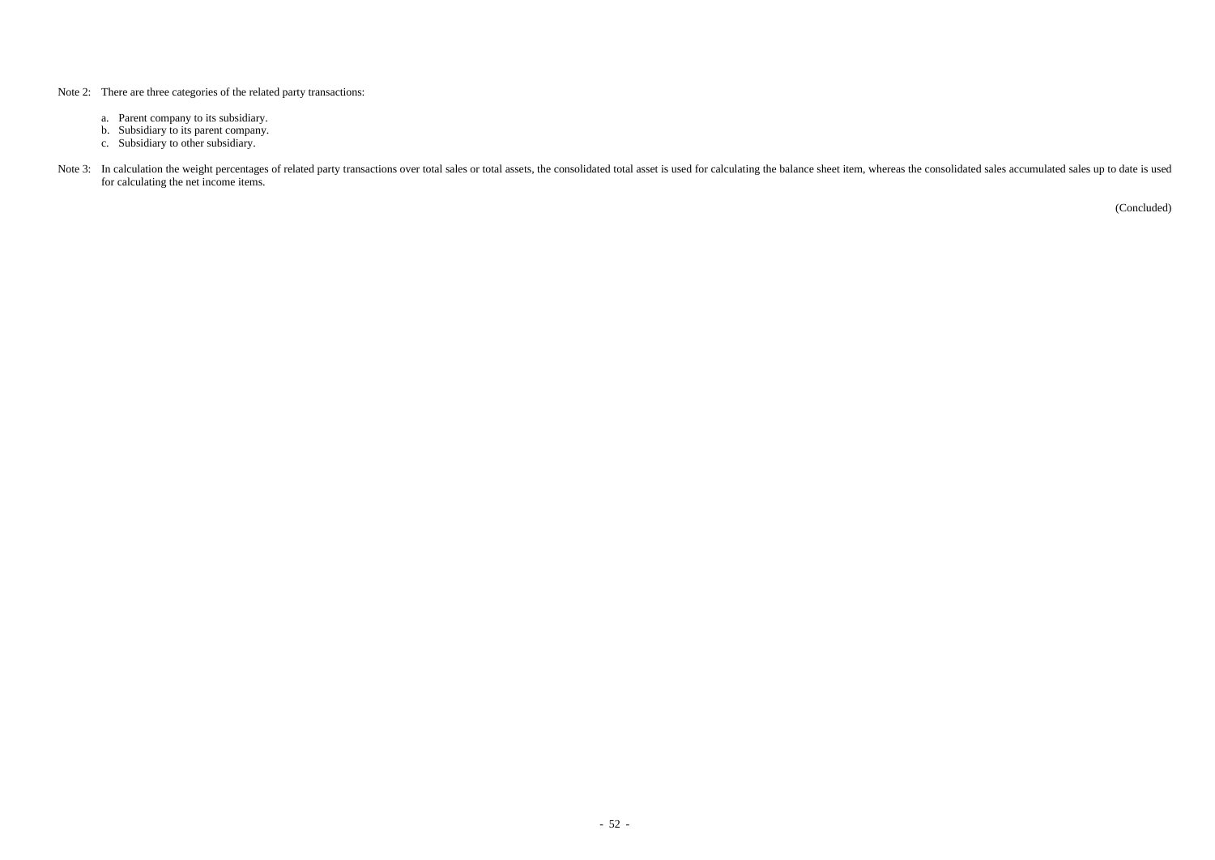Note 2: There are three categories of the related party transactions:

a. Parent company to its subsidiary.
b. Subsidiary to its parent company.
c. Subsidiary to other subsidiary.

Note 3: In calculation the weight percentages of related party transactions over total sales or total assets, the consolidated total asset is used for calculating the balance sheet item, whereas the consolidated sales accumulated sales up to date is used for calculating the net income items.

(Concluded)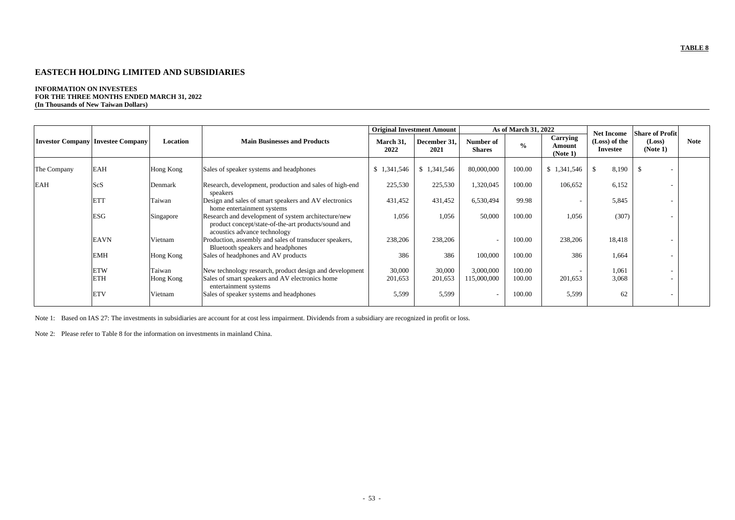**TABLE 8**

# EASTECH HOLDING LIMITED AND SUBSIDIARIES

**INFORMATION ON INVESTEES**
**FOR THE THREE MONTHS ENDED MARCH 31, 2022**
**(In Thousands of New Taiwan Dollars)**

| Investor Company | Investee Company | Location | Main Businesses and Products | Original Investment Amount | | As of March 31, 2022 | | | Net Income (Loss) of the Investee | Share of Profit (Loss) (Note 1) | Note |
|---|---|---|---|---|---|---|---|---|---|---|---|
| | | | | March 31, 2022 | December 31, 2021 | Number of Shares | % | Carrying Amount (Note 1) | | | |
| The Company | EAH | Hong Kong | Sales of speaker systems and headphones | $ 1,341,546 | $ 1,341,546 | 80,000,000 | 100.00 | $ 1,341,546 | $ 8,190 | $ - | |
| EAH | ScS | Denmark | Research, development, production and sales of high-end speakers | 225,530 | 225,530 | 1,320,045 | 100.00 | 106,652 | 6,152 | - | |
| | ETT | Taiwan | Design and sales of smart speakers and AV electronics home entertainment systems | 431,452 | 431,452 | 6,530,494 | 99.98 | - | 5,845 | - | |
| | ESG | Singapore | Research and development of system architecture/new product concept/state-of-the-art products/sound and acoustics advance technology | 1,056 | 1,056 | 50,000 | 100.00 | 1,056 | (307) | - | |
| | EAVN | Vietnam | Production, assembly and sales of transducer speakers, Bluetooth speakers and headphones | 238,206 | 238,206 | - | 100.00 | 238,206 | 18,418 | - | |
| | EMH | Hong Kong | Sales of headphones and AV products | 386 | 386 | 100,000 | 100.00 | 386 | 1,664 | - | |
| | ETW | Taiwan | New technology research, product design and development | 30,000 | 30,000 | 3,000,000 | 100.00 | - | 1,061 | - | |
| | ETH | Hong Kong | Sales of smart speakers and AV electronics home entertainment systems | 201,653 | 201,653 | 115,000,000 | 100.00 | 201,653 | 3,068 | - | |
| | ETV | Vietnam | Sales of speaker systems and headphones | 5,599 | 5,599 | - | 100.00 | 5,599 | 62 | - | |

Note 1: Based on IAS 27: The investments in subsidiaries are account for at cost less impairment. Dividends from a subsidiary are recognized in profit or loss.

Note 2: Please refer to Table 8 for the information on investments in mainland China.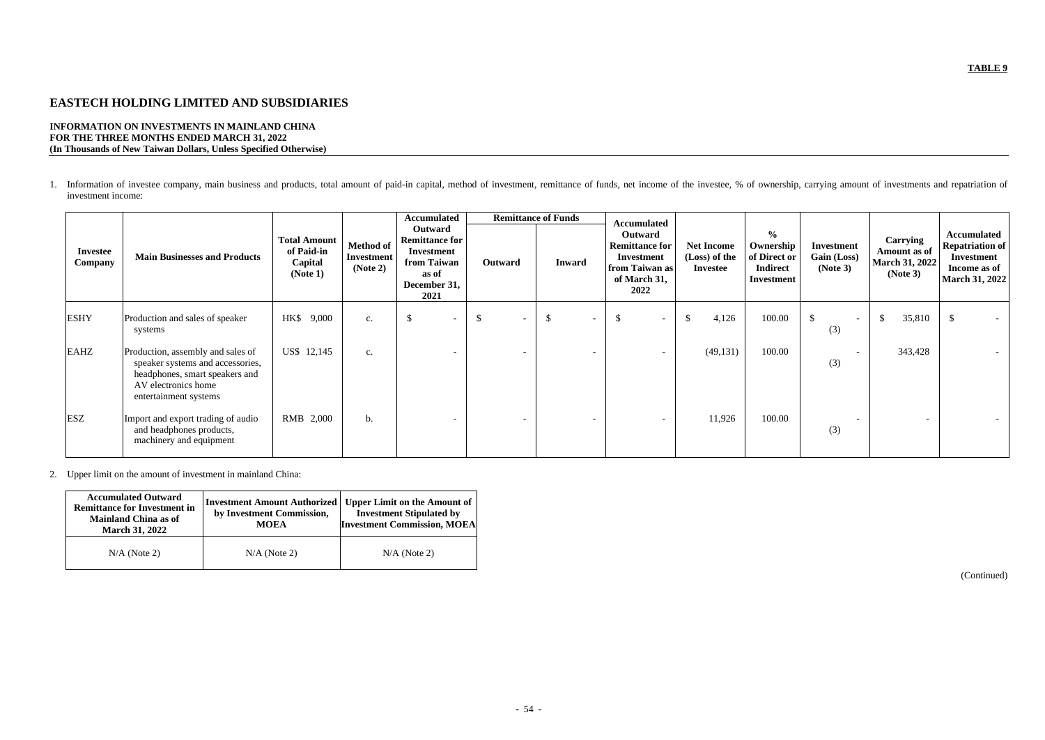TABLE 9

# EASTECH HOLDING LIMITED AND SUBSIDIARIES

**INFORMATION ON INVESTMENTS IN MAINLAND CHINA**
**FOR THE THREE MONTHS ENDED MARCH 31, 2022**
**(In Thousands of New Taiwan Dollars, Unless Specified Otherwise)**

1. Information of investee company, main business and products, total amount of paid-in capital, method of investment, remittance of funds, net income of the investee, % of ownership, carrying amount of investments and repatriation of investment income:

| Investee Company | Main Businesses and Products | Total Amount of Paid-in Capital (Note 1) | Method of Investment (Note 2) | Accumulated Outward Remittance for Investment from Taiwan as of December 31, 2021 | Remittance of Funds | | Accumulated Outward Remittance for Investment from Taiwan as of March 31, 2022 | Net Income (Loss) of the Investee | % Ownership of Direct or Indirect Investment | Investment Gain (Loss) (Note 3) | Carrying Amount as of March 31, 2022 (Note 3) | Accumulated Repatriation of Investment Income as of March 31, 2022 |
|---|---|---|---|---|---|---|---|---|---|---|---|---|
| | | | | | Outward | Inward | | | | | | |
| ESHY | Production and sales of speaker systems | HK$ 9,000 | c. | $ - | $ - | $ - | $ - | $ 4,126 | 100.00 | $ - (3) | $ 35,810 | $ - |
| EAHZ | Production, assembly and sales of speaker systems and accessories, headphones, smart speakers and AV electronics home entertainment systems | US$ 12,145 | c. | - | - | - | - | (49,131) | 100.00 | - (3) | 343,428 | - |
| ESZ | Import and export trading of audio and headphones products, machinery and equipment | RMB 2,000 | b. | - | - | - | - | 11,926 | 100.00 | - (3) | - | - |

2. Upper limit on the amount of investment in mainland China:

| Accumulated Outward Remittance for Investment in Mainland China as of March 31, 2022 | Investment Amount Authorized by Investment Commission, MOEA | Upper Limit on the Amount of Investment Stipulated by Investment Commission, MOEA |
|---|---|---|
| N/A (Note 2) | N/A (Note 2) | N/A (Note 2) |

(Continued)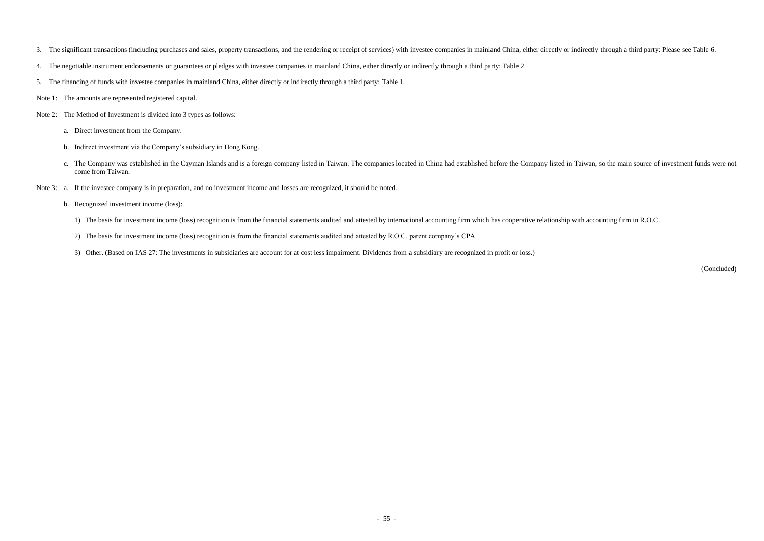3. The significant transactions (including purchases and sales, property transactions, and the rendering or receipt of services) with investee companies in mainland China, either directly or indirectly through a third party: Please see Table 6.

4. The negotiable instrument endorsements or guarantees or pledges with investee companies in mainland China, either directly or indirectly through a third party: Table 2.

5. The financing of funds with investee companies in mainland China, either directly or indirectly through a third party: Table 1.

Note 1: The amounts are represented registered capital.

Note 2: The Method of Investment is divided into 3 types as follows:

a. Direct investment from the Company.

b. Indirect investment via the Company's subsidiary in Hong Kong.

c. The Company was established in the Cayman Islands and is a foreign company listed in Taiwan. The companies located in China had established before the Company listed in Taiwan, so the main source of investment funds were not come from Taiwan.

Note 3: a. If the investee company is in preparation, and no investment income and losses are recognized, it should be noted.

b. Recognized investment income (loss):

1) The basis for investment income (loss) recognition is from the financial statements audited and attested by international accounting firm which has cooperative relationship with accounting firm in R.O.C.

2) The basis for investment income (loss) recognition is from the financial statements audited and attested by R.O.C. parent company's CPA.

3) Other. (Based on IAS 27: The investments in subsidiaries are account for at cost less impairment. Dividends from a subsidiary are recognized in profit or loss.)

(Concluded)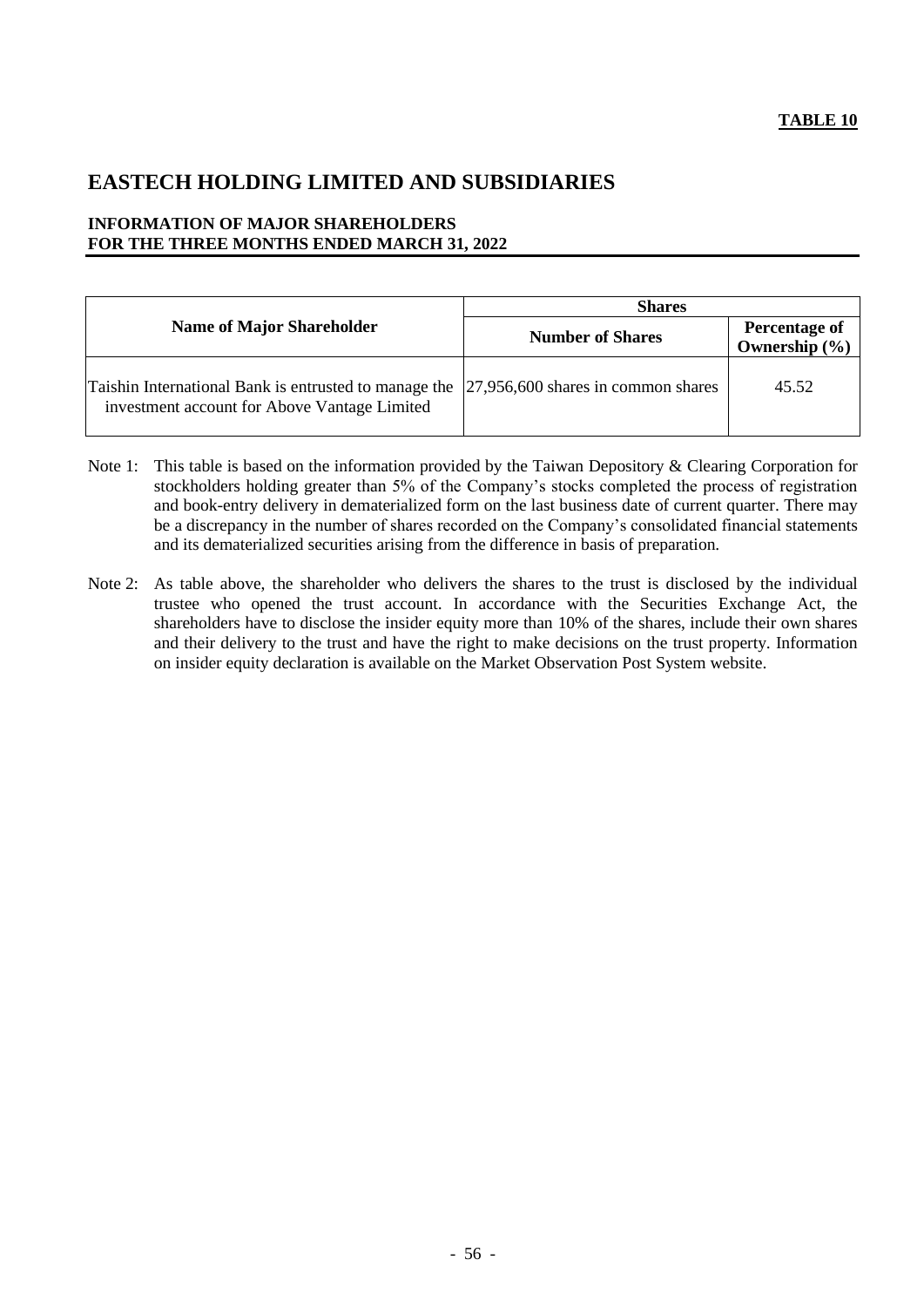**TABLE 10**

# EASTECH HOLDING LIMITED AND SUBSIDIARIES

**INFORMATION OF MAJOR SHAREHOLDERS**
**FOR THE THREE MONTHS ENDED MARCH 31, 2022**

| Name of Major Shareholder | Shares | |
|---|---|---|
| | **Number of Shares** | **Percentage of Ownership (%)** |
| Taishin International Bank is entrusted to manage the investment account for Above Vantage Limited | 27,956,600 shares in common shares | 45.52 |

Note 1: This table is based on the information provided by the Taiwan Depository & Clearing Corporation for stockholders holding greater than 5% of the Company's stocks completed the process of registration and book-entry delivery in dematerialized form on the last business date of current quarter. There may be a discrepancy in the number of shares recorded on the Company's consolidated financial statements and its dematerialized securities arising from the difference in basis of preparation.

Note 2: As table above, the shareholder who delivers the shares to the trust is disclosed by the individual trustee who opened the trust account. In accordance with the Securities Exchange Act, the shareholders have to disclose the insider equity more than 10% of the shares, include their own shares and their delivery to the trust and have the right to make decisions on the trust property. Information on insider equity declaration is available on the Market Observation Post System website.